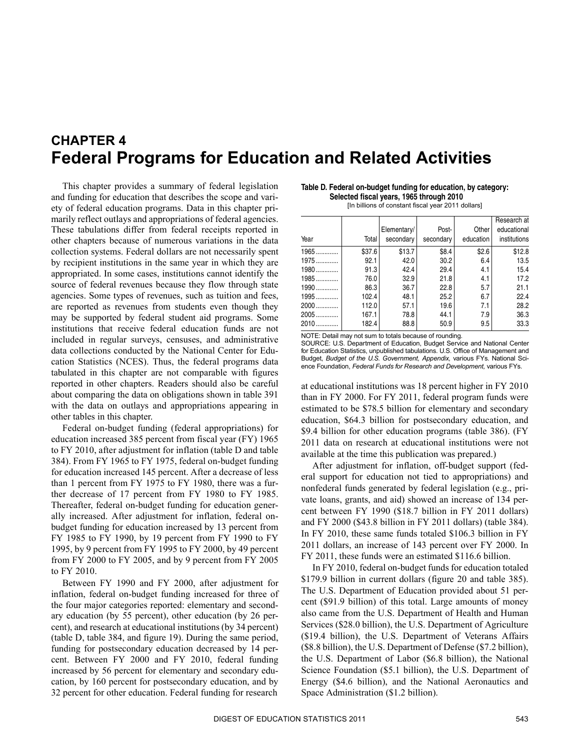# CHAPTER 4
# Federal Programs for Education and Related Activities

This chapter provides a summary of federal legislation and funding for education that describes the scope and variety of federal education programs. Data in this chapter primarily reflect outlays and appropriations of federal agencies. These tabulations differ from federal receipts reported in other chapters because of numerous variations in the data collection systems. Federal dollars are not necessarily spent by recipient institutions in the same year in which they are appropriated. In some cases, institutions cannot identify the source of federal revenues because they flow through state agencies. Some types of revenues, such as tuition and fees, are reported as revenues from students even though they may be supported by federal student aid programs. Some institutions that receive federal education funds are not included in regular surveys, censuses, and administrative data collections conducted by the National Center for Education Statistics (NCES). Thus, the federal programs data tabulated in this chapter are not comparable with figures reported in other chapters. Readers should also be careful about comparing the data on obligations shown in table 391 with the data on outlays and appropriations appearing in other tables in this chapter.

Federal on-budget funding (federal appropriations) for education increased 385 percent from fiscal year (FY) 1965 to FY 2010, after adjustment for inflation (table D and table 384). From FY 1965 to FY 1975, federal on-budget funding for education increased 145 percent. After a decrease of less than 1 percent from FY 1975 to FY 1980, there was a further decrease of 17 percent from FY 1980 to FY 1985. Thereafter, federal on-budget funding for education generally increased. After adjustment for inflation, federal on-budget funding for education increased by 13 percent from FY 1985 to FY 1990, by 19 percent from FY 1990 to FY 1995, by 9 percent from FY 1995 to FY 2000, by 49 percent from FY 2000 to FY 2005, and by 9 percent from FY 2005 to FY 2010.

Between FY 1990 and FY 2000, after adjustment for inflation, federal on-budget funding increased for three of the four major categories reported: elementary and secondary education (by 55 percent), other education (by 26 percent), and research at educational institutions (by 34 percent) (table D, table 384, and figure 19). During the same period, funding for postsecondary education decreased by 14 percent. Between FY 2000 and FY 2010, federal funding increased by 56 percent for elementary and secondary education, by 160 percent for postsecondary education, and by 32 percent for other education. Federal funding for research at educational institutions was 18 percent higher in FY 2010 than in FY 2000. For FY 2011, federal program funds were estimated to be $78.5 billion for elementary and secondary education, $64.3 billion for postsecondary education, and $9.4 billion for other education programs (table 386). (FY 2011 data on research at educational institutions were not available at the time this publication was prepared.)

**Table D. Federal on-budget funding for education, by category: Selected fiscal years, 1965 through 2010**
[In billions of constant fiscal year 2011 dollars]

| Year | Total | Elementary/ secondary | Post- secondary | Other education | Research at educational institutions |
|---|---|---|---|---|---|
| 1965 | $37.6 | $13.7 | $8.4 | $2.6 | $12.8 |
| 1975 | 92.1 | 42.0 | 30.2 | 6.4 | 13.5 |
| 1980 | 91.3 | 42.4 | 29.4 | 4.1 | 15.4 |
| 1985 | 76.0 | 32.9 | 21.8 | 4.1 | 17.2 |
| 1990 | 86.3 | 36.7 | 22.8 | 5.7 | 21.1 |
| 1995 | 102.4 | 48.1 | 25.2 | 6.7 | 22.4 |
| 2000 | 112.0 | 57.1 | 19.6 | 7.1 | 28.2 |
| 2005 | 167.1 | 78.8 | 44.1 | 7.9 | 36.3 |
| 2010 | 182.4 | 88.8 | 50.9 | 9.5 | 33.3 |

NOTE: Detail may not sum to totals because of rounding.
SOURCE: U.S. Department of Education, Budget Service and National Center for Education Statistics, unpublished tabulations. U.S. Office of Management and Budget, *Budget of the U.S. Government, Appendix,* various FYs. National Science Foundation, *Federal Funds for Research and Development,* various FYs.

After adjustment for inflation, off-budget support (federal support for education not tied to appropriations) and nonfederal funds generated by federal legislation (e.g., private loans, grants, and aid) showed an increase of 134 percent between FY 1990 ($18.7 billion in FY 2011 dollars) and FY 2000 ($43.8 billion in FY 2011 dollars) (table 384). In FY 2010, these same funds totaled $106.3 billion in FY 2011 dollars, an increase of 143 percent over FY 2000. In FY 2011, these funds were an estimated $116.6 billion.

In FY 2010, federal on-budget funds for education totaled $179.9 billion in current dollars (figure 20 and table 385). The U.S. Department of Education provided about 51 percent ($91.9 billion) of this total. Large amounts of money also came from the U.S. Department of Health and Human Services ($28.0 billion), the U.S. Department of Agriculture ($19.4 billion), the U.S. Department of Veterans Affairs ($8.8 billion), the U.S. Department of Defense ($7.2 billion), the U.S. Department of Labor ($6.8 billion), the National Science Foundation ($5.1 billion), the U.S. Department of Energy ($4.6 billion), and the National Aeronautics and Space Administration ($1.2 billion).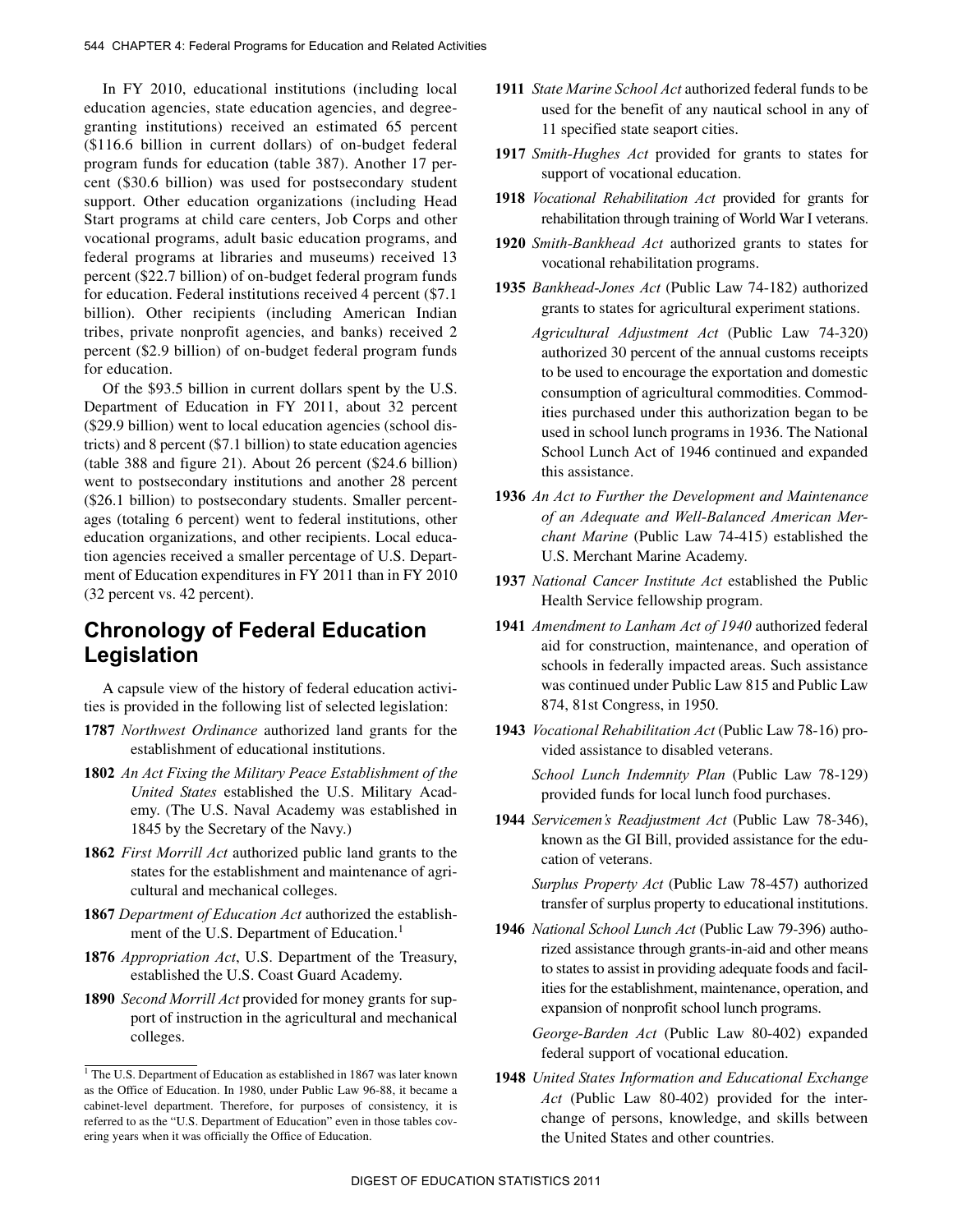In FY 2010, educational institutions (including local education agencies, state education agencies, and degree-granting institutions) received an estimated 65 percent ($116.6 billion in current dollars) of on-budget federal program funds for education (table 387). Another 17 percent ($30.6 billion) was used for postsecondary student support. Other education organizations (including Head Start programs at child care centers, Job Corps and other vocational programs, adult basic education programs, and federal programs at libraries and museums) received 13 percent ($22.7 billion) of on-budget federal program funds for education. Federal institutions received 4 percent ($7.1 billion). Other recipients (including American Indian tribes, private nonprofit agencies, and banks) received 2 percent ($2.9 billion) of on-budget federal program funds for education.

Of the $93.5 billion in current dollars spent by the U.S. Department of Education in FY 2011, about 32 percent ($29.9 billion) went to local education agencies (school districts) and 8 percent ($7.1 billion) to state education agencies (table 388 and figure 21). About 26 percent ($24.6 billion) went to postsecondary institutions and another 28 percent ($26.1 billion) to postsecondary students. Smaller percentages (totaling 6 percent) went to federal institutions, other education organizations, and other recipients. Local education agencies received a smaller percentage of U.S. Department of Education expenditures in FY 2011 than in FY 2010 (32 percent vs. 42 percent).

## Chronology of Federal Education Legislation

A capsule view of the history of federal education activities is provided in the following list of selected legislation:

**1787** *Northwest Ordinance* authorized land grants for the establishment of educational institutions.

**1802** *An Act Fixing the Military Peace Establishment of the United States* established the U.S. Military Academy. (The U.S. Naval Academy was established in 1845 by the Secretary of the Navy.)

**1862** *First Morrill Act* authorized public land grants to the states for the establishment and maintenance of agricultural and mechanical colleges.

**1867** *Department of Education Act* authorized the establishment of the U.S. Department of Education.[1]

**1876** *Appropriation Act*, U.S. Department of the Treasury, established the U.S. Coast Guard Academy.

**1890** *Second Morrill Act* provided for money grants for support of instruction in the agricultural and mechanical colleges.

**1911** *State Marine School Act* authorized federal funds to be used for the benefit of any nautical school in any of 11 specified state seaport cities.

**1917** *Smith-Hughes Act* provided for grants to states for support of vocational education.

**1918** *Vocational Rehabilitation Act* provided for grants for rehabilitation through training of World War I veterans.

**1920** *Smith-Bankhead Act* authorized grants to states for vocational rehabilitation programs.

**1935** *Bankhead-Jones Act* (Public Law 74-182) authorized grants to states for agricultural experiment stations.

*Agricultural Adjustment Act* (Public Law 74-320) authorized 30 percent of the annual customs receipts to be used to encourage the exportation and domestic consumption of agricultural commodities. Commodities purchased under this authorization began to be used in school lunch programs in 1936. The National School Lunch Act of 1946 continued and expanded this assistance.

**1936** *An Act to Further the Development and Maintenance of an Adequate and Well-Balanced American Merchant Marine* (Public Law 74-415) established the U.S. Merchant Marine Academy.

**1937** *National Cancer Institute Act* established the Public Health Service fellowship program.

**1941** *Amendment to Lanham Act of 1940* authorized federal aid for construction, maintenance, and operation of schools in federally impacted areas. Such assistance was continued under Public Law 815 and Public Law 874, 81st Congress, in 1950.

**1943** *Vocational Rehabilitation Act* (Public Law 78-16) provided assistance to disabled veterans.

*School Lunch Indemnity Plan* (Public Law 78-129) provided funds for local lunch food purchases.

**1944** *Servicemen's Readjustment Act* (Public Law 78-346), known as the GI Bill, provided assistance for the education of veterans.

*Surplus Property Act* (Public Law 78-457) authorized transfer of surplus property to educational institutions.

**1946** *National School Lunch Act* (Public Law 79-396) authorized assistance through grants-in-aid and other means to states to assist in providing adequate foods and facilities for the establishment, maintenance, operation, and expansion of nonprofit school lunch programs.

*George-Barden Act* (Public Law 80-402) expanded federal support of vocational education.

**1948** *United States Information and Educational Exchange Act* (Public Law 80-402) provided for the interchange of persons, knowledge, and skills between the United States and other countries.

---

[1] The U.S. Department of Education as established in 1867 was later known as the Office of Education. In 1980, under Public Law 96-88, it became a cabinet-level department. Therefore, for purposes of consistency, it is referred to as the "U.S. Department of Education" even in those tables covering years when it was officially the Office of Education.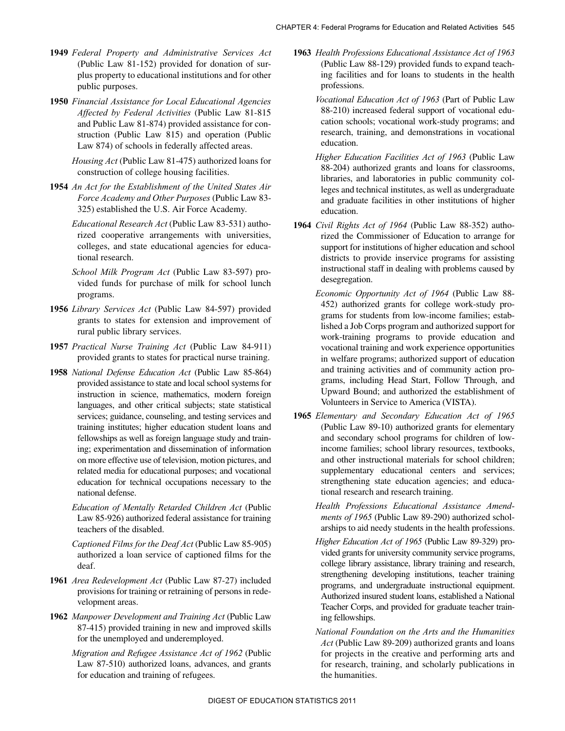**1949** *Federal Property and Administrative Services Act* (Public Law 81-152) provided for donation of surplus property to educational institutions and for other public purposes.

**1950** *Financial Assistance for Local Educational Agencies Affected by Federal Activities* (Public Law 81-815 and Public Law 81-874) provided assistance for construction (Public Law 815) and operation (Public Law 874) of schools in federally affected areas.

*Housing Act* (Public Law 81-475) authorized loans for construction of college housing facilities.

**1954** *An Act for the Establishment of the United States Air Force Academy and Other Purposes* (Public Law 83-325) established the U.S. Air Force Academy.

*Educational Research Act* (Public Law 83-531) authorized cooperative arrangements with universities, colleges, and state educational agencies for educational research.

*School Milk Program Act* (Public Law 83-597) provided funds for purchase of milk for school lunch programs.

**1956** *Library Services Act* (Public Law 84-597) provided grants to states for extension and improvement of rural public library services.

**1957** *Practical Nurse Training Act* (Public Law 84-911) provided grants to states for practical nurse training.

**1958** *National Defense Education Act* (Public Law 85-864) provided assistance to state and local school systems for instruction in science, mathematics, modern foreign languages, and other critical subjects; state statistical services; guidance, counseling, and testing services and training institutes; higher education student loans and fellowships as well as foreign language study and training; experimentation and dissemination of information on more effective use of television, motion pictures, and related media for educational purposes; and vocational education for technical occupations necessary to the national defense.

*Education of Mentally Retarded Children Act* (Public Law 85-926) authorized federal assistance for training teachers of the disabled.

*Captioned Films for the Deaf Act* (Public Law 85-905) authorized a loan service of captioned films for the deaf.

**1961** *Area Redevelopment Act* (Public Law 87-27) included provisions for training or retraining of persons in redevelopment areas.

**1962** *Manpower Development and Training Act* (Public Law 87-415) provided training in new and improved skills for the unemployed and underemployed.

*Migration and Refugee Assistance Act of 1962* (Public Law 87-510) authorized loans, advances, and grants for education and training of refugees.

**1963** *Health Professions Educational Assistance Act of 1963* (Public Law 88-129) provided funds to expand teaching facilities and for loans to students in the health professions.

*Vocational Education Act of 1963* (Part of Public Law 88-210) increased federal support of vocational education schools; vocational work-study programs; and research, training, and demonstrations in vocational education.

*Higher Education Facilities Act of 1963* (Public Law 88-204) authorized grants and loans for classrooms, libraries, and laboratories in public community colleges and technical institutes, as well as undergraduate and graduate facilities in other institutions of higher education.

**1964** *Civil Rights Act of 1964* (Public Law 88-352) authorized the Commissioner of Education to arrange for support for institutions of higher education and school districts to provide inservice programs for assisting instructional staff in dealing with problems caused by desegregation.

*Economic Opportunity Act of 1964* (Public Law 88-452) authorized grants for college work-study programs for students from low-income families; established a Job Corps program and authorized support for work-training programs to provide education and vocational training and work experience opportunities in welfare programs; authorized support of education and training activities and of community action programs, including Head Start, Follow Through, and Upward Bound; and authorized the establishment of Volunteers in Service to America (VISTA).

**1965** *Elementary and Secondary Education Act of 1965* (Public Law 89-10) authorized grants for elementary and secondary school programs for children of low-income families; school library resources, textbooks, and other instructional materials for school children; supplementary educational centers and services; strengthening state education agencies; and educational research and research training.

*Health Professions Educational Assistance Amendments of 1965* (Public Law 89-290) authorized scholarships to aid needy students in the health professions.

*Higher Education Act of 1965* (Public Law 89-329) provided grants for university community service programs, college library assistance, library training and research, strengthening developing institutions, teacher training programs, and undergraduate instructional equipment. Authorized insured student loans, established a National Teacher Corps, and provided for graduate teacher training fellowships.

*National Foundation on the Arts and the Humanities Act* (Public Law 89-209) authorized grants and loans for projects in the creative and performing arts and for research, training, and scholarly publications in the humanities.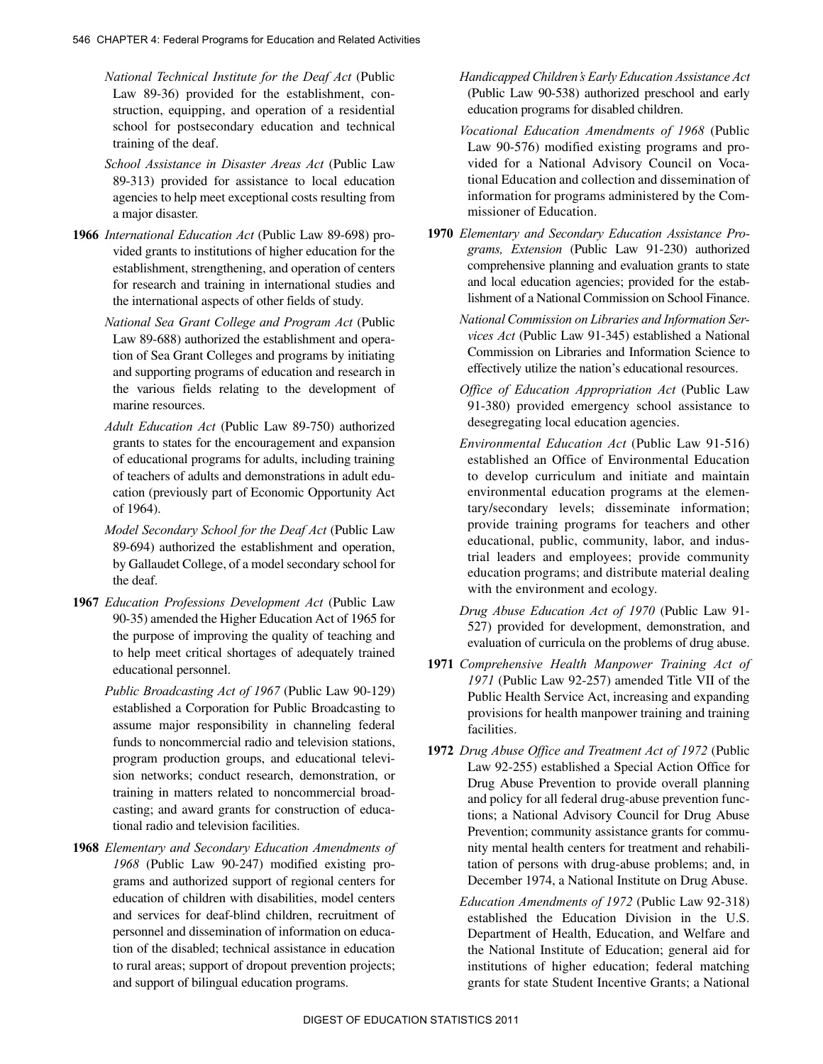*National Technical Institute for the Deaf Act* (Public Law 89-36) provided for the establishment, construction, equipping, and operation of a residential school for postsecondary education and technical training of the deaf.

*School Assistance in Disaster Areas Act* (Public Law 89-313) provided for assistance to local education agencies to help meet exceptional costs resulting from a major disaster.

**1966** *International Education Act* (Public Law 89-698) provided grants to institutions of higher education for the establishment, strengthening, and operation of centers for research and training in international studies and the international aspects of other fields of study.

*National Sea Grant College and Program Act* (Public Law 89-688) authorized the establishment and operation of Sea Grant Colleges and programs by initiating and supporting programs of education and research in the various fields relating to the development of marine resources.

*Adult Education Act* (Public Law 89-750) authorized grants to states for the encouragement and expansion of educational programs for adults, including training of teachers of adults and demonstrations in adult education (previously part of Economic Opportunity Act of 1964).

*Model Secondary School for the Deaf Act* (Public Law 89-694) authorized the establishment and operation, by Gallaudet College, of a model secondary school for the deaf.

**1967** *Education Professions Development Act* (Public Law 90-35) amended the Higher Education Act of 1965 for the purpose of improving the quality of teaching and to help meet critical shortages of adequately trained educational personnel.

*Public Broadcasting Act of 1967* (Public Law 90-129) established a Corporation for Public Broadcasting to assume major responsibility in channeling federal funds to noncommercial radio and television stations, program production groups, and educational television networks; conduct research, demonstration, or training in matters related to noncommercial broadcasting; and award grants for construction of educational radio and television facilities.

**1968** *Elementary and Secondary Education Amendments of 1968* (Public Law 90-247) modified existing programs and authorized support of regional centers for education of children with disabilities, model centers and services for deaf-blind children, recruitment of personnel and dissemination of information on education of the disabled; technical assistance in education to rural areas; support of dropout prevention projects; and support of bilingual education programs.

*Handicapped Children's Early Education Assistance Act* (Public Law 90-538) authorized preschool and early education programs for disabled children.

*Vocational Education Amendments of 1968* (Public Law 90-576) modified existing programs and provided for a National Advisory Council on Vocational Education and collection and dissemination of information for programs administered by the Commissioner of Education.

**1970** *Elementary and Secondary Education Assistance Programs, Extension* (Public Law 91-230) authorized comprehensive planning and evaluation grants to state and local education agencies; provided for the establishment of a National Commission on School Finance.

*National Commission on Libraries and Information Services Act* (Public Law 91-345) established a National Commission on Libraries and Information Science to effectively utilize the nation's educational resources.

*Office of Education Appropriation Act* (Public Law 91-380) provided emergency school assistance to desegregating local education agencies.

*Environmental Education Act* (Public Law 91-516) established an Office of Environmental Education to develop curriculum and initiate and maintain environmental education programs at the elementary/secondary levels; disseminate information; provide training programs for teachers and other educational, public, community, labor, and industrial leaders and employees; provide community education programs; and distribute material dealing with the environment and ecology.

*Drug Abuse Education Act of 1970* (Public Law 91-527) provided for development, demonstration, and evaluation of curricula on the problems of drug abuse.

**1971** *Comprehensive Health Manpower Training Act of 1971* (Public Law 92-257) amended Title VII of the Public Health Service Act, increasing and expanding provisions for health manpower training and training facilities.

**1972** *Drug Abuse Office and Treatment Act of 1972* (Public Law 92-255) established a Special Action Office for Drug Abuse Prevention to provide overall planning and policy for all federal drug-abuse prevention functions; a National Advisory Council for Drug Abuse Prevention; community assistance grants for community mental health centers for treatment and rehabilitation of persons with drug-abuse problems; and, in December 1974, a National Institute on Drug Abuse.

*Education Amendments of 1972* (Public Law 92-318) established the Education Division in the U.S. Department of Health, Education, and Welfare and the National Institute of Education; general aid for institutions of higher education; federal matching grants for state Student Incentive Grants; a National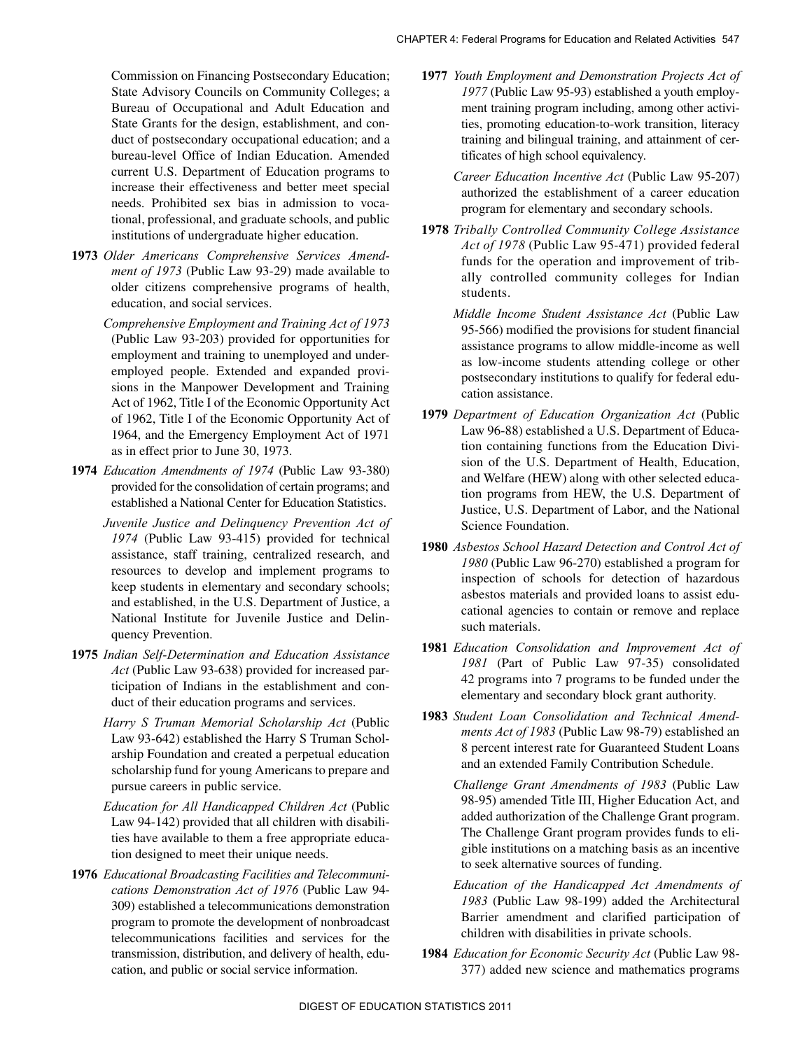Commission on Financing Postsecondary Education; State Advisory Councils on Community Colleges; a Bureau of Occupational and Adult Education and State Grants for the design, establishment, and conduct of postsecondary occupational education; and a bureau-level Office of Indian Education. Amended current U.S. Department of Education programs to increase their effectiveness and better meet special needs. Prohibited sex bias in admission to vocational, professional, and graduate schools, and public institutions of undergraduate higher education.

**1973** *Older Americans Comprehensive Services Amendment of 1973* (Public Law 93-29) made available to older citizens comprehensive programs of health, education, and social services.

*Comprehensive Employment and Training Act of 1973* (Public Law 93-203) provided for opportunities for employment and training to unemployed and underemployed people. Extended and expanded provisions in the Manpower Development and Training Act of 1962, Title I of the Economic Opportunity Act of 1962, Title I of the Economic Opportunity Act of 1964, and the Emergency Employment Act of 1971 as in effect prior to June 30, 1973.

**1974** *Education Amendments of 1974* (Public Law 93-380) provided for the consolidation of certain programs; and established a National Center for Education Statistics.

*Juvenile Justice and Delinquency Prevention Act of 1974* (Public Law 93-415) provided for technical assistance, staff training, centralized research, and resources to develop and implement programs to keep students in elementary and secondary schools; and established, in the U.S. Department of Justice, a National Institute for Juvenile Justice and Delinquency Prevention.

**1975** *Indian Self-Determination and Education Assistance Act* (Public Law 93-638) provided for increased participation of Indians in the establishment and conduct of their education programs and services.

*Harry S Truman Memorial Scholarship Act* (Public Law 93-642) established the Harry S Truman Scholarship Foundation and created a perpetual education scholarship fund for young Americans to prepare and pursue careers in public service.

*Education for All Handicapped Children Act* (Public Law 94-142) provided that all children with disabilities have available to them a free appropriate education designed to meet their unique needs.

**1976** *Educational Broadcasting Facilities and Telecommunications Demonstration Act of 1976* (Public Law 94-309) established a telecommunications demonstration program to promote the development of nonbroadcast telecommunications facilities and services for the transmission, distribution, and delivery of health, education, and public or social service information.

**1977** *Youth Employment and Demonstration Projects Act of 1977* (Public Law 95-93) established a youth employment training program including, among other activities, promoting education-to-work transition, literacy training and bilingual training, and attainment of certificates of high school equivalency.

*Career Education Incentive Act* (Public Law 95-207) authorized the establishment of a career education program for elementary and secondary schools.

**1978** *Tribally Controlled Community College Assistance Act of 1978* (Public Law 95-471) provided federal funds for the operation and improvement of tribally controlled community colleges for Indian students.

*Middle Income Student Assistance Act* (Public Law 95-566) modified the provisions for student financial assistance programs to allow middle-income as well as low-income students attending college or other postsecondary institutions to qualify for federal education assistance.

**1979** *Department of Education Organization Act* (Public Law 96-88) established a U.S. Department of Education containing functions from the Education Division of the U.S. Department of Health, Education, and Welfare (HEW) along with other selected education programs from HEW, the U.S. Department of Justice, U.S. Department of Labor, and the National Science Foundation.

**1980** *Asbestos School Hazard Detection and Control Act of 1980* (Public Law 96-270) established a program for inspection of schools for detection of hazardous asbestos materials and provided loans to assist educational agencies to contain or remove and replace such materials.

**1981** *Education Consolidation and Improvement Act of 1981* (Part of Public Law 97-35) consolidated 42 programs into 7 programs to be funded under the elementary and secondary block grant authority.

**1983** *Student Loan Consolidation and Technical Amendments Act of 1983* (Public Law 98-79) established an 8 percent interest rate for Guaranteed Student Loans and an extended Family Contribution Schedule.

*Challenge Grant Amendments of 1983* (Public Law 98-95) amended Title III, Higher Education Act, and added authorization of the Challenge Grant program. The Challenge Grant program provides funds to eligible institutions on a matching basis as an incentive to seek alternative sources of funding.

*Education of the Handicapped Act Amendments of 1983* (Public Law 98-199) added the Architectural Barrier amendment and clarified participation of children with disabilities in private schools.

**1984** *Education for Economic Security Act* (Public Law 98-377) added new science and mathematics programs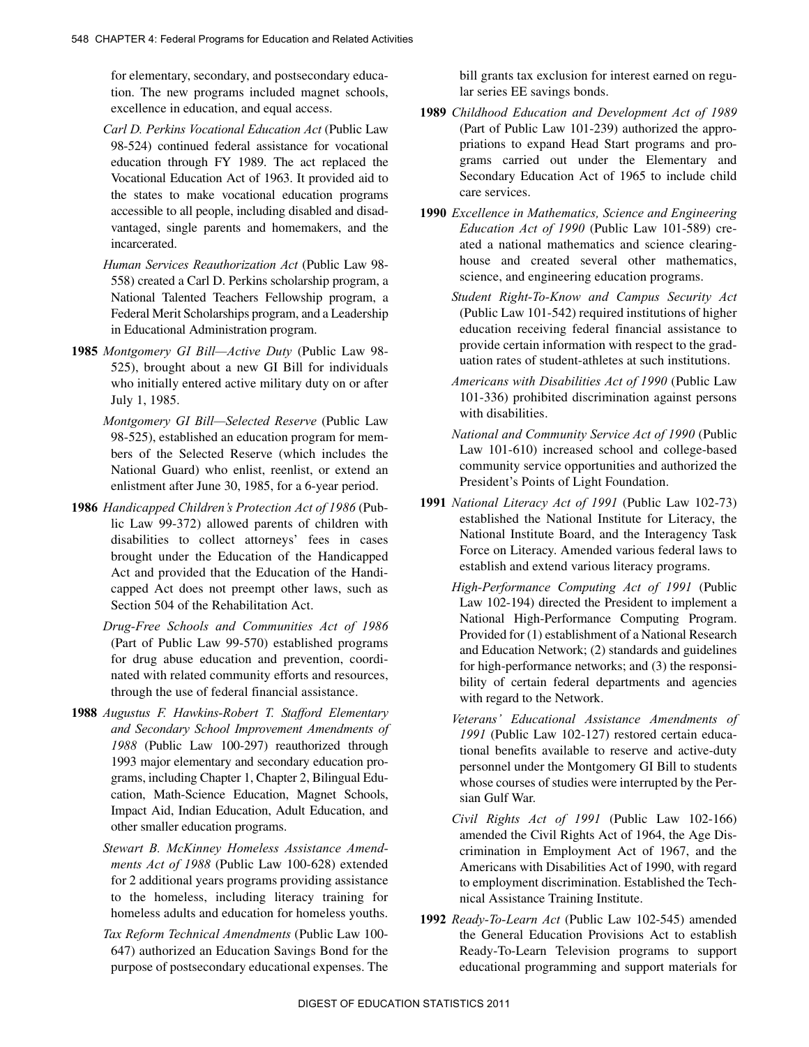for elementary, secondary, and postsecondary education. The new programs included magnet schools, excellence in education, and equal access.

*Carl D. Perkins Vocational Education Act* (Public Law 98-524) continued federal assistance for vocational education through FY 1989. The act replaced the Vocational Education Act of 1963. It provided aid to the states to make vocational education programs accessible to all people, including disabled and disadvantaged, single parents and homemakers, and the incarcerated.

*Human Services Reauthorization Act* (Public Law 98-558) created a Carl D. Perkins scholarship program, a National Talented Teachers Fellowship program, a Federal Merit Scholarships program, and a Leadership in Educational Administration program.

**1985** *Montgomery GI Bill—Active Duty* (Public Law 98-525), brought about a new GI Bill for individuals who initially entered active military duty on or after July 1, 1985.

*Montgomery GI Bill—Selected Reserve* (Public Law 98-525), established an education program for members of the Selected Reserve (which includes the National Guard) who enlist, reenlist, or extend an enlistment after June 30, 1985, for a 6-year period.

**1986** *Handicapped Children's Protection Act of 1986* (Public Law 99-372) allowed parents of children with disabilities to collect attorneys' fees in cases brought under the Education of the Handicapped Act and provided that the Education of the Handicapped Act does not preempt other laws, such as Section 504 of the Rehabilitation Act.

*Drug-Free Schools and Communities Act of 1986* (Part of Public Law 99-570) established programs for drug abuse education and prevention, coordinated with related community efforts and resources, through the use of federal financial assistance.

**1988** *Augustus F. Hawkins-Robert T. Stafford Elementary and Secondary School Improvement Amendments of 1988* (Public Law 100-297) reauthorized through 1993 major elementary and secondary education programs, including Chapter 1, Chapter 2, Bilingual Education, Math-Science Education, Magnet Schools, Impact Aid, Indian Education, Adult Education, and other smaller education programs.

*Stewart B. McKinney Homeless Assistance Amendments Act of 1988* (Public Law 100-628) extended for 2 additional years programs providing assistance to the homeless, including literacy training for homeless adults and education for homeless youths.

*Tax Reform Technical Amendments* (Public Law 100-647) authorized an Education Savings Bond for the purpose of postsecondary educational expenses. The bill grants tax exclusion for interest earned on regular series EE savings bonds.

**1989** *Childhood Education and Development Act of 1989* (Part of Public Law 101-239) authorized the appropriations to expand Head Start programs and programs carried out under the Elementary and Secondary Education Act of 1965 to include child care services.

**1990** *Excellence in Mathematics, Science and Engineering Education Act of 1990* (Public Law 101-589) created a national mathematics and science clearinghouse and created several other mathematics, science, and engineering education programs.

*Student Right-To-Know and Campus Security Act* (Public Law 101-542) required institutions of higher education receiving federal financial assistance to provide certain information with respect to the graduation rates of student-athletes at such institutions.

*Americans with Disabilities Act of 1990* (Public Law 101-336) prohibited discrimination against persons with disabilities.

*National and Community Service Act of 1990* (Public Law 101-610) increased school and college-based community service opportunities and authorized the President's Points of Light Foundation.

**1991** *National Literacy Act of 1991* (Public Law 102-73) established the National Institute for Literacy, the National Institute Board, and the Interagency Task Force on Literacy. Amended various federal laws to establish and extend various literacy programs.

*High-Performance Computing Act of 1991* (Public Law 102-194) directed the President to implement a National High-Performance Computing Program. Provided for (1) establishment of a National Research and Education Network; (2) standards and guidelines for high-performance networks; and (3) the responsibility of certain federal departments and agencies with regard to the Network.

*Veterans' Educational Assistance Amendments of 1991* (Public Law 102-127) restored certain educational benefits available to reserve and active-duty personnel under the Montgomery GI Bill to students whose courses of studies were interrupted by the Persian Gulf War.

*Civil Rights Act of 1991* (Public Law 102-166) amended the Civil Rights Act of 1964, the Age Discrimination in Employment Act of 1967, and the Americans with Disabilities Act of 1990, with regard to employment discrimination. Established the Technical Assistance Training Institute.

**1992** *Ready-To-Learn Act* (Public Law 102-545) amended the General Education Provisions Act to establish Ready-To-Learn Television programs to support educational programming and support materials for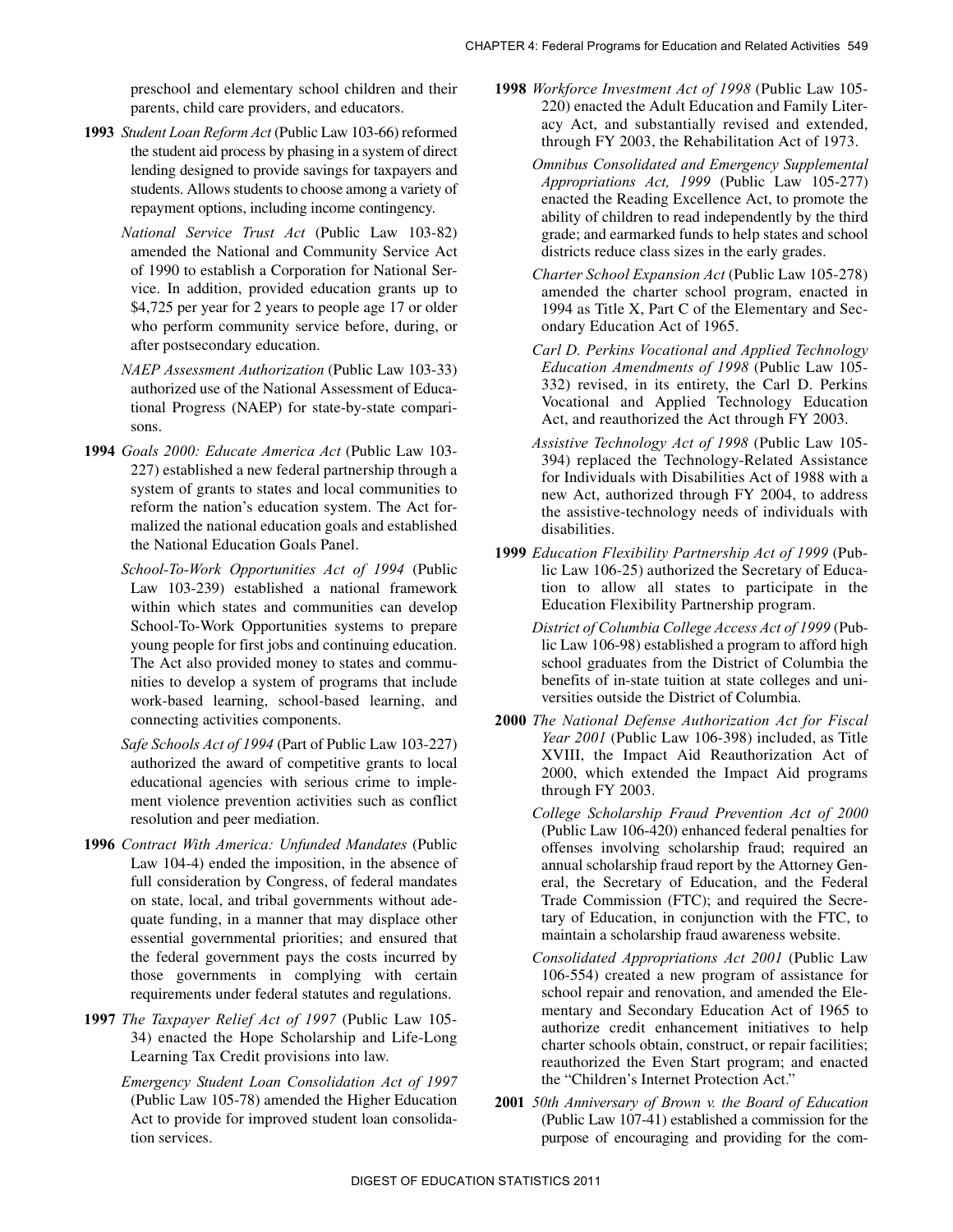preschool and elementary school children and their parents, child care providers, and educators.

**1993** *Student Loan Reform Act* (Public Law 103-66) reformed the student aid process by phasing in a system of direct lending designed to provide savings for taxpayers and students. Allows students to choose among a variety of repayment options, including income contingency.

*National Service Trust Act* (Public Law 103-82) amended the National and Community Service Act of 1990 to establish a Corporation for National Service. In addition, provided education grants up to $4,725 per year for 2 years to people age 17 or older who perform community service before, during, or after postsecondary education.

*NAEP Assessment Authorization* (Public Law 103-33) authorized use of the National Assessment of Educational Progress (NAEP) for state-by-state comparisons.

**1994** *Goals 2000: Educate America Act* (Public Law 103-227) established a new federal partnership through a system of grants to states and local communities to reform the nation's education system. The Act formalized the national education goals and established the National Education Goals Panel.

*School-To-Work Opportunities Act of 1994* (Public Law 103-239) established a national framework within which states and communities can develop School-To-Work Opportunities systems to prepare young people for first jobs and continuing education. The Act also provided money to states and communities to develop a system of programs that include work-based learning, school-based learning, and connecting activities components.

*Safe Schools Act of 1994* (Part of Public Law 103-227) authorized the award of competitive grants to local educational agencies with serious crime to implement violence prevention activities such as conflict resolution and peer mediation.

**1996** *Contract With America: Unfunded Mandates* (Public Law 104-4) ended the imposition, in the absence of full consideration by Congress, of federal mandates on state, local, and tribal governments without adequate funding, in a manner that may displace other essential governmental priorities; and ensured that the federal government pays the costs incurred by those governments in complying with certain requirements under federal statutes and regulations.

**1997** *The Taxpayer Relief Act of 1997* (Public Law 105-34) enacted the Hope Scholarship and Life-Long Learning Tax Credit provisions into law.

*Emergency Student Loan Consolidation Act of 1997* (Public Law 105-78) amended the Higher Education Act to provide for improved student loan consolidation services.

**1998** *Workforce Investment Act of 1998* (Public Law 105-220) enacted the Adult Education and Family Literacy Act, and substantially revised and extended, through FY 2003, the Rehabilitation Act of 1973.

*Omnibus Consolidated and Emergency Supplemental Appropriations Act, 1999* (Public Law 105-277) enacted the Reading Excellence Act, to promote the ability of children to read independently by the third grade; and earmarked funds to help states and school districts reduce class sizes in the early grades.

*Charter School Expansion Act* (Public Law 105-278) amended the charter school program, enacted in 1994 as Title X, Part C of the Elementary and Secondary Education Act of 1965.

*Carl D. Perkins Vocational and Applied Technology Education Amendments of 1998* (Public Law 105-332) revised, in its entirety, the Carl D. Perkins Vocational and Applied Technology Education Act, and reauthorized the Act through FY 2003.

*Assistive Technology Act of 1998* (Public Law 105-394) replaced the Technology-Related Assistance for Individuals with Disabilities Act of 1988 with a new Act, authorized through FY 2004, to address the assistive-technology needs of individuals with disabilities.

**1999** *Education Flexibility Partnership Act of 1999* (Public Law 106-25) authorized the Secretary of Education to allow all states to participate in the Education Flexibility Partnership program.

*District of Columbia College Access Act of 1999* (Public Law 106-98) established a program to afford high school graduates from the District of Columbia the benefits of in-state tuition at state colleges and universities outside the District of Columbia.

**2000** *The National Defense Authorization Act for Fiscal Year 2001* (Public Law 106-398) included, as Title XVIII, the Impact Aid Reauthorization Act of 2000, which extended the Impact Aid programs through FY 2003.

*College Scholarship Fraud Prevention Act of 2000* (Public Law 106-420) enhanced federal penalties for offenses involving scholarship fraud; required an annual scholarship fraud report by the Attorney General, the Secretary of Education, and the Federal Trade Commission (FTC); and required the Secretary of Education, in conjunction with the FTC, to maintain a scholarship fraud awareness website.

*Consolidated Appropriations Act 2001* (Public Law 106-554) created a new program of assistance for school repair and renovation, and amended the Elementary and Secondary Education Act of 1965 to authorize credit enhancement initiatives to help charter schools obtain, construct, or repair facilities; reauthorized the Even Start program; and enacted the "Children's Internet Protection Act."

**2001** *50th Anniversary of Brown v. the Board of Education* (Public Law 107-41) established a commission for the purpose of encouraging and providing for the com-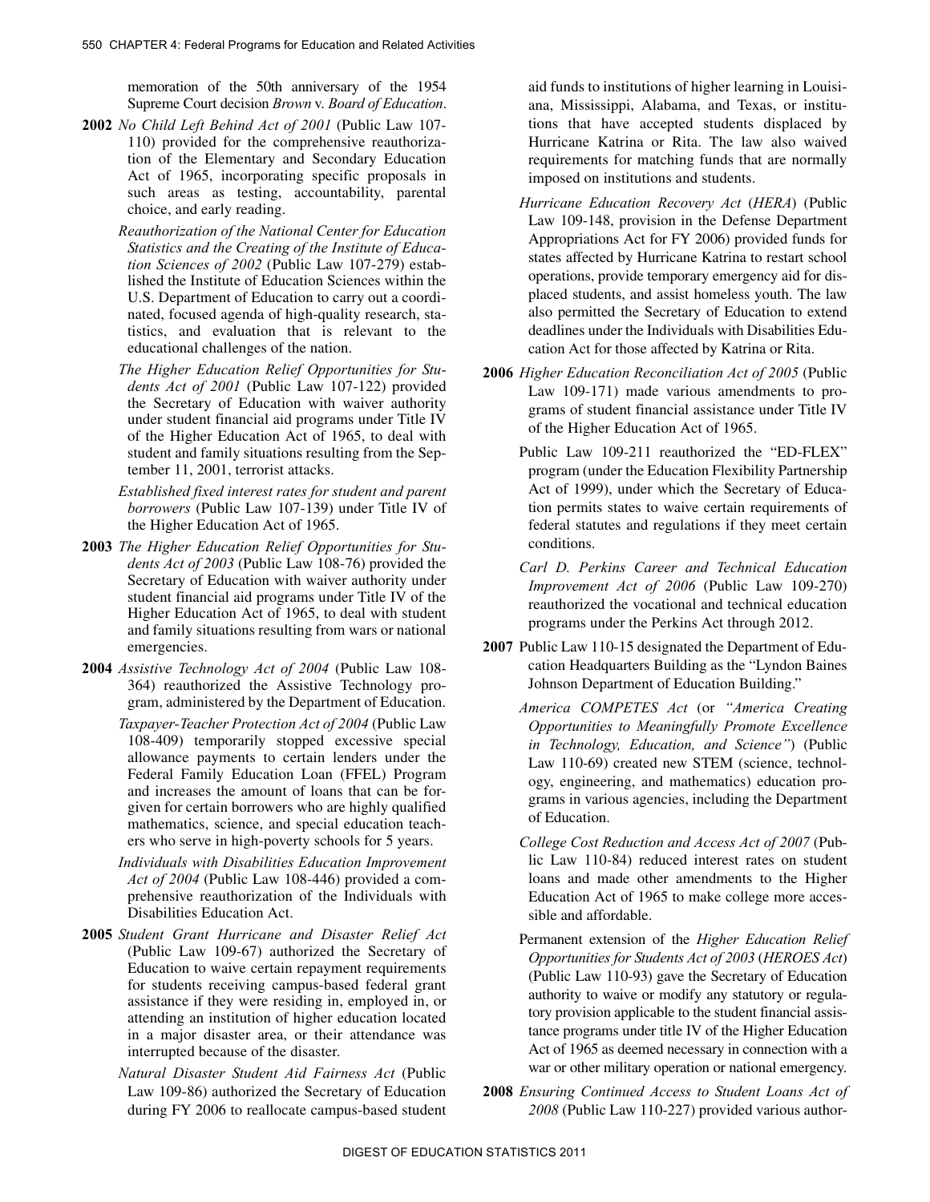memoration of the 50th anniversary of the 1954 Supreme Court decision *Brown* v. *Board of Education*.

**2002** *No Child Left Behind Act of 2001* (Public Law 107-110) provided for the comprehensive reauthorization of the Elementary and Secondary Education Act of 1965, incorporating specific proposals in such areas as testing, accountability, parental choice, and early reading.

*Reauthorization of the National Center for Education Statistics and the Creating of the Institute of Education Sciences of 2002* (Public Law 107-279) established the Institute of Education Sciences within the U.S. Department of Education to carry out a coordinated, focused agenda of high-quality research, statistics, and evaluation that is relevant to the educational challenges of the nation.

*The Higher Education Relief Opportunities for Students Act of 2001* (Public Law 107-122) provided the Secretary of Education with waiver authority under student financial aid programs under Title IV of the Higher Education Act of 1965, to deal with student and family situations resulting from the September 11, 2001, terrorist attacks.

*Established fixed interest rates for student and parent borrowers* (Public Law 107-139) under Title IV of the Higher Education Act of 1965.

**2003** *The Higher Education Relief Opportunities for Students Act of 2003* (Public Law 108-76) provided the Secretary of Education with waiver authority under student financial aid programs under Title IV of the Higher Education Act of 1965, to deal with student and family situations resulting from wars or national emergencies.

**2004** *Assistive Technology Act of 2004* (Public Law 108-364) reauthorized the Assistive Technology program, administered by the Department of Education.

*Taxpayer-Teacher Protection Act of 2004* (Public Law 108-409) temporarily stopped excessive special allowance payments to certain lenders under the Federal Family Education Loan (FFEL) Program and increases the amount of loans that can be forgiven for certain borrowers who are highly qualified mathematics, science, and special education teachers who serve in high-poverty schools for 5 years.

*Individuals with Disabilities Education Improvement Act of 2004* (Public Law 108-446) provided a comprehensive reauthorization of the Individuals with Disabilities Education Act.

**2005** *Student Grant Hurricane and Disaster Relief Act* (Public Law 109-67) authorized the Secretary of Education to waive certain repayment requirements for students receiving campus-based federal grant assistance if they were residing in, employed in, or attending an institution of higher education located in a major disaster area, or their attendance was interrupted because of the disaster.

*Natural Disaster Student Aid Fairness Act* (Public Law 109-86) authorized the Secretary of Education during FY 2006 to reallocate campus-based student aid funds to institutions of higher learning in Louisiana, Mississippi, Alabama, and Texas, or institutions that have accepted students displaced by Hurricane Katrina or Rita. The law also waived requirements for matching funds that are normally imposed on institutions and students.

*Hurricane Education Recovery Act* (*HERA*) (Public Law 109-148, provision in the Defense Department Appropriations Act for FY 2006) provided funds for states affected by Hurricane Katrina to restart school operations, provide temporary emergency aid for displaced students, and assist homeless youth. The law also permitted the Secretary of Education to extend deadlines under the Individuals with Disabilities Education Act for those affected by Katrina or Rita.

**2006** *Higher Education Reconciliation Act of 2005* (Public Law 109-171) made various amendments to programs of student financial assistance under Title IV of the Higher Education Act of 1965.

Public Law 109-211 reauthorized the "ED-FLEX" program (under the Education Flexibility Partnership Act of 1999), under which the Secretary of Education permits states to waive certain requirements of federal statutes and regulations if they meet certain conditions.

*Carl D. Perkins Career and Technical Education Improvement Act of 2006* (Public Law 109-270) reauthorized the vocational and technical education programs under the Perkins Act through 2012.

**2007** Public Law 110-15 designated the Department of Education Headquarters Building as the "Lyndon Baines Johnson Department of Education Building."

*America COMPETES Act* (or *"America Creating Opportunities to Meaningfully Promote Excellence in Technology, Education, and Science"*) (Public Law 110-69) created new STEM (science, technology, engineering, and mathematics) education programs in various agencies, including the Department of Education.

*College Cost Reduction and Access Act of 2007* (Public Law 110-84) reduced interest rates on student loans and made other amendments to the Higher Education Act of 1965 to make college more accessible and affordable.

Permanent extension of the *Higher Education Relief Opportunities for Students Act of 2003* (*HEROES Act*) (Public Law 110-93) gave the Secretary of Education authority to waive or modify any statutory or regulatory provision applicable to the student financial assistance programs under title IV of the Higher Education Act of 1965 as deemed necessary in connection with a war or other military operation or national emergency.

**2008** *Ensuring Continued Access to Student Loans Act of 2008* (Public Law 110-227) provided various author-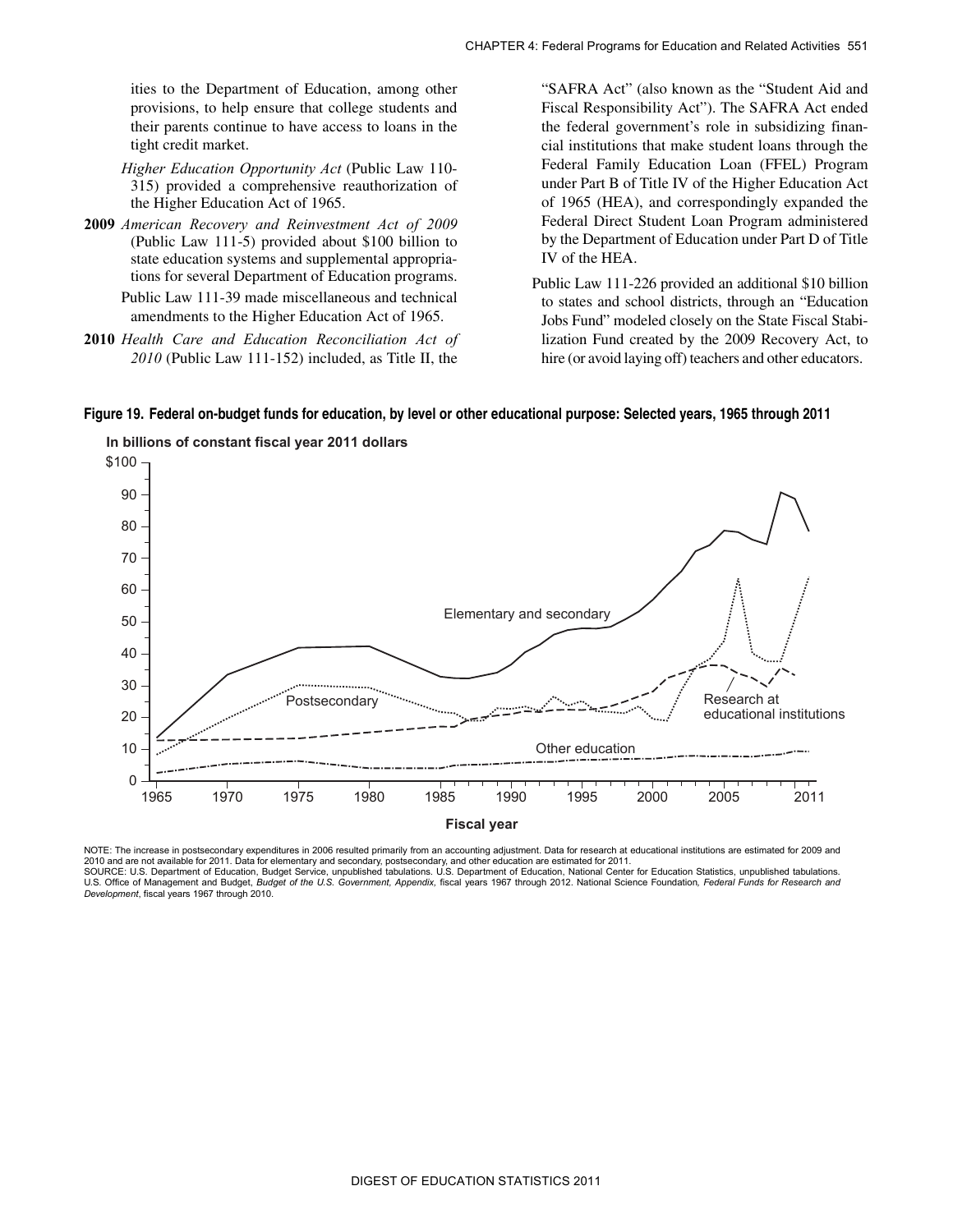ities to the Department of Education, among other provisions, to help ensure that college students and their parents continue to have access to loans in the tight credit market.

*Higher Education Opportunity Act* (Public Law 110-315) provided a comprehensive reauthorization of the Higher Education Act of 1965.

**2009** *American Recovery and Reinvestment Act of 2009* (Public Law 111-5) provided about $100 billion to state education systems and supplemental appropriations for several Department of Education programs.

Public Law 111-39 made miscellaneous and technical amendments to the Higher Education Act of 1965.

**2010** *Health Care and Education Reconciliation Act of 2010* (Public Law 111-152) included, as Title II, the "SAFRA Act" (also known as the "Student Aid and Fiscal Responsibility Act"). The SAFRA Act ended the federal government's role in subsidizing financial institutions that make student loans through the Federal Family Education Loan (FFEL) Program under Part B of Title IV of the Higher Education Act of 1965 (HEA), and correspondingly expanded the Federal Direct Student Loan Program administered by the Department of Education under Part D of Title IV of the HEA.

Public Law 111-226 provided an additional $10 billion to states and school districts, through an "Education Jobs Fund" modeled closely on the State Fiscal Stabilization Fund created by the 2009 Recovery Act, to hire (or avoid laying off) teachers and other educators.

**Figure 19. Federal on-budget funds for education, by level or other educational purpose: Selected years, 1965 through 2011**

NOTE: The increase in postsecondary expenditures in 2006 resulted primarily from an accounting adjustment. Data for research at educational institutions are estimated for 2009 and 2010 and are not available for 2011. Data for elementary and secondary, postsecondary, and other education are estimated for 2011.
SOURCE: U.S. Department of Education, Budget Service, unpublished tabulations. U.S. Department of Education, National Center for Education Statistics, unpublished tabulations. U.S. Office of Management and Budget, *Budget of the U.S. Government, Appendix,* fiscal years 1967 through 2012. National Science Foundation, *Federal Funds for Research and Development*, fiscal years 1967 through 2010.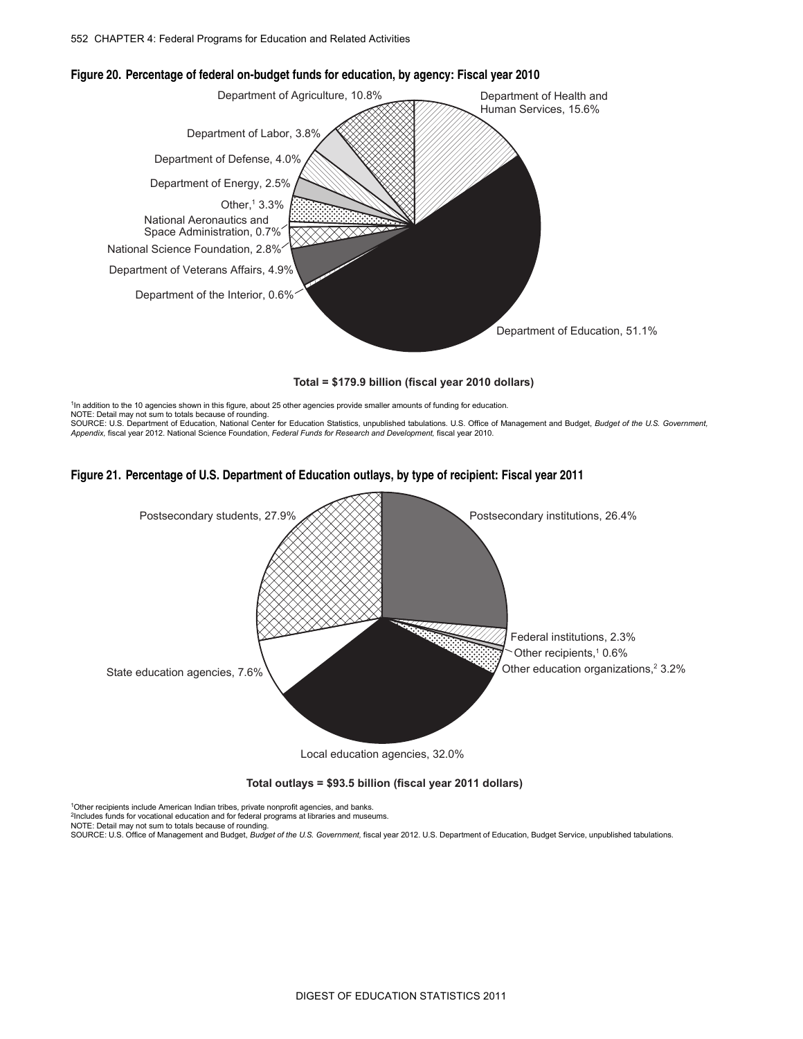**Figure 20. Percentage of federal on-budget funds for education, by agency: Fiscal year 2010**

Department of Agriculture, 10.8%

Department of Health and Human Services, 15.6%

Department of Labor, 3.8%

Department of Defense, 4.0%

Department of Energy, 2.5%

Other,[1] 3.3%

National Aeronautics and Space Administration, 0.7%

National Science Foundation, 2.8%

Department of Veterans Affairs, 4.9%

Department of the Interior, 0.6%

Department of Education, 51.1%

**Total = $179.9 billion (fiscal year 2010 dollars)**

[1]In addition to the 10 agencies shown in this figure, about 25 other agencies provide smaller amounts of funding for education.
NOTE: Detail may not sum to totals because of rounding.
SOURCE: U.S. Department of Education, National Center for Education Statistics, unpublished tabulations. U.S. Office of Management and Budget, *Budget of the U.S. Government, Appendix,* fiscal year 2012. National Science Foundation, *Federal Funds for Research and Development,* fiscal year 2010.

**Figure 21. Percentage of U.S. Department of Education outlays, by type of recipient: Fiscal year 2011**

Postsecondary students, 27.9%

Postsecondary institutions, 26.4%

Federal institutions, 2.3%

Other recipients,[1] 0.6%

Other education organizations,[2] 3.2%

State education agencies, 7.6%

Local education agencies, 32.0%

**Total outlays = $93.5 billion (fiscal year 2011 dollars)**

[1]Other recipients include American Indian tribes, private nonprofit agencies, and banks.
[2]Includes funds for vocational education and for federal programs at libraries and museums.
NOTE: Detail may not sum to totals because of rounding.
SOURCE: U.S. Office of Management and Budget, *Budget of the U.S. Government,* fiscal year 2012. U.S. Department of Education, Budget Service, unpublished tabulations.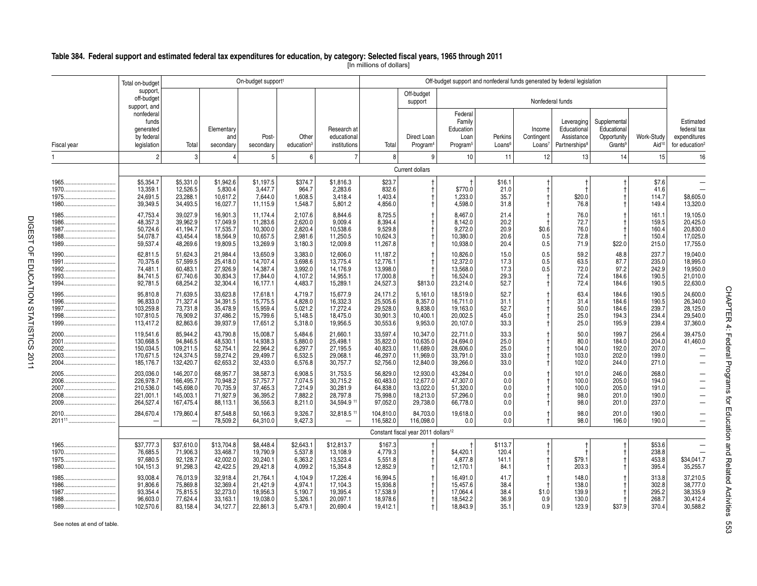## Table 384. Federal support and estimated federal tax expenditures for education, by category: Selected fiscal years, 1965 through 2011

[In millions of dollars]

| Fiscal year | Total on-budget support, off-budget support, and nonfederal funds generated by federal legislation | On-budget support[1] | | | | | Off-budget support and nonfederal funds generated by federal legislation | | | | | | | | | Estimated federal tax expenditures for education[2] |
|---|---|---|---|---|---|---|---|---|---|---|---|---|---|---|---|---|
| | | Total | Elementary and secondary | Post-secondary | Other education[3] | Research at educational institutions | Total | Off-budget support: Direct Loan Program[4] | Nonfederal funds: Federal Family Education Loan Program[5] | Perkins Loans[6] | Income Contingent Loans[7] | Leveraging Educational Assistance Partnerships[8] | Supplemental Educational Opportunity Grants[9] | Work-Study Aid[10] | |
| 1 | 2 | 3 | 4 | 5 | 6 | 7 | 8 | 9 | 10 | 11 | 12 | 13 | 14 | 15 | 16 |
| | **Current dollars** | | | | | | | | | | | | | | |
| 1965 | $5,354.7 | $5,331.0 | $1,942.6 | $1,197.5 | $374.7 | $1,816.3 | $23.7 | † | † | $16.1 | † | † | † | $7.6 | — |
| 1970 | 13,359.1 | 12,526.5 | 5,830.4 | 3,447.7 | 964.7 | 2,283.6 | 832.6 | † | $770.0 | 21.0 | † | † | † | 41.6 | — |
| 1975 | 24,691.5 | 23,288.1 | 10,617.2 | 7,644.0 | 1,608.5 | 3,418.4 | 1,403.4 | † | 1,233.0 | 35.7 | † | $20.0 | † | 114.7 | $8,605.0 |
| 1980 | 39,349.5 | 34,493.5 | 16,027.7 | 11,115.9 | 1,548.7 | 5,801.2 | 4,856.0 | † | 4,598.0 | 31.8 | † | 76.8 | † | 149.4 | 13,320.0 |
| 1985 | 47,753.4 | 39,027.9 | 16,901.3 | 11,174.4 | 2,107.6 | 8,844.6 | 8,725.5 | † | 8,467.0 | 21.4 | † | 76.0 | † | 161.1 | 19,105.0 |
| 1986 | 48,357.3 | 39,962.9 | 17,049.9 | 11,283.6 | 2,620.0 | 9,009.4 | 8,394.4 | † | 8,142.0 | 20.2 | † | 72.7 | † | 159.5 | 20,425.0 |
| 1987 | 50,724.6 | 41,194.7 | 17,535.7 | 10,300.0 | 2,820.4 | 10,538.6 | 9,529.8 | † | 9,272.0 | 20.9 | $0.6 | 76.0 | † | 160.4 | 20,830.0 |
| 1988 | 54,078.7 | 43,454.4 | 18,564.9 | 10,657.5 | 2,981.6 | 11,250.5 | 10,624.3 | † | 10,380.0 | 20.6 | 0.5 | 72.8 | † | 150.4 | 17,025.0 |
| 1989 | 59,537.4 | 48,269.6 | 19,809.5 | 13,269.9 | 3,180.3 | 12,009.8 | 11,267.8 | † | 10,938.0 | 20.4 | 0.5 | 71.9 | $22.0 | 215.0 | 17,755.0 |
| 1990 | 62,811.5 | 51,624.3 | 21,984.4 | 13,650.9 | 3,383.0 | 12,606.0 | 11,187.2 | † | 10,826.0 | 15.0 | 0.5 | 59.2 | 48.8 | 237.7 | 19,040.0 |
| 1991 | 70,375.6 | 57,599.5 | 25,418.0 | 14,707.4 | 3,698.6 | 13,775.4 | 12,776.1 | † | 12,372.0 | 17.3 | 0.5 | 63.5 | 87.7 | 235.0 | 18,995.0 |
| 1992 | 74,481.1 | 60,483.1 | 27,926.9 | 14,387.4 | 3,992.0 | 14,176.9 | 13,998.0 | † | 13,568.0 | 17.3 | 0.5 | 72.0 | 97.2 | 242.9 | 19,950.0 |
| 1993 | 84,741.5 | 67,740.6 | 30,834.3 | 17,844.0 | 4,107.2 | 14,955.1 | 17,000.8 | † | 16,524.0 | 29.3 | † | 72.4 | 184.6 | 190.5 | 21,010.0 |
| 1994 | 92,781.5 | 68,254.2 | 32,304.4 | 16,177.1 | 4,483.7 | 15,289.1 | 24,527.3 | $813.0 | 23,214.0 | 52.7 | † | 72.4 | 184.6 | 190.5 | 22,630.0 |
| 1995 | 95,810.8 | 71,639.5 | 33,623.8 | 17,618.1 | 4,719.7 | 15,677.9 | 24,171.2 | 5,161.0 | 18,519.0 | 52.7 | † | 63.4 | 184.6 | 190.5 | 24,600.0 |
| 1996 | 96,833.0 | 71,327.4 | 34,391.5 | 15,775.5 | 4,828.0 | 16,332.3 | 25,505.6 | 8,357.0 | 16,711.0 | 31.1 | † | 31.4 | 184.6 | 190.5 | 26,340.0 |
| 1997 | 103,259.8 | 73,731.8 | 35,478.9 | 15,959.4 | 5,021.2 | 17,272.4 | 29,528.0 | 9,838.0 | 19,163.0 | 52.7 | † | 50.0 | 184.6 | 239.7 | 28,125.0 |
| 1998 | 107,810.5 | 76,909.2 | 37,486.2 | 15,799.6 | 5,148.5 | 18,475.0 | 30,901.3 | 10,400.1 | 20,002.5 | 45.0 | † | 25.0 | 194.3 | 234.4 | 29,540.0 |
| 1999 | 113,417.2 | 82,863.6 | 39,937.9 | 17,651.2 | 5,318.0 | 19,956.5 | 30,553.6 | 9,953.0 | 20,107.0 | 33.3 | † | 25.0 | 195.9 | 239.4 | 37,360.0 |
| 2000 | 119,541.6 | 85,944.2 | 43,790.8 | 15,008.7 | 5,484.6 | 21,660.1 | 33,597.4 | 10,347.0 | 22,711.0 | 33.3 | † | 50.0 | 199.7 | 256.4 | 39,475.0 |
| 2001 | 130,668.5 | 94,846.5 | 48,530.1 | 14,938.3 | 5,880.0 | 25,498.1 | 35,822.0 | 10,635.0 | 24,694.0 | 25.0 | † | 80.0 | 184.0 | 204.0 | 41,460.0 |
| 2002 | 150,034.5 | 109,211.5 | 52,754.1 | 22,964.2 | 6,297.7 | 27,195.5 | 40,823.0 | 11,689.0 | 28,606.0 | 25.0 | † | 104.0 | 192.0 | 207.0 | — |
| 2003 | 170,671.5 | 124,374.5 | 59,274.2 | 29,499.7 | 6,532.5 | 29,068.1 | 46,297.0 | 11,969.0 | 33,791.0 | 33.0 | † | 103.0 | 202.0 | 199.0 | — |
| 2004 | 185,176.7 | 132,420.7 | 62,653.2 | 32,433.0 | 6,576.8 | 30,757.7 | 52,756.0 | 12,840.0 | 39,266.0 | 33.0 | † | 102.0 | 244.0 | 271.0 | — |
| 2005 | 203,036.0 | 146,207.0 | 68,957.7 | 38,587.3 | 6,908.5 | 31,753.5 | 56,829.0 | 12,930.0 | 43,284.0 | 0.0 | † | 101.0 | 246.0 | 268.0 | — |
| 2006 | 226,978.7 | 166,495.7 | 70,948.2 | 57,757.7 | 7,074.5 | 30,715.2 | 60,483.0 | 12,677.0 | 47,307.0 | 0.0 | † | 100.0 | 205.0 | 194.0 | — |
| 2007 | 210,536.0 | 145,698.0 | 70,735.9 | 37,465.3 | 7,214.9 | 30,281.9 | 64,838.0 | 13,022.0 | 51,320.0 | 0.0 | † | 100.0 | 205.0 | 191.0 | — |
| 2008 | 221,001.1 | 145,003.1 | 71,927.9 | 36,395.2 | 7,882.2 | 28,797.8 | 75,998.0 | 18,213.0 | 57,296.0 | 0.0 | † | 98.0 | 201.0 | 190.0 | — |
| 2009 | 264,527.4 | 167,475.4 | 88,113.1 | 36,556.3 | 8,211.0 | 34,594.9 [11] | 97,052.0 | 29,738.0 | 66,778.0 | 0.0 | † | 98.0 | 201.0 | 237.0 | — |
| 2010 | 284,670.4 | 179,860.4 | 87,548.8 | 50,166.3 | 9,326.7 | 32,818.5 [11] | 104,810.0 | 84,703.0 | 19,618.0 | 0.0 | † | 98.0 | 201.0 | 190.0 | — |
| 2011[11] | — | — | 78,509.2 | 64,310.0 | 9,427.3 | — | 116,582.0 | 116,098.0 | 0.0 | 0.0 | † | 98.0 | 196.0 | 190.0 | — |
| | **Constant fiscal year 2011 dollars[12]** | | | | | | | | | | | | | | |
| 1965 | $37,777.3 | $37,610.0 | $13,704.8 | $8,448.4 | $2,643.1 | $12,813.7 | $167.3 | † | † | $113.7 | † | † | † | $53.6 | — |
| 1970 | 76,685.5 | 71,906.3 | 33,468.7 | 19,790.9 | 5,537.8 | 13,108.9 | 4,779.3 | † | $4,420.1 | 120.4 | † | † | † | 238.8 | — |
| 1975 | 97,680.5 | 92,128.7 | 42,002.0 | 30,240.1 | 6,363.2 | 13,523.4 | 5,551.8 | † | 4,877.8 | 141.1 | † | $79.1 | † | 453.8 | $34,041.7 |
| 1980 | 104,151.3 | 91,298.3 | 42,422.5 | 29,421.8 | 4,099.2 | 15,354.8 | 12,852.9 | † | 12,170.1 | 84.1 | † | 203.3 | † | 395.4 | 35,255.7 |
| 1985 | 93,008.4 | 76,013.9 | 32,918.4 | 21,764.1 | 4,104.9 | 17,226.4 | 16,994.5 | † | 16,491.0 | 41.7 | † | 148.0 | † | 313.8 | 37,210.5 |
| 1986 | 91,806.6 | 75,869.8 | 32,369.4 | 21,421.9 | 4,974.1 | 17,104.3 | 15,936.8 | † | 15,457.6 | 38.4 | † | 138.0 | † | 302.8 | 38,777.0 |
| 1987 | 93,354.4 | 75,815.5 | 32,273.0 | 18,956.3 | 5,190.7 | 19,395.4 | 17,538.9 | † | 17,064.4 | 38.4 | $1.0 | 139.9 | † | 295.2 | 38,335.9 |
| 1988 | 96,603.0 | 77,624.4 | 33,163.1 | 19,038.0 | 5,326.1 | 20,097.1 | 18,978.6 | † | 18,542.2 | 36.9 | 0.9 | 130.0 | † | 268.7 | 30,412.4 |
| 1989 | 102,570.6 | 83,158.4 | 34,127.7 | 22,861.3 | 5,479.1 | 20,690.4 | 19,412.1 | † | 18,843.9 | 35.1 | 0.9 | 123.9 | $37.9 | 370.4 | 30,588.2 |

See notes at end of table.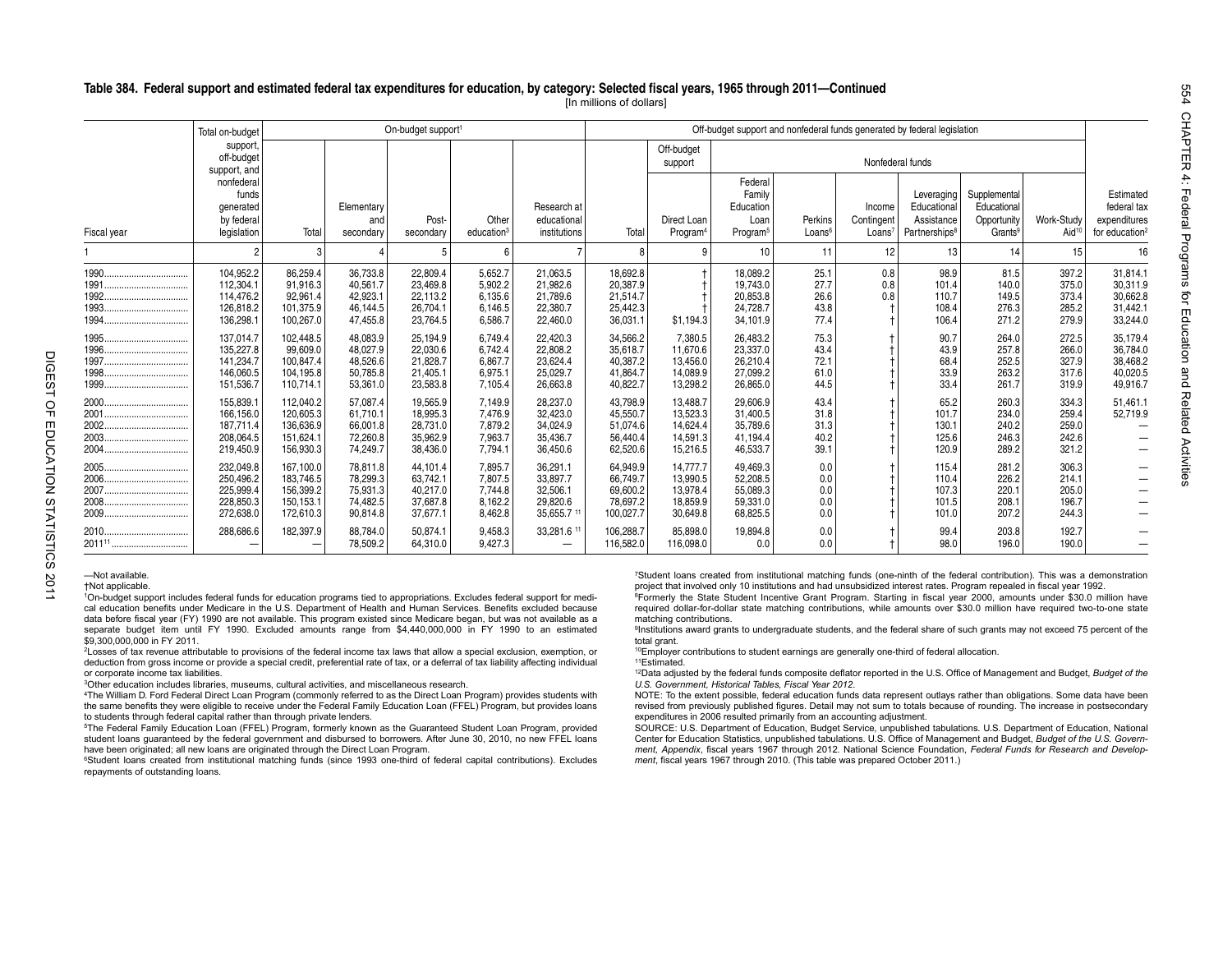## Table 384. Federal support and estimated federal tax expenditures for education, by category: Selected fiscal years, 1965 through 2011—Continued

[In millions of dollars]

| Fiscal year | Total on-budget support, off-budget support, and nonfederal funds generated by federal legislation | On-budget support[1] | | | | | Off-budget support and nonfederal funds generated by federal legislation | | | | | | | | | Estimated federal tax expenditures for education[2] |
|---|---|---|---|---|---|---|---|---|---|---|---|---|---|---|---|---|
| | | | | | | | | Off-budget support | Nonfederal funds | | | | | | | |
| | | Total | Elementary and secondary | Post-secondary | Other education[3] | Research at educational institutions | Total | Direct Loan Program[4] | Federal Family Education Loan Program[5] | Perkins Loans[6] | Income Contingent Loans[7] | Leveraging Educational Assistance Partnerships[8] | Supplemental Educational Opportunity Grants[9] | Work-Study Aid[10] | |
| 1 | 2 | 3 | 4 | 5 | 6 | 7 | 8 | 9 | 10 | 11 | 12 | 13 | 14 | 15 | 16 |
| 1990 | 104,952.2 | 86,259.4 | 36,733.8 | 22,809.4 | 5,652.7 | 21,063.5 | 18,692.8 | † | 18,089.2 | 25.1 | 0.8 | 98.9 | 81.5 | 397.2 | 31,814.1 |
| 1991 | 112,304.1 | 91,916.3 | 40,561.7 | 23,469.8 | 5,902.2 | 21,982.6 | 20,387.9 | † | 19,743.0 | 27.7 | 0.8 | 101.4 | 140.0 | 375.0 | 30,311.9 |
| 1992 | 114,476.2 | 92,961.4 | 42,923.1 | 22,113.2 | 6,135.6 | 21,789.6 | 21,514.7 | † | 20,853.8 | 26.6 | 0.8 | 110.7 | 149.5 | 373.4 | 30,662.8 |
| 1993 | 126,818.2 | 101,375.9 | 46,144.5 | 26,704.1 | 6,146.5 | 22,380.7 | 25,442.3 | † | 24,728.7 | 43.8 | † | 108.4 | 276.3 | 285.2 | 31,442.1 |
| 1994 | 136,298.1 | 100,267.0 | 47,455.8 | 23,764.5 | 6,586.7 | 22,460.0 | 36,031.1 | $1,194.3 | 34,101.9 | 77.4 | † | 106.4 | 271.2 | 279.9 | 33,244.0 |
| 1995 | 137,014.7 | 102,448.5 | 48,083.9 | 25,194.9 | 6,749.4 | 22,420.3 | 34,566.2 | 7,380.5 | 26,483.2 | 75.3 | † | 90.7 | 264.0 | 272.5 | 35,179.4 |
| 1996 | 135,227.8 | 99,609.0 | 48,027.9 | 22,030.6 | 6,742.4 | 22,808.2 | 35,618.7 | 11,670.6 | 23,337.0 | 43.4 | † | 43.9 | 257.8 | 266.0 | 36,784.0 |
| 1997 | 141,234.7 | 100,847.4 | 48,526.6 | 21,828.7 | 6,867.7 | 23,624.4 | 40,387.2 | 13,456.0 | 26,210.4 | 72.1 | † | 68.4 | 252.5 | 327.9 | 38,468.2 |
| 1998 | 146,060.5 | 104,195.8 | 50,785.8 | 21,405.1 | 6,975.1 | 25,029.7 | 41,864.7 | 14,089.9 | 27,099.2 | 61.0 | † | 33.9 | 263.2 | 317.6 | 40,020.5 |
| 1999 | 151,536.7 | 110,714.1 | 53,361.0 | 23,583.8 | 7,105.4 | 26,663.8 | 40,822.7 | 13,298.2 | 26,865.0 | 44.5 | † | 33.4 | 261.7 | 319.9 | 49,916.7 |
| 2000 | 155,839.1 | 112,040.2 | 57,087.4 | 19,565.9 | 7,149.9 | 28,237.0 | 43,798.9 | 13,488.7 | 29,606.9 | 43.4 | † | 65.2 | 260.3 | 334.3 | 51,461.1 |
| 2001 | 166,156.0 | 120,605.3 | 61,710.1 | 18,995.3 | 7,476.9 | 32,423.0 | 45,550.7 | 13,523.3 | 31,400.5 | 31.8 | † | 101.7 | 234.0 | 259.4 | 52,719.9 |
| 2002 | 187,711.4 | 136,636.9 | 66,001.8 | 28,731.0 | 7,879.2 | 34,024.9 | 51,074.6 | 14,624.4 | 35,789.6 | 31.3 | † | 130.1 | 240.2 | 259.0 | — |
| 2003 | 208,064.5 | 151,624.1 | 72,260.8 | 35,962.9 | 7,963.7 | 35,436.7 | 56,440.4 | 14,591.3 | 41,194.4 | 40.2 | † | 125.6 | 246.3 | 242.6 | — |
| 2004 | 219,450.9 | 156,930.3 | 74,249.7 | 38,436.0 | 7,794.1 | 36,450.6 | 62,520.6 | 15,216.5 | 46,533.7 | 39.1 | † | 120.9 | 289.2 | 321.2 | — |
| 2005 | 232,049.8 | 167,100.0 | 78,811.8 | 44,101.4 | 7,895.7 | 36,291.1 | 64,949.9 | 14,777.7 | 49,469.3 | 0.0 | † | 115.4 | 281.2 | 306.3 | — |
| 2006 | 250,496.2 | 183,746.5 | 78,299.3 | 63,742.1 | 7,807.5 | 33,897.7 | 66,749.7 | 13,990.5 | 52,208.5 | 0.0 | † | 110.4 | 226.2 | 214.1 | — |
| 2007 | 225,999.4 | 156,399.2 | 75,931.3 | 40,217.0 | 7,744.8 | 32,506.1 | 69,600.2 | 13,978.4 | 55,089.3 | 0.0 | † | 107.3 | 220.1 | 205.0 | — |
| 2008 | 228,850.3 | 150,153.1 | 74,482.5 | 37,687.8 | 8,162.2 | 29,820.6 | 78,697.2 | 18,859.9 | 59,331.0 | 0.0 | † | 101.5 | 208.1 | 196.7 | — |
| 2009 | 272,638.0 | 172,610.3 | 90,814.8 | 37,677.1 | 8,462.8 | 35,655.7[11] | 100,027.7 | 30,649.8 | 68,825.5 | 0.0 | † | 101.0 | 207.2 | 244.3 | — |
| 2010 | 288,686.6 | 182,397.9 | 88,784.0 | 50,874.1 | 9,458.3 | 33,281.6[11] | 106,288.7 | 85,898.0 | 19,894.8 | 0.0 | † | 99.4 | 203.8 | 192.7 | — |
| 2011[11] | — | — | 78,509.2 | 64,310.0 | 9,427.3 | — | 116,582.0 | 116,098.0 | 0.0 | 0.0 | † | 98.0 | 196.0 | 190.0 | — |

—Not available.

†Not applicable.

[1]On-budget support includes federal funds for education programs tied to appropriations. Excludes federal support for medical education benefits under Medicare in the U.S. Department of Health and Human Services. Benefits excluded because data before fiscal year (FY) 1990 are not available. This program existed since Medicare began, but was not available as a separate budget item until FY 1990. Excluded amounts range from $4,440,000,000 in FY 1990 to an estimated $9,300,000,000 in FY 2011.

[2]Losses of tax revenue attributable to provisions of the federal income tax laws that allow a special exclusion, exemption, or deduction from gross income or provide a special credit, preferential rate of tax, or a deferral of tax liability affecting individual or corporate income tax liabilities.

[3]Other education includes libraries, museums, cultural activities, and miscellaneous research.

[4]The William D. Ford Federal Direct Loan Program (commonly referred to as the Direct Loan Program) provides students with the same benefits they were eligible to receive under the Federal Family Education Loan (FFEL) Program, but provides loans to students through federal capital rather than through private lenders.

[5]The Federal Family Education Loan (FFEL) Program, formerly known as the Guaranteed Student Loan Program, provided student loans guaranteed by the federal government and disbursed to borrowers. After June 30, 2010, no new FFEL loans have been originated; all new loans are originated through the Direct Loan Program.

[6]Student loans created from institutional matching funds (since 1993 one-third of federal capital contributions). Excludes repayments of outstanding loans.

[7]Student loans created from institutional matching funds (one-ninth of the federal contribution). This was a demonstration project that involved only 10 institutions and had unsubsidized interest rates. Program repealed in fiscal year 1992.

[8]Formerly the State Student Incentive Grant Program. Starting in fiscal year 2000, amounts under $30.0 million have required dollar-for-dollar state matching contributions, while amounts over $30.0 million have required two-to-one state matching contributions.

[9]Institutions award grants to undergraduate students, and the federal share of such grants may not exceed 75 percent of the total grant.

[10]Employer contributions to student earnings are generally one-third of federal allocation.

[11]Estimated.

[12]Data adjusted by the federal funds composite deflator reported in the U.S. Office of Management and Budget, *Budget of the U.S. Government, Historical Tables, Fiscal Year 2012*.

NOTE: To the extent possible, federal education funds data represent outlays rather than obligations. Some data have been revised from previously published figures. Detail may not sum to totals because of rounding. The increase in postsecondary expenditures in 2006 resulted primarily from an accounting adjustment.

SOURCE: U.S. Department of Education, Budget Service, unpublished tabulations. U.S. Department of Education, National Center for Education Statistics, unpublished tabulations. U.S. Office of Management and Budget, *Budget of the U.S. Government, Appendix*, fiscal years 1967 through 2012. National Science Foundation, *Federal Funds for Research and Development*, fiscal years 1967 through 2010. (This table was prepared October 2011.)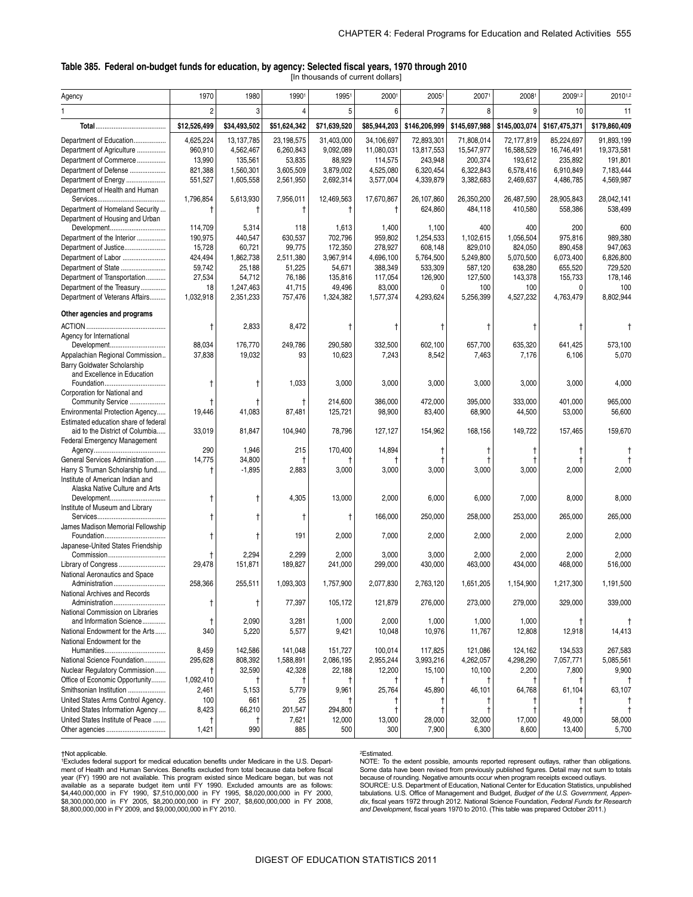## Table 385. Federal on-budget funds for education, by agency: Selected fiscal years, 1970 through 2010

[In thousands of current dollars]

| Agency | 1970 | 1980 | 1990[1] | 1995[1] | 2000[1] | 2005[1] | 2007[1] | 2008[1] | 2009[1,2] | 2010[1,2] |
|---|---|---|---|---|---|---|---|---|---|---|
| 1 | 2 | 3 | 4 | 5 | 6 | 7 | 8 | 9 | 10 | 11 |
| **Total** | $12,526,499 | $34,493,502 | $51,624,342 | $71,639,520 | $85,944,203 | $146,206,999 | $145,697,988 | $145,003,074 | $167,475,371 | $179,860,409 |
| Department of Education | 4,625,224 | 13,137,785 | 23,198,575 | 31,403,000 | 34,106,697 | 72,893,301 | 71,808,014 | 72,177,819 | 85,224,697 | 91,893,199 |
| Department of Agriculture | 960,910 | 4,562,467 | 6,260,843 | 9,092,089 | 11,080,031 | 13,817,553 | 15,547,977 | 16,588,529 | 16,746,491 | 19,373,581 |
| Department of Commerce | 13,990 | 135,561 | 53,835 | 88,929 | 114,575 | 243,948 | 200,374 | 193,612 | 235,892 | 191,801 |
| Department of Defense | 821,388 | 1,560,301 | 3,605,509 | 3,879,002 | 4,525,080 | 6,320,454 | 6,322,843 | 6,578,416 | 6,910,849 | 7,183,444 |
| Department of Energy | 551,527 | 1,605,558 | 2,561,950 | 2,692,314 | 3,577,004 | 4,339,879 | 3,382,683 | 2,469,637 | 4,486,785 | 4,569,987 |
| Department of Health and Human Services | 1,796,854 | 5,613,930 | 7,956,011 | 12,469,563 | 17,670,867 | 26,107,860 | 26,350,200 | 26,487,590 | 28,905,843 | 28,042,141 |
| Department of Homeland Security | † | † | † | † | † | 624,860 | 484,118 | 410,580 | 558,386 | 538,499 |
| Department of Housing and Urban Development | 114,709 | 5,314 | 118 | 1,613 | 1,400 | 1,100 | 400 | 400 | 200 | 600 |
| Department of the Interior | 190,975 | 440,547 | 630,537 | 702,796 | 959,802 | 1,254,533 | 1,102,615 | 1,056,504 | 975,816 | 989,380 |
| Department of Justice | 15,728 | 60,721 | 99,775 | 172,350 | 278,927 | 608,148 | 829,010 | 824,050 | 890,458 | 947,063 |
| Department of Labor | 424,494 | 1,862,738 | 2,511,380 | 3,967,914 | 4,696,100 | 5,764,500 | 5,249,800 | 5,070,500 | 6,073,400 | 6,826,800 |
| Department of State | 59,742 | 25,188 | 51,225 | 54,671 | 388,349 | 533,309 | 587,120 | 638,280 | 655,520 | 729,520 |
| Department of Transportation | 27,534 | 54,712 | 76,186 | 135,816 | 117,054 | 126,900 | 127,500 | 143,378 | 155,733 | 178,146 |
| Department of the Treasury | 18 | 1,247,463 | 41,715 | 49,496 | 83,000 | 0 | 100 | 100 | 0 | 100 |
| Department of Veterans Affairs | 1,032,918 | 2,351,233 | 757,476 | 1,324,382 | 1,577,374 | 4,293,624 | 5,256,399 | 4,527,232 | 4,763,479 | 8,802,944 |
| **Other agencies and programs** | | | | | | | | | | |
| ACTION | † | 2,833 | 8,472 | † | † | † | † | † | † | † |
| Agency for International Development | 88,034 | 176,770 | 249,786 | 290,580 | 332,500 | 602,100 | 657,700 | 635,320 | 641,425 | 573,100 |
| Appalachian Regional Commission | 37,838 | 19,032 | 93 | 10,623 | 7,243 | 8,542 | 7,463 | 7,176 | 6,106 | 5,070 |
| Barry Goldwater Scholarship and Excellence in Education Foundation | † | † | 1,033 | 3,000 | 3,000 | 3,000 | 3,000 | 3,000 | 3,000 | 4,000 |
| Corporation for National and Community Service | † | † | † | 214,600 | 386,000 | 472,000 | 395,000 | 333,000 | 401,000 | 965,000 |
| Environmental Protection Agency | 19,446 | 41,083 | 87,481 | 125,721 | 98,900 | 83,400 | 68,900 | 44,500 | 53,000 | 56,600 |
| Estimated education share of federal aid to the District of Columbia | 33,019 | 81,847 | 104,940 | 78,796 | 127,127 | 154,962 | 168,156 | 149,722 | 157,465 | 159,670 |
| Federal Emergency Management Agency | 290 | 1,946 | 215 | 170,400 | 14,894 | † | † | † | † | † |
| General Services Administration | 14,775 | 34,800 | † | † | † | † | † | † | † | † |
| Harry S Truman Scholarship fund | † | -1,895 | 2,883 | 3,000 | 3,000 | 3,000 | 3,000 | 3,000 | 2,000 | 2,000 |
| Institute of American Indian and Alaska Native Culture and Arts Development | † | † | 4,305 | 13,000 | 2,000 | 6,000 | 6,000 | 7,000 | 8,000 | 8,000 |
| Institute of Museum and Library Services | † | † | † | † | 166,000 | 250,000 | 258,000 | 253,000 | 265,000 | 265,000 |
| James Madison Memorial Fellowship Foundation | † | † | 191 | 2,000 | 7,000 | 2,000 | 2,000 | 2,000 | 2,000 | 2,000 |
| Japanese-United States Friendship Commission | † | 2,294 | 2,299 | 2,000 | 3,000 | 3,000 | 2,000 | 2,000 | 2,000 | 2,000 |
| Library of Congress | 29,478 | 151,871 | 189,827 | 241,000 | 299,000 | 430,000 | 463,000 | 434,000 | 468,000 | 516,000 |
| National Aeronautics and Space Administration | 258,366 | 255,511 | 1,093,303 | 1,757,900 | 2,077,830 | 2,763,120 | 1,651,205 | 1,154,900 | 1,217,300 | 1,191,500 |
| National Archives and Records Administration | † | † | 77,397 | 105,172 | 121,879 | 276,000 | 273,000 | 279,000 | 329,000 | 339,000 |
| National Commission on Libraries and Information Science | † | 2,090 | 3,281 | 1,000 | 2,000 | 1,000 | 1,000 | 1,000 | † | † |
| National Endowment for the Arts | 340 | 5,220 | 5,577 | 9,421 | 10,048 | 10,976 | 11,767 | 12,808 | 12,918 | 14,413 |
| National Endowment for the Humanities | 8,459 | 142,586 | 141,048 | 151,727 | 100,014 | 117,825 | 121,086 | 124,162 | 134,533 | 267,583 |
| National Science Foundation | 295,628 | 808,392 | 1,588,891 | 2,086,195 | 2,955,244 | 3,993,216 | 4,262,057 | 4,298,290 | 7,057,771 | 5,085,561 |
| Nuclear Regulatory Commission | † | 32,590 | 42,328 | 22,188 | 12,200 | 15,100 | 10,100 | 2,200 | 7,800 | 9,900 |
| Office of Economic Opportunity | 1,092,410 | † | † | † | † | † | † | † | † | † |
| Smithsonian Institution | 2,461 | 5,153 | 5,779 | 9,961 | 25,764 | 45,890 | 46,101 | 64,768 | 61,104 | 63,107 |
| United States Arms Control Agency | 100 | 661 | 25 | † | † | † | † | † | † | † |
| United States Information Agency | 8,423 | 66,210 | 201,547 | 294,800 | † | † | † | † | † | † |
| United States Institute of Peace | † | † | 7,621 | 12,000 | 13,000 | 28,000 | 32,000 | 17,000 | 49,000 | 58,000 |
| Other agencies | 1,421 | 990 | 885 | 500 | 300 | 7,900 | 6,300 | 8,600 | 13,400 | 5,700 |

†Not applicable.

[1]Excludes federal support for medical education benefits under Medicare in the U.S. Department of Health and Human Services. Benefits excluded from total because data before fiscal year (FY) 1990 are not available. This program existed since Medicare began, but was not available as a separate budget item until FY 1990. Excluded amounts are as follows: $4,440,000,000 in FY 1990, $7,510,000,000 in FY 1995, $8,020,000,000 in FY 2000, $8,300,000,000 in FY 2005, $8,200,000,000 in FY 2007, $8,600,000,000 in FY 2008, $8,800,000,000 in FY 2009, and $9,000,000,000 in FY 2010.

[2]Estimated.

NOTE: To the extent possible, amounts reported represent outlays, rather than obligations. Some data have been revised from previously published figures. Detail may not sum to totals because of rounding. Negative amounts occur when program receipts exceed outlays.

SOURCE: U.S. Department of Education, National Center for Education Statistics, unpublished tabulations. U.S. Office of Management and Budget, *Budget of the U.S. Government, Appendix*, fiscal years 1972 through 2012. National Science Foundation, *Federal Funds for Research and Development*, fiscal years 1970 to 2010. (This table was prepared October 2011.)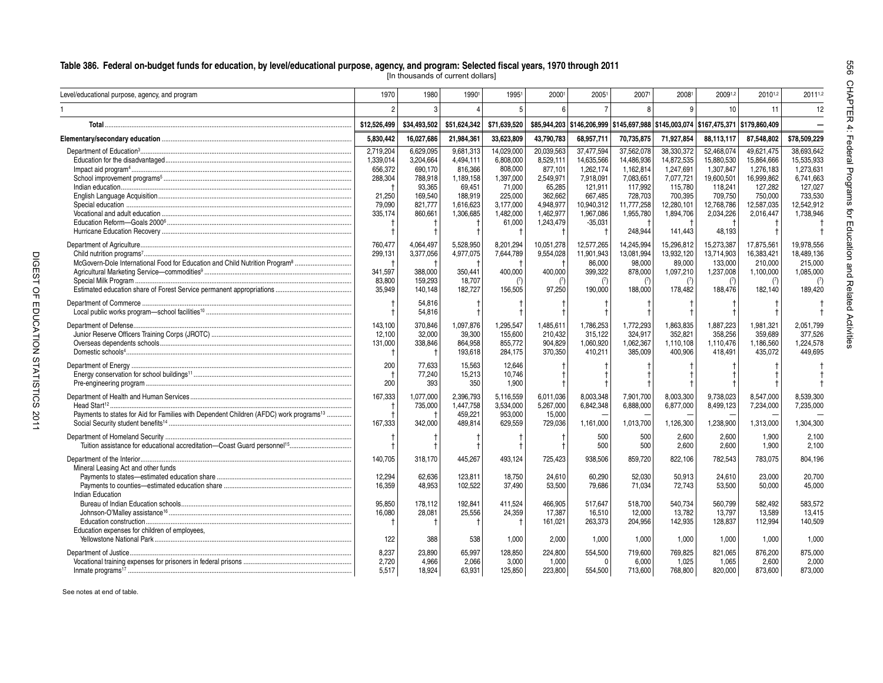**Table 386. Federal on-budget funds for education, by level/educational purpose, agency, and program: Selected fiscal years, 1970 through 2011**

[In thousands of current dollars]

| Level/educational purpose, agency, and program | 1970 | 1980 | 1990[1] | 1995[1] | 2000[1] | 2005[1] | 2007[1] | 2008[1] | 2009[1,2] | 2010[1,2] | 2011[1,2] |
|---|---|---|---|---|---|---|---|---|---|---|---|
| 1 | 2 | 3 | 4 | 5 | 6 | 7 | 8 | 9 | 10 | 11 | 12 |
| **Total** | $12,526,499 | $34,493,502 | $51,624,342 | $71,639,520 | $85,944,203 | $146,206,999 | $145,697,988 | $145,003,074 | $167,475,371 | $179,860,409 | — |
| **Elementary/secondary education** | 5,830,442 | 16,027,686 | 21,984,361 | 33,623,809 | 43,790,783 | 68,957,711 | 70,735,875 | 71,927,854 | 88,113,117 | 87,548,802 | $78,509,229 |
| Department of Education[3] | 2,719,204 | 6,629,095 | 9,681,313 | 14,029,000 | 20,039,563 | 37,477,594 | 37,562,078 | 38,330,372 | 52,468,074 | 49,621,475 | 38,693,642 |
| Education for the disadvantaged | 1,339,014 | 3,204,664 | 4,494,111 | 6,808,000 | 8,529,111 | 14,635,566 | 14,486,936 | 14,872,535 | 15,880,530 | 15,864,666 | 15,535,933 |
| Impact aid program[4] | 656,372 | 690,170 | 816,366 | 808,000 | 877,101 | 1,262,174 | 1,162,814 | 1,247,691 | 1,307,847 | 1,276,183 | 1,273,631 |
| School improvement programs[5] | 288,304 | 788,918 | 1,189,158 | 1,397,000 | 2,549,971 | 7,918,091 | 7,083,651 | 7,077,721 | 19,600,501 | 16,999,862 | 6,741,663 |
| Indian education | † | 93,365 | 69,451 | 71,000 | 65,285 | 121,911 | 117,992 | 115,780 | 118,241 | 127,282 | 127,027 |
| English Language Acquisition | 21,250 | 169,540 | 188,919 | 225,000 | 362,662 | 667,485 | 728,703 | 700,395 | 709,750 | 750,000 | 733,530 |
| Special education | 79,090 | 821,777 | 1,616,623 | 3,177,000 | 4,948,977 | 10,940,312 | 11,777,258 | 12,280,101 | 12,768,786 | 12,587,035 | 12,542,912 |
| Vocational and adult education | 335,174 | 860,661 | 1,306,685 | 1,482,000 | 1,462,977 | 1,967,086 | 1,955,780 | 1,894,706 | 2,034,226 | 2,016,447 | 1,738,946 |
| Education Reform—Goals 2000[6] | † | † | † | 61,000 | 1,243,479 | -35,031 | † | † | † | † | † |
| Hurricane Education Recovery | † | † | † | † | † | † | 248,944 | 141,443 | 48,193 | † | † |
| Department of Agriculture | 760,477 | 4,064,497 | 5,528,950 | 8,201,294 | 10,051,278 | 12,577,265 | 14,245,994 | 15,296,812 | 15,273,387 | 17,875,561 | 19,978,556 |
| Child nutrition programs[7] | 299,131 | 3,377,056 | 4,977,075 | 7,644,789 | 9,554,028 | 11,901,943 | 13,081,994 | 13,932,120 | 13,714,903 | 16,383,421 | 18,489,136 |
| McGovern-Dole International Food for Education and Child Nutrition Program[8] | † | † | † | † | † | 86,000 | 98,000 | 89,000 | 133,000 | 210,000 | 215,000 |
| Agricultural Marketing Service—commodities[9] | 341,597 | 388,000 | 350,441 | 400,000 | 400,000 | 399,322 | 878,000 | 1,097,210 | 1,237,008 | 1,100,000 | 1,085,000 |
| Special Milk Program | 83,800 | 159,293 | 18,707 | (7) | (7) | (7) | (7) | (7) | (7) | (7) | (7) |
| Estimated education share of Forest Service permanent appropriations | 35,949 | 140,148 | 182,727 | 156,505 | 97,250 | 190,000 | 188,000 | 178,482 | 188,476 | 182,140 | 189,420 |
| Department of Commerce | † | 54,816 | † | † | † | † | † | † | † | † | † |
| Local public works program—school facilities[10] | † | 54,816 | † | † | † | † | † | † | † | † | † |
| Department of Defense | 143,100 | 370,846 | 1,097,876 | 1,295,547 | 1,485,611 | 1,786,253 | 1,772,293 | 1,863,835 | 1,887,223 | 1,981,321 | 2,051,799 |
| Junior Reserve Officers Training Corps (JROTC) | 12,100 | 32,000 | 39,300 | 155,600 | 210,432 | 315,122 | 324,917 | 352,821 | 358,256 | 359,689 | 377,526 |
| Overseas dependents schools | 131,000 | 338,846 | 864,958 | 855,772 | 904,829 | 1,060,920 | 1,062,367 | 1,110,108 | 1,110,476 | 1,186,560 | 1,224,578 |
| Domestic schools[4] | † | † | 193,618 | 284,175 | 370,350 | 410,211 | 385,009 | 400,906 | 418,491 | 435,072 | 449,695 |
| Department of Energy | 200 | 77,633 | 15,563 | 12,646 | † | † | † | † | † | † | † |
| Energy conservation for school buildings[11] | † | 77,240 | 15,213 | 10,746 | † | † | † | † | † | † | † |
| Pre-engineering program | 200 | 393 | 350 | 1,900 | † | † | † | † | † | † | † |
| Department of Health and Human Services | 167,333 | 1,077,000 | 2,396,793 | 5,116,559 | 6,011,036 | 8,003,348 | 7,901,700 | 8,003,300 | 9,738,023 | 8,547,000 | 8,539,300 |
| Head Start[12] | † | 735,000 | 1,447,758 | 3,534,000 | 5,267,000 | 6,842,348 | 6,888,000 | 6,877,000 | 8,499,123 | 7,234,000 | 7,235,000 |
| Payments to states for Aid for Families with Dependent Children (AFDC) work programs[13] | † | † | 459,221 | 953,000 | 15,000 | — | — | — | — | — | — |
| Social Security student benefits[14] | 167,333 | 342,000 | 489,814 | 629,559 | 729,036 | 1,161,000 | 1,013,700 | 1,126,300 | 1,238,900 | 1,313,000 | 1,304,300 |
| Department of Homeland Security | † | † | † | † | † | 500 | 500 | 2,600 | 2,600 | 1,900 | 2,100 |
| Tuition assistance for educational accreditation—Coast Guard personnel[15] | † | † | † | † | † | 500 | 500 | 2,600 | 2,600 | 1,900 | 2,100 |
| Department of the Interior | 140,705 | 318,170 | 445,267 | 493,124 | 725,423 | 938,506 | 859,720 | 822,106 | 782,543 | 783,075 | 804,196 |
| Mineral Leasing Act and other funds | | | | | | | | | | | |
| Payments to states—estimated education share | 12,294 | 62,636 | 123,811 | 18,750 | 24,610 | 60,290 | 52,030 | 50,913 | 24,610 | 23,000 | 20,700 |
| Payments to counties—estimated education share | 16,359 | 48,953 | 102,522 | 37,490 | 53,500 | 79,686 | 71,034 | 72,743 | 53,500 | 50,000 | 45,000 |
| Indian Education | | | | | | | | | | | |
| Bureau of Indian Education schools | 95,850 | 178,112 | 192,841 | 411,524 | 466,905 | 517,647 | 518,700 | 540,734 | 560,799 | 582,492 | 583,572 |
| Johnson-O'Malley assistance[16] | 16,080 | 28,081 | 25,556 | 24,359 | 17,387 | 16,510 | 12,000 | 13,782 | 13,797 | 13,589 | 13,415 |
| Education construction | † | † | † | † | 161,021 | 263,373 | 204,956 | 142,935 | 128,837 | 112,994 | 140,509 |
| Education expenses for children of employees, Yellowstone National Park | 122 | 388 | 538 | 1,000 | 2,000 | 1,000 | 1,000 | 1,000 | 1,000 | 1,000 | 1,000 |
| Department of Justice | 8,237 | 23,890 | 65,997 | 128,850 | 224,800 | 554,500 | 719,600 | 769,825 | 821,065 | 876,200 | 875,000 |
| Vocational training expenses for prisoners in federal prisons | 2,720 | 4,966 | 2,066 | 3,000 | 1,000 | 0 | 6,000 | 1,025 | 1,065 | 2,600 | 2,000 |
| Inmate programs[17] | 5,517 | 18,924 | 63,931 | 125,850 | 223,800 | 554,500 | 713,600 | 768,800 | 820,000 | 873,600 | 873,000 |

See notes at end of table.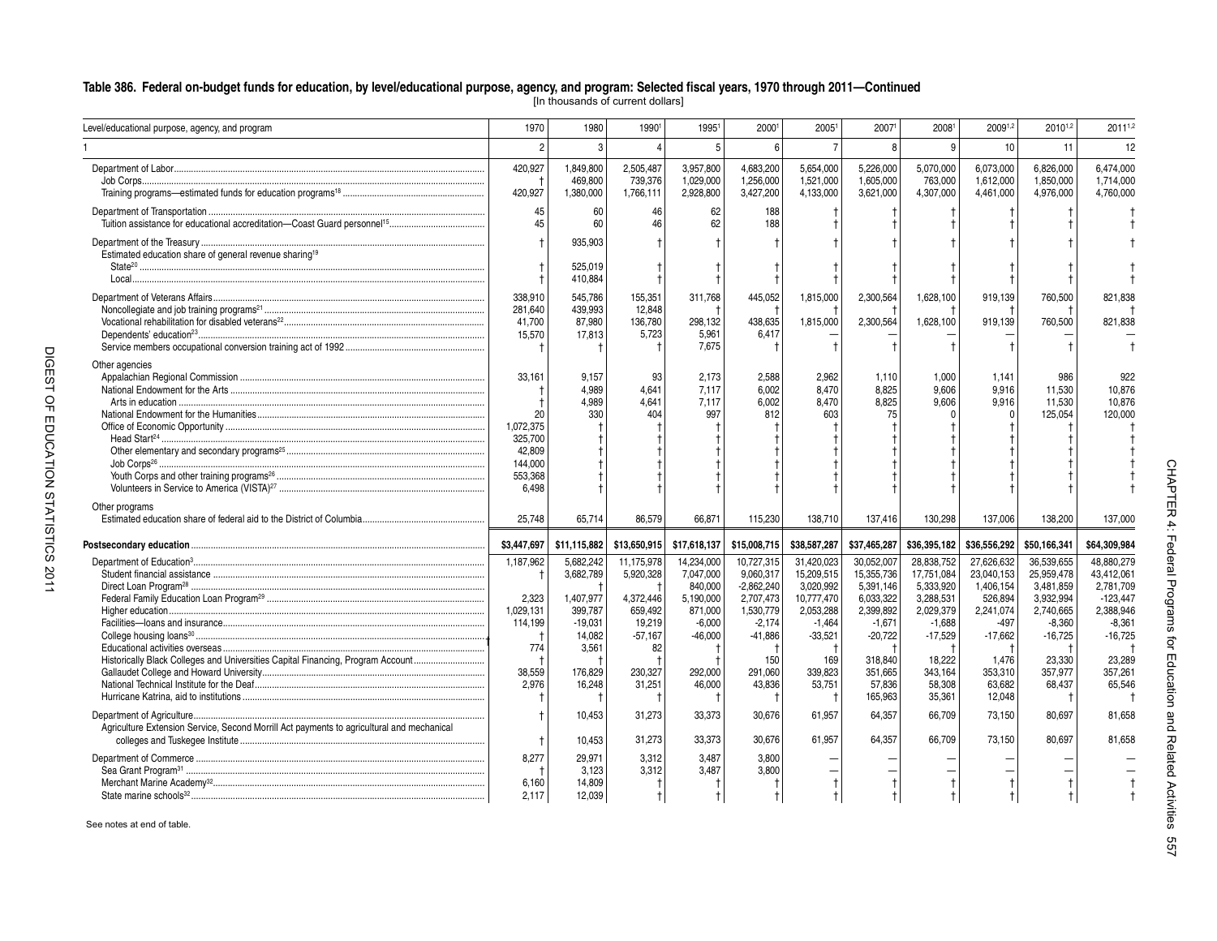## Table 386. Federal on-budget funds for education, by level/educational purpose, agency, and program: Selected fiscal years, 1970 through 2011—Continued

[In thousands of current dollars]

| Level/educational purpose, agency, and program | 1970 | 1980 | 1990[1] | 1995[1] | 2000[1] | 2005[1] | 2007[1] | 2008[1] | 2009[1,2] | 2010[1,2] | 2011[1,2] |
|---|---|---|---|---|---|---|---|---|---|---|---|
| 1 | 2 | 3 | 4 | 5 | 6 | 7 | 8 | 9 | 10 | 11 | 12 |
| Department of Labor | 420,927 | 1,849,800 | 2,505,487 | 3,957,800 | 4,683,200 | 5,654,000 | 5,226,000 | 5,070,000 | 6,073,000 | 6,826,000 | 6,474,000 |
| Job Corps | † | 469,800 | 739,376 | 1,029,000 | 1,256,000 | 1,521,000 | 1,605,000 | 763,000 | 1,612,000 | 1,850,000 | 1,714,000 |
| Training programs—estimated funds for education programs[18] | 420,927 | 1,380,000 | 1,766,111 | 2,928,800 | 3,427,200 | 4,133,000 | 3,621,000 | 4,307,000 | 4,461,000 | 4,976,000 | 4,760,000 |
| Department of Transportation | 45 | 60 | 46 | 62 | 188 | † | † | † | † | † | † |
| Tuition assistance for educational accreditation—Coast Guard personnel[15] | 45 | 60 | 46 | 62 | 188 | † | † | † | † | † | † |
| Department of the Treasury | † | 935,903 | † | † | † | † | † | † | † | † | † |
| Estimated education share of general revenue sharing[19] | | | | | | | | | | | |
| State[20] | † | 525,019 | † | † | † | † | † | † | † | † | † |
| Local | † | 410,884 | † | † | † | † | † | † | † | † | † |
| Department of Veterans Affairs | 338,910 | 545,786 | 155,351 | 311,768 | 445,052 | 1,815,000 | 2,300,564 | 1,628,100 | 919,139 | 760,500 | 821,838 |
| Noncollegiate and job training programs[21] | 281,640 | 439,993 | 12,848 | † | † | † | † | † | † | † | † |
| Vocational rehabilitation for disabled veterans[22] | 41,700 | 87,980 | 136,780 | 298,132 | 438,635 | 1,815,000 | 2,300,564 | 1,628,100 | 919,139 | 760,500 | 821,838 |
| Dependents' education[23] | 15,570 | 17,813 | 5,723 | 5,961 | 6,417 | — | — | — | — | — | — |
| Service members occupational conversion training act of 1992 | † | † | † | 7,675 | † | † | † | † | † | † | † |
| Other agencies | | | | | | | | | | | |
| Appalachian Regional Commission | 33,161 | 9,157 | 93 | 2,173 | 2,588 | 2,962 | 1,110 | 1,000 | 1,141 | 986 | 922 |
| National Endowment for the Arts | † | 4,989 | 4,641 | 7,117 | 6,002 | 8,470 | 8,825 | 9,606 | 9,916 | 11,530 | 10,876 |
| Arts in education | † | 4,989 | 4,641 | 7,117 | 6,002 | 8,470 | 8,825 | 9,606 | 9,916 | 11,530 | 10,876 |
| National Endowment for the Humanities | 20 | 330 | 404 | 997 | 812 | 603 | 75 | 0 | 0 | 125,054 | 120,000 |
| Office of Economic Opportunity | 1,072,375 | † | † | † | † | † | † | † | † | † | † |
| Head Start[24] | 325,700 | † | † | † | † | † | † | † | † | † | † |
| Other elementary and secondary programs[25] | 42,809 | † | † | † | † | † | † | † | † | † | † |
| Job Corps[26] | 144,000 | † | † | † | † | † | † | † | † | † | † |
| Youth Corps and other training programs[26] | 553,368 | † | † | † | † | † | † | † | † | † | † |
| Volunteers in Service to America (VISTA)[27] | 6,498 | † | † | † | † | † | † | † | † | † | † |
| Other programs | | | | | | | | | | | |
| Estimated education share of federal aid to the District of Columbia | 25,748 | 65,714 | 86,579 | 66,871 | 115,230 | 138,710 | 137,416 | 130,298 | 137,006 | 138,200 | 137,000 |
| **Postsecondary education** | **$3,447,697** | **$11,115,882** | **$13,650,915** | **$17,618,137** | **$15,008,715** | **$38,587,287** | **$37,465,287** | **$36,395,182** | **$36,556,292** | **$50,166,341** | **$64,309,984** |
| Department of Education[3] | 1,187,962 | 5,682,242 | 11,175,978 | 14,234,000 | 10,727,315 | 31,420,023 | 30,052,007 | 28,838,752 | 27,626,632 | 36,539,655 | 48,880,279 |
| Student financial assistance | † | 3,682,789 | 5,920,328 | 7,047,000 | 9,060,317 | 15,209,515 | 15,355,736 | 17,751,084 | 23,040,153 | 25,959,478 | 43,412,061 |
| Direct Loan Program[28] | † | † | † | 840,000 | -2,862,240 | 3,020,992 | 5,391,146 | 5,333,920 | 1,406,154 | 3,481,859 | 2,781,709 |
| Federal Family Education Loan Program[29] | 2,323 | 1,407,977 | 4,372,446 | 5,190,000 | 2,707,473 | 10,777,470 | 6,033,322 | 3,288,531 | 526,894 | 3,932,994 | -123,447 |
| Higher education | 1,029,131 | 399,787 | 659,492 | 871,000 | 1,530,779 | 2,053,288 | 2,399,892 | 2,029,379 | 2,241,074 | 2,740,665 | 2,388,946 |
| Facilities—loans and insurance | 114,199 | -19,031 | 19,219 | -6,000 | -2,174 | -1,464 | -1,671 | -1,688 | -497 | -8,360 | -8,361 |
| College housing loans[30] | † | 14,082 | -57,167 | -46,000 | -41,886 | -33,521 | -20,722 | -17,529 | -17,662 | -16,725 | -16,725 |
| Educational activities overseas | 774 | 3,561 | 82 | † | † | † | † | † | † | † | † |
| Historically Black Colleges and Universities Capital Financing, Program Account | † | † | † | † | 150 | 169 | 318,840 | 18,222 | 1,476 | 23,330 | 23,289 |
| Gallaudet College and Howard University | 38,559 | 176,829 | 230,327 | 292,000 | 291,060 | 339,823 | 351,665 | 343,164 | 353,310 | 357,977 | 357,261 |
| National Technical Institute for the Deaf | 2,976 | 16,248 | 31,251 | 46,000 | 43,836 | 53,751 | 57,836 | 58,308 | 63,682 | 68,437 | 65,546 |
| Hurricane Katrina, aid to institutions | † | † | † | † | † | † | 165,963 | 35,361 | 12,048 | † | † |
| Department of Agriculture | † | 10,453 | 31,273 | 33,373 | 30,676 | 61,957 | 64,357 | 66,709 | 73,150 | 80,697 | 81,658 |
| Agriculture Extension Service, Second Morrill Act payments to agricultural and mechanical colleges and Tuskegee Institute | † | 10,453 | 31,273 | 33,373 | 30,676 | 61,957 | 64,357 | 66,709 | 73,150 | 80,697 | 81,658 |
| Department of Commerce | 8,277 | 29,971 | 3,312 | 3,487 | 3,800 | — | — | — | — | — | — |
| Sea Grant Program[31] | † | 3,123 | 3,312 | 3,487 | 3,800 | — | — | — | — | — | — |
| Merchant Marine Academy[32] | 6,160 | 14,809 | † | † | † | † | † | † | † | † | † |
| State marine schools[32] | 2,117 | 12,039 | † | † | † | † | † | † | † | † | † |

See notes at end of table.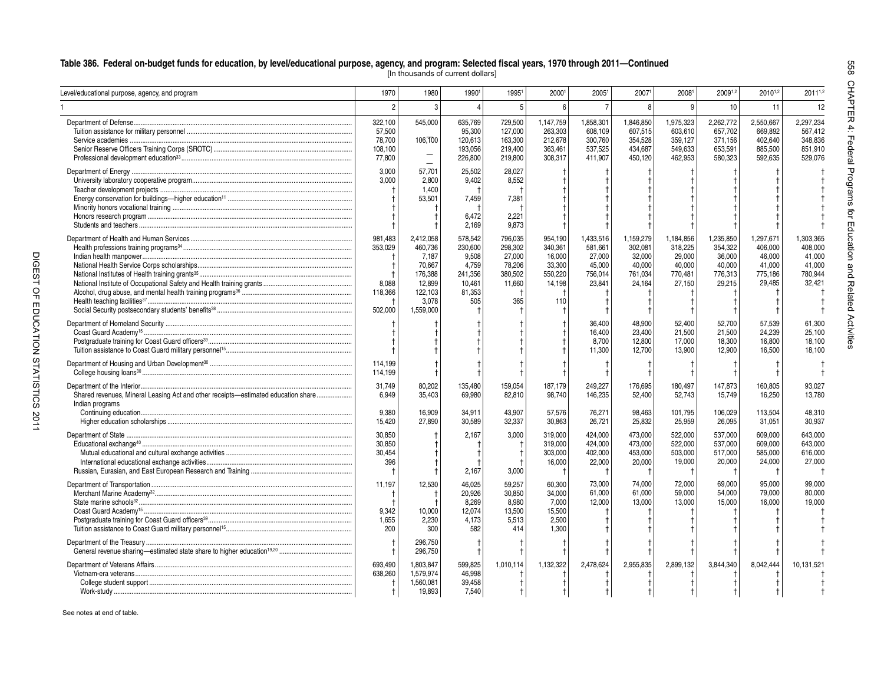## Table 386. Federal on-budget funds for education, by level/educational purpose, agency, and program: Selected fiscal years, 1970 through 2011—Continued

[In thousands of current dollars]

| Level/educational purpose, agency, and program | 1970 | 1980 | 1990[1] | 1995[1] | 2000[1] | 2005[1] | 2007[1] | 2008[1] | 2009[1,2] | 2010[1,2] | 2011[1,2] |
|---|---|---|---|---|---|---|---|---|---|---|---|
| 1 | 2 | 3 | 4 | 5 | 6 | 7 | 8 | 9 | 10 | 11 | 12 |
| Department of Defense | 322,100 | 545,000 | 635,769 | 729,500 | 1,147,759 | 1,858,301 | 1,846,850 | 1,975,323 | 2,262,772 | 2,550,667 | 2,297,234 |
| Tuition assistance for military personnel | 57,500 | — | 95,300 | 127,000 | 263,303 | 608,109 | 607,515 | 603,610 | 657,702 | 669,892 | 567,412 |
| Service academies | 78,700 | 106,100 | 120,613 | 163,300 | 212,678 | 300,760 | 354,528 | 359,127 | 371,156 | 402,640 | 348,836 |
| Senior Reserve Officers Training Corps (SROTC) | 108,100 | — | 193,056 | 219,400 | 363,461 | 537,525 | 434,687 | 549,633 | 653,591 | 885,500 | 851,910 |
| Professional development education[33] | 77,800 | — | 226,800 | 219,800 | 308,317 | 411,907 | 450,120 | 462,953 | 580,323 | 592,635 | 529,076 |
| Department of Energy | 3,000 | 57,701 | 25,502 | 28,027 | † | † | † | † | † | † | † |
| University laboratory cooperative program | 3,000 | 2,800 | 9,402 | 8,552 | † | † | † | † | † | † | † |
| Teacher development projects | † | 1,400 | † | † | † | † | † | † | † | † | † |
| Energy conservation for buildings—higher education[11] | † | 53,501 | 7,459 | 7,381 | † | † | † | † | † | † | † |
| Minority honors vocational training | † | † | † | † | † | † | † | † | † | † | † |
| Honors research program | † | † | 6,472 | 2,221 | † | † | † | † | † | † | † |
| Students and teachers | † | † | 2,169 | 9,873 | † | † | † | † | † | † | † |
| Department of Health and Human Services | 981,483 | 2,412,058 | 578,542 | 796,035 | 954,190 | 1,433,516 | 1,159,279 | 1,184,856 | 1,235,850 | 1,297,671 | 1,303,365 |
| Health professions training programs[34] | 353,029 | 460,736 | 230,600 | 298,302 | 340,361 | 581,661 | 302,081 | 318,225 | 354,322 | 406,000 | 408,000 |
| Indian health manpower | † | 7,187 | 9,508 | 27,000 | 16,000 | 27,000 | 32,000 | 29,000 | 36,000 | 46,000 | 41,000 |
| National Health Service Corps scholarships | † | 70,667 | 4,759 | 78,206 | 33,300 | 45,000 | 40,000 | 40,000 | 40,000 | 41,000 | 41,000 |
| National Institutes of Health training grants[35] | † | 176,388 | 241,356 | 380,502 | 550,220 | 756,014 | 761,034 | 770,481 | 776,313 | 775,186 | 780,944 |
| National Institute of Occupational Safety and Health training grants | 8,088 | 12,899 | 10,461 | 11,660 | 14,198 | 23,841 | 24,164 | 27,150 | 29,215 | 29,485 | 32,421 |
| Alcohol, drug abuse, and mental health training programs[36] | 118,366 | 122,103 | 81,353 | † | † | † | † | † | † | † | † |
| Health teaching facilities[37] | † | 3,078 | 505 | 365 | 110 | † | † | † | † | † | † |
| Social Security postsecondary students' benefits[38] | 502,000 | 1,559,000 | † | † | † | † | † | † | † | † | † |
| Department of Homeland Security | † | † | † | † | † | 36,400 | 48,900 | 52,400 | 52,700 | 57,539 | 61,300 |
| Coast Guard Academy[15] | † | † | † | † | † | 16,400 | 23,400 | 21,500 | 21,500 | 24,239 | 25,100 |
| Postgraduate training for Coast Guard officers[38] | † | † | † | † | † | 8,700 | 12,800 | 17,000 | 18,300 | 16,800 | 18,100 |
| Tuition assistance to Coast Guard military personnel[15] | † | † | † | † | † | 11,300 | 12,700 | 13,900 | 12,900 | 16,500 | 18,100 |
| Department of Housing and Urban Development[30] | 114,199 | † | † | † | † | † | † | † | † | † | † |
| College housing loans[30] | 114,199 | † | † | † | † | † | † | † | † | † | † |
| Department of the Interior | 31,749 | 80,202 | 135,480 | 159,054 | 187,179 | 249,227 | 176,695 | 180,497 | 147,873 | 160,805 | 93,027 |
| Shared revenues, Mineral Leasing Act and other receipts—estimated education share | 6,949 | 35,403 | 69,980 | 82,810 | 98,740 | 146,235 | 52,400 | 52,743 | 15,749 | 16,250 | 13,780 |
| Indian programs | | | | | | | | | | | |
| Continuing education | 9,380 | 16,909 | 34,911 | 43,907 | 57,576 | 76,271 | 98,463 | 101,795 | 106,029 | 113,504 | 48,310 |
| Higher education scholarships | 15,420 | 27,890 | 30,589 | 32,337 | 30,863 | 26,721 | 25,832 | 25,959 | 26,095 | 31,051 | 30,937 |
| Department of State | 30,850 | † | 2,167 | 3,000 | 319,000 | 424,000 | 473,000 | 522,000 | 537,000 | 609,000 | 643,000 |
| Educational exchange[40] | 30,850 | † | † | † | 319,000 | 424,000 | 473,000 | 522,000 | 537,000 | 609,000 | 643,000 |
| Mutual educational and cultural exchange activities | 30,454 | † | † | † | 303,000 | 402,000 | 453,000 | 503,000 | 517,000 | 585,000 | 616,000 |
| International educational exchange activities | 396 | † | † | † | 16,000 | 22,000 | 20,000 | 19,000 | 20,000 | 24,000 | 27,000 |
| Russian, Eurasian, and East European Research and Training | † | † | 2,167 | 3,000 | † | † | † | † | † | † | † |
| Department of Transportation | 11,197 | 12,530 | 46,025 | 59,257 | 60,300 | 73,000 | 74,000 | 72,000 | 69,000 | 95,000 | 99,000 |
| Merchant Marine Academy[32] | † | † | 20,926 | 30,850 | 34,000 | 61,000 | 61,000 | 59,000 | 54,000 | 79,000 | 80,000 |
| State marine schools[32] | † | † | 8,269 | 8,980 | 7,000 | 12,000 | 13,000 | 13,000 | 15,000 | 16,000 | 19,000 |
| Coast Guard Academy[15] | 9,342 | 10,000 | 12,074 | 13,500 | 15,500 | † | † | † | † | † | † |
| Postgraduate training for Coast Guard officers[38] | 1,655 | 2,230 | 4,173 | 5,513 | 2,500 | † | † | † | † | † | † |
| Tuition assistance to Coast Guard military personnel[15] | 200 | 300 | 582 | 414 | 1,300 | † | † | † | † | † | † |
| Department of the Treasury | † | 296,750 | † | † | † | † | † | † | † | † | † |
| General revenue sharing—estimated state share to higher education[19,20] | † | 296,750 | † | † | † | † | † | † | † | † | † |
| Department of Veterans Affairs | 693,490 | 1,803,847 | 599,825 | 1,010,114 | 1,132,322 | 2,478,624 | 2,955,835 | 2,899,132 | 3,844,340 | 8,042,444 | 10,131,521 |
| Vietnam-era veterans | 638,260 | 1,579,974 | 46,998 | † | † | † | † | † | † | † | † |
| College student support | † | 1,560,081 | 39,458 | † | † | † | † | † | † | † | † |
| Work-study | † | 19,893 | 7,540 | † | † | † | † | † | † | † | † |

See notes at end of table.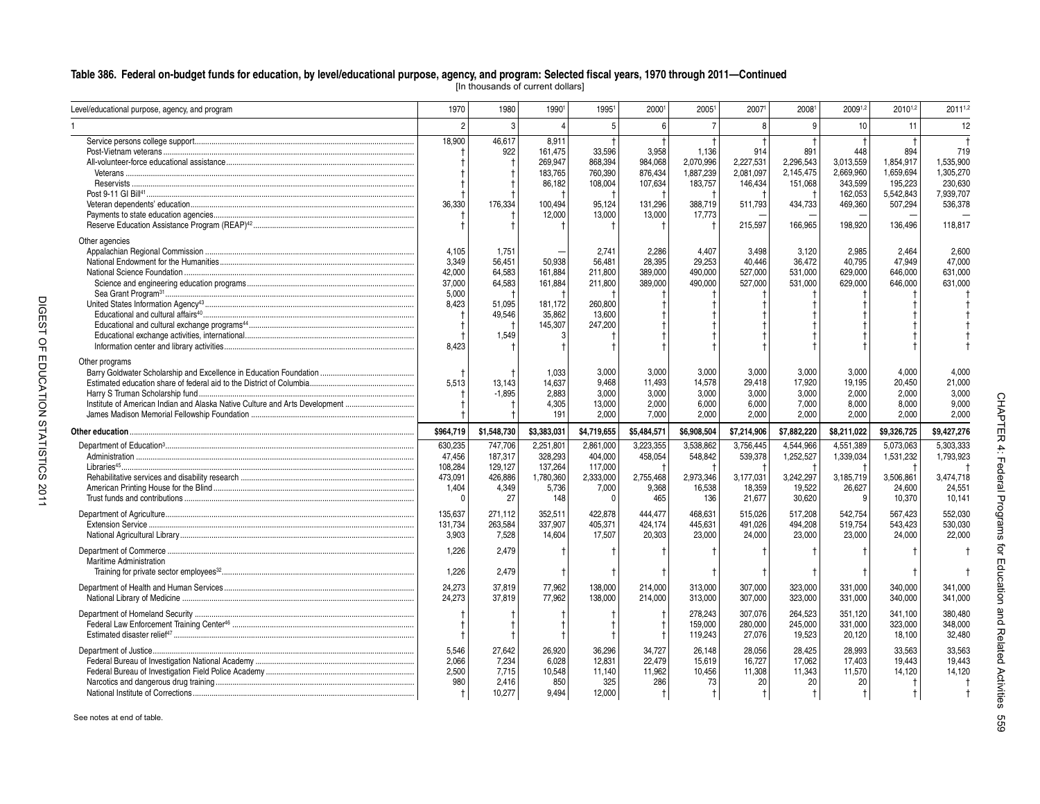## Table 386. Federal on-budget funds for education, by level/educational purpose, agency, and program: Selected fiscal years, 1970 through 2011—Continued

[In thousands of current dollars]

| Level/educational purpose, agency, and program | 1970 | 1980 | 1990[1] | 1995[1] | 2000[1] | 2005[1] | 2007[1] | 2008[1] | 2009[1,2] | 2010[1,2] | 2011[1,2] |
|---|---|---|---|---|---|---|---|---|---|---|---|
| 1 | 2 | 3 | 4 | 5 | 6 | 7 | 8 | 9 | 10 | 11 | 12 |
| Service persons college support | 18,900 | 46,617 | 8,911 | † | † | † | † | † | † | † | † |
| Post-Vietnam veterans | † | 922 | 161,475 | 33,596 | 3,958 | 1,136 | 914 | 891 | 448 | 894 | 719 |
| All-volunteer-force educational assistance | † | † | 269,947 | 868,394 | 984,068 | 2,070,996 | 2,227,531 | 2,296,543 | 3,013,559 | 1,854,917 | 1,535,900 |
| Veterans | † | † | 183,765 | 760,390 | 876,434 | 1,887,239 | 2,081,097 | 2,145,475 | 2,669,960 | 1,659,694 | 1,305,270 |
| Reservists | † | † | 86,182 | 108,004 | 107,634 | 183,757 | 146,434 | 151,068 | 343,599 | 195,223 | 230,630 |
| Post 9-11 GI Bill[41] | † | † | † | † | † | † | † | † | 162,053 | 5,542,843 | 7,939,707 |
| Veteran dependents' education | 36,330 | 176,334 | 100,494 | 95,124 | 131,296 | 388,719 | 511,793 | 434,733 | 469,360 | 507,294 | 536,378 |
| Payments to state education agencies | † | † | 12,000 | 13,000 | 13,000 | 17,773 | — | — | — | — | — |
| Reserve Education Assistance Program (REAP)[42] | † | † | † | † | † | † | 215,597 | 166,965 | 198,920 | 136,496 | 118,817 |
| Other agencies | | | | | | | | | | | |
| Appalachian Regional Commission | 4,105 | 1,751 | — | 2,741 | 2,286 | 4,407 | 3,498 | 3,120 | 2,985 | 2,464 | 2,600 |
| National Endowment for the Humanities | 3,349 | 56,451 | 50,938 | 56,481 | 28,395 | 29,253 | 40,446 | 36,472 | 40,795 | 47,949 | 47,000 |
| National Science Foundation | 42,000 | 64,583 | 161,884 | 211,800 | 389,000 | 490,000 | 527,000 | 531,000 | 629,000 | 646,000 | 631,000 |
| Science and engineering education programs | 37,000 | 64,583 | 161,884 | 211,800 | 389,000 | 490,000 | 527,000 | 531,000 | 629,000 | 646,000 | 631,000 |
| Sea Grant Program[31] | 5,000 | † | † | † | † | † | † | † | † | † | † |
| United States Information Agency[43] | 8,423 | 51,095 | 181,172 | 260,800 | † | † | † | † | † | † | † |
| Educational and cultural affairs[40] | † | 49,546 | 35,862 | 13,600 | † | † | † | † | † | † | † |
| Educational and cultural exchange programs[44] | † | † | 145,307 | 247,200 | † | † | † | † | † | † | † |
| Educational exchange activities, international | † | 1,549 | 3 | † | † | † | † | † | † | † | † |
| Information center and library activities | 8,423 | † | † | † | † | † | † | † | † | † | † |
| Other programs | | | | | | | | | | | |
| Barry Goldwater Scholarship and Excellence in Education Foundation | † | † | 1,033 | 3,000 | 3,000 | 3,000 | 3,000 | 3,000 | 3,000 | 4,000 | 4,000 |
| Estimated education share of federal aid to the District of Columbia | 5,513 | 13,143 | 14,637 | 9,468 | 11,493 | 14,578 | 29,418 | 17,920 | 19,195 | 20,450 | 21,000 |
| Harry S Truman Scholarship fund | † | -1,895 | 2,883 | 3,000 | 3,000 | 3,000 | 3,000 | 3,000 | 2,000 | 2,000 | 3,000 |
| Institute of American Indian and Alaska Native Culture and Arts Development | † | † | 4,305 | 13,000 | 2,000 | 6,000 | 6,000 | 7,000 | 8,000 | 8,000 | 9,000 |
| James Madison Memorial Fellowship Foundation | † | † | 191 | 2,000 | 7,000 | 2,000 | 2,000 | 2,000 | 2,000 | 2,000 | 2,000 |
| **Other education** | **$964,719** | **$1,548,730** | **$3,383,031** | **$4,719,655** | **$5,484,571** | **$6,908,504** | **$7,214,906** | **$7,882,220** | **$8,211,022** | **$9,326,725** | **$9,427,276** |
| Department of Education[3] | 630,235 | 747,706 | 2,251,801 | 2,861,000 | 3,223,355 | 3,538,862 | 3,756,445 | 4,544,966 | 4,551,389 | 5,073,063 | 5,303,333 |
| Administration | 47,456 | 187,317 | 328,293 | 404,000 | 458,054 | 548,842 | 539,378 | 1,252,527 | 1,339,034 | 1,531,232 | 1,793,923 |
| Libraries[45] | 108,284 | 129,127 | 137,264 | 117,000 | † | † | † | † | † | † | † |
| Rehabilitative services and disability research | 473,091 | 426,886 | 1,780,360 | 2,333,000 | 2,755,468 | 2,973,346 | 3,177,031 | 3,242,297 | 3,185,719 | 3,506,861 | 3,474,718 |
| American Printing House for the Blind | 1,404 | 4,349 | 5,736 | 7,000 | 9,368 | 16,538 | 18,359 | 19,522 | 26,627 | 24,600 | 24,551 |
| Trust funds and contributions | 0 | 27 | 148 | 0 | 465 | 136 | 21,677 | 30,620 | 9 | 10,370 | 10,141 |
| Department of Agriculture | 135,637 | 271,112 | 352,511 | 422,878 | 444,477 | 468,631 | 515,026 | 517,208 | 542,754 | 567,423 | 552,030 |
| Extension Service | 131,734 | 263,584 | 337,907 | 405,371 | 424,174 | 445,631 | 491,026 | 494,208 | 519,754 | 543,423 | 530,030 |
| National Agricultural Library | 3,903 | 7,528 | 14,604 | 17,507 | 20,303 | 23,000 | 24,000 | 23,000 | 23,000 | 24,000 | 22,000 |
| Department of Commerce | 1,226 | 2,479 | † | † | † | † | † | † | † | † | † |
| Maritime Administration | | | | | | | | | | | |
| Training for private sector employees[32] | 1,226 | 2,479 | † | † | † | † | † | † | † | † | † |
| Department of Health and Human Services | 24,273 | 37,819 | 77,962 | 138,000 | 214,000 | 313,000 | 307,000 | 323,000 | 331,000 | 340,000 | 341,000 |
| National Library of Medicine | 24,273 | 37,819 | 77,962 | 138,000 | 214,000 | 313,000 | 307,000 | 323,000 | 331,000 | 340,000 | 341,000 |
| Department of Homeland Security | † | † | † | † | † | 278,243 | 307,076 | 264,523 | 351,120 | 341,100 | 380,480 |
| Federal Law Enforcement Training Center[46] | † | † | † | † | † | 159,000 | 280,000 | 245,000 | 331,000 | 323,000 | 348,000 |
| Estimated disaster relief[47] | † | † | † | † | † | 119,243 | 27,076 | 19,523 | 20,120 | 18,100 | 32,480 |
| Department of Justice | 5,546 | 27,642 | 26,920 | 36,296 | 34,727 | 26,148 | 28,056 | 28,425 | 28,993 | 33,563 | 33,563 |
| Federal Bureau of Investigation National Academy | 2,066 | 7,234 | 6,028 | 12,831 | 22,479 | 15,619 | 16,727 | 17,062 | 17,403 | 19,443 | 19,443 |
| Federal Bureau of Investigation Field Police Academy | 2,500 | 7,715 | 10,548 | 11,140 | 11,962 | 10,456 | 11,308 | 11,343 | 11,570 | 14,120 | 14,120 |
| Narcotics and dangerous drug training | 980 | 2,416 | 850 | 325 | 286 | 73 | 20 | 20 | 20 | † | † |
| National Institute of Corrections | † | 10,277 | 9,494 | 12,000 | † | † | † | † | † | † | † |

See notes at end of table.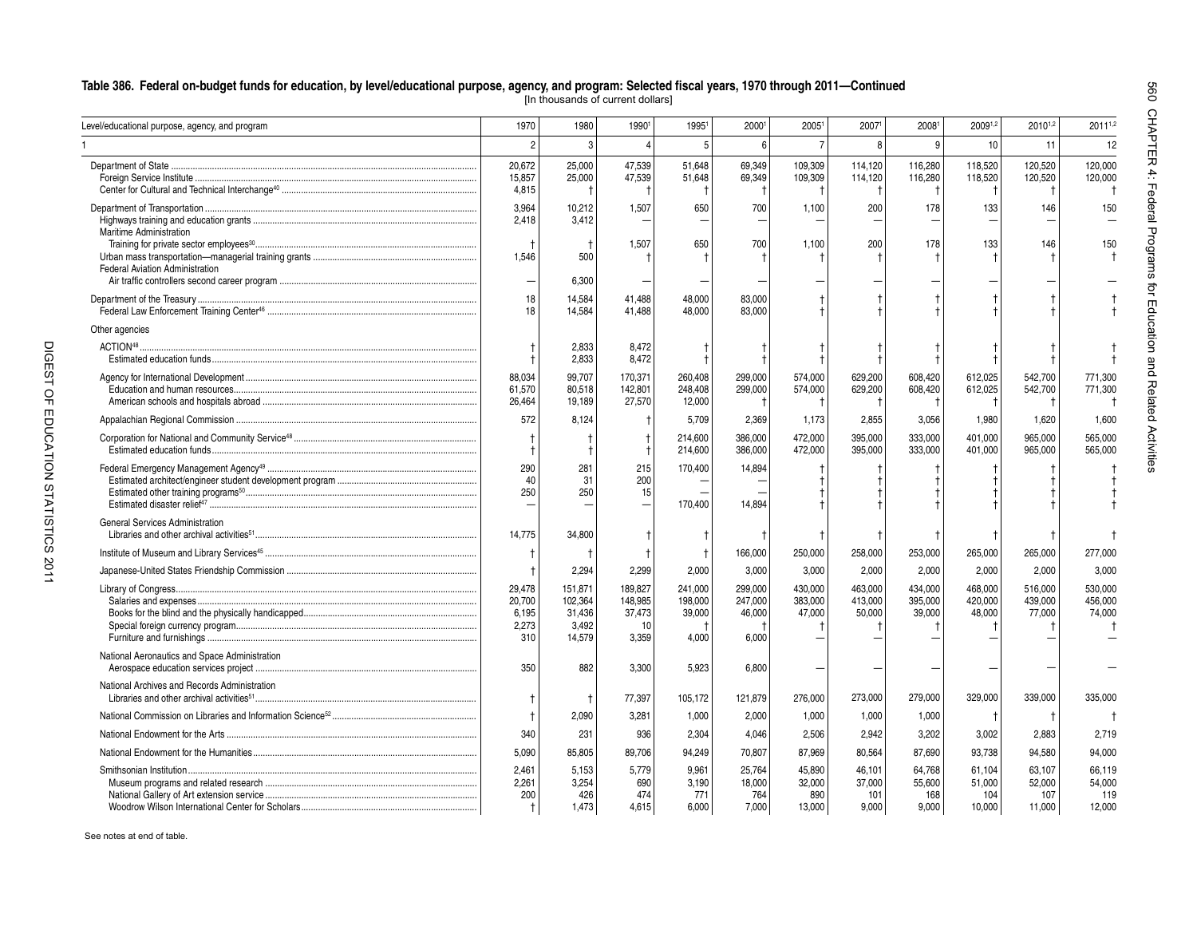## Table 386. Federal on-budget funds for education, by level/educational purpose, agency, and program: Selected fiscal years, 1970 through 2011—Continued

[In thousands of current dollars]

| Level/educational purpose, agency, and program | 1970 | 1980 | 1990[1] | 1995[1] | 2000[1] | 2005[1] | 2007[1] | 2008[1] | 2009[1,2] | 2010[1,2] | 2011[1,2] |
|---|---|---|---|---|---|---|---|---|---|---|---|
| 1 | 2 | 3 | 4 | 5 | 6 | 7 | 8 | 9 | 10 | 11 | 12 |
| Department of State | 20,672 | 25,000 | 47,539 | 51,648 | 69,349 | 109,309 | 114,120 | 116,280 | 118,520 | 120,520 | 120,000 |
| Foreign Service Institute | 15,857 | 25,000 | 47,539 | 51,648 | 69,349 | 109,309 | 114,120 | 116,280 | 118,520 | 120,520 | 120,000 |
| Center for Cultural and Technical Interchange[40] | 4,815 | † | † | † | † | † | † | † | † | † | † |
| Department of Transportation | 3,964 | 10,212 | 1,507 | 650 | 700 | 1,100 | 200 | 178 | 133 | 146 | 150 |
| Highways training and education grants | 2,418 | 3,412 | — | — | — | — | — | — | — | — | — |
| Maritime Administration | | | | | | | | | | | |
| Training for private sector employees[30] | † | † | 1,507 | 650 | 700 | 1,100 | 200 | 178 | 133 | 146 | 150 |
| Urban mass transportation—managerial training grants | 1,546 | 500 | † | † | † | † | † | † | † | † | † |
| Federal Aviation Administration | | | | | | | | | | | |
| Air traffic controllers second career program | — | 6,300 | — | — | — | — | — | — | — | — | — |
| Department of the Treasury | 18 | 14,584 | 41,488 | 48,000 | 83,000 | † | † | † | † | † | † |
| Federal Law Enforcement Training Center[46] | 18 | 14,584 | 41,488 | 48,000 | 83,000 | † | † | † | † | † | † |
| Other agencies | | | | | | | | | | | |
| ACTION[48] | † | 2,833 | 8,472 | † | † | † | † | † | † | † | † |
| Estimated education funds | † | 2,833 | 8,472 | † | † | † | † | † | † | † | † |
| Agency for International Development | 88,034 | 99,707 | 170,371 | 260,408 | 299,000 | 574,000 | 629,200 | 608,420 | 612,025 | 542,700 | 771,300 |
| Education and human resources | 61,570 | 80,518 | 142,801 | 248,408 | 299,000 | 574,000 | 629,200 | 608,420 | 612,025 | 542,700 | 771,300 |
| American schools and hospitals abroad | 26,464 | 19,189 | 27,570 | 12,000 | † | † | † | † | † | † | † |
| Appalachian Regional Commission | 572 | 8,124 | † | 5,709 | 2,369 | 1,173 | 2,855 | 3,056 | 1,980 | 1,620 | 1,600 |
| Corporation for National and Community Service[48] | † | † | † | 214,600 | 386,000 | 472,000 | 395,000 | 333,000 | 401,000 | 965,000 | 565,000 |
| Estimated education funds | † | † | † | 214,600 | 386,000 | 472,000 | 395,000 | 333,000 | 401,000 | 965,000 | 565,000 |
| Federal Emergency Management Agency[49] | 290 | 281 | 215 | 170,400 | 14,894 | † | † | † | † | † | † |
| Estimated architect/engineer student development program | 40 | 31 | 200 | — | — | † | † | † | † | † | † |
| Estimated other training programs[50] | 250 | 250 | 15 | — | — | † | † | † | † | † | † |
| Estimated disaster relief[47] | — | — | — | 170,400 | 14,894 | † | † | † | † | † | † |
| General Services Administration | | | | | | | | | | | |
| Libraries and other archival activities[51] | 14,775 | 34,800 | † | † | † | † | † | † | † | † | † |
| Institute of Museum and Library Services[45] | † | † | † | † | 166,000 | 250,000 | 258,000 | 253,000 | 265,000 | 265,000 | 277,000 |
| Japanese-United States Friendship Commission | † | 2,294 | 2,299 | 2,000 | 3,000 | 3,000 | 2,000 | 2,000 | 2,000 | 2,000 | 3,000 |
| Library of Congress | 29,478 | 151,871 | 189,827 | 241,000 | 299,000 | 430,000 | 463,000 | 434,000 | 468,000 | 516,000 | 530,000 |
| Salaries and expenses | 20,700 | 102,364 | 148,985 | 198,000 | 247,000 | 383,000 | 413,000 | 395,000 | 420,000 | 439,000 | 456,000 |
| Books for the blind and the physically handicapped | 6,195 | 31,436 | 37,473 | 39,000 | 46,000 | 47,000 | 50,000 | 39,000 | 48,000 | 77,000 | 74,000 |
| Special foreign currency program | 2,273 | 3,492 | 10 | † | † | † | † | † | † | † | † |
| Furniture and furnishings | 310 | 14,579 | 3,359 | 4,000 | 6,000 | — | — | — | — | — | — |
| National Aeronautics and Space Administration | | | | | | | | | | | |
| Aerospace education services project | 350 | 882 | 3,300 | 5,923 | 6,800 | — | — | — | — | — | — |
| National Archives and Records Administration | | | | | | | | | | | |
| Libraries and other archival activities[51] | † | † | 77,397 | 105,172 | 121,879 | 276,000 | 273,000 | 279,000 | 329,000 | 339,000 | 335,000 |
| National Commission on Libraries and Information Science[52] | † | 2,090 | 3,281 | 1,000 | 2,000 | 1,000 | 1,000 | 1,000 | † | † | † |
| National Endowment for the Arts | 340 | 231 | 936 | 2,304 | 4,046 | 2,506 | 2,942 | 3,202 | 3,002 | 2,883 | 2,719 |
| National Endowment for the Humanities | 5,090 | 85,805 | 89,706 | 94,249 | 70,807 | 87,969 | 80,564 | 87,690 | 93,738 | 94,580 | 94,000 |
| Smithsonian Institution | 2,461 | 5,153 | 5,779 | 9,961 | 25,764 | 45,890 | 46,101 | 64,768 | 61,104 | 63,107 | 66,119 |
| Museum programs and related research | 2,261 | 3,254 | 690 | 3,190 | 18,000 | 32,000 | 37,000 | 55,600 | 51,000 | 52,000 | 54,000 |
| National Gallery of Art extension service | 200 | 426 | 474 | 771 | 764 | 890 | 101 | 168 | 104 | 107 | 119 |
| Woodrow Wilson International Center for Scholars | † | 1,473 | 4,615 | 6,000 | 7,000 | 13,000 | 9,000 | 9,000 | 10,000 | 11,000 | 12,000 |

See notes at end of table.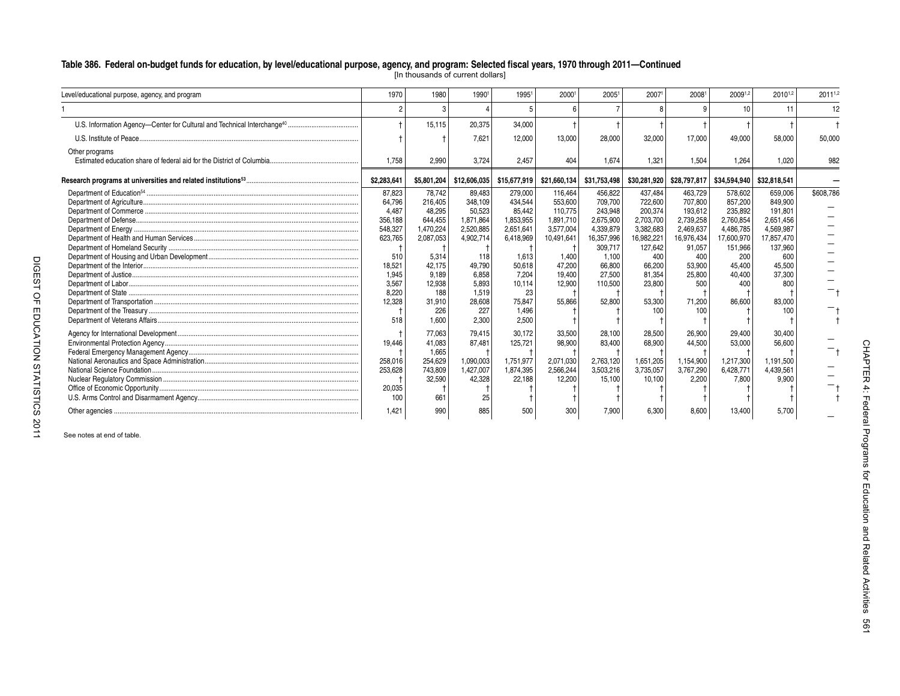## Table 386. Federal on-budget funds for education, by level/educational purpose, agency, and program: Selected fiscal years, 1970 through 2011—Continued

[In thousands of current dollars]

| Level/educational purpose, agency, and program | 1970 | 1980 | 1990[1] | 1995[1] | 2000[1] | 2005[1] | 2007[1] | 2008[1] | 2009[1,2] | 2010[1,2] | 2011[1,2] |
|---|---|---|---|---|---|---|---|---|---|---|---|
| 1 | 2 | 3 | 4 | 5 | 6 | 7 | 8 | 9 | 10 | 11 | 12 |
| U.S. Information Agency—Center for Cultural and Technical Interchange[40] | † | 15,115 | 20,375 | 34,000 | † | † | † | † | † | † | † |
| U.S. Institute of Peace | † | † | 7,621 | 12,000 | 13,000 | 28,000 | 32,000 | 17,000 | 49,000 | 58,000 | 50,000 |
| Other programs | | | | | | | | | | | |
| Estimated education share of federal aid for the District of Columbia | 1,758 | 2,990 | 3,724 | 2,457 | 404 | 1,674 | 1,321 | 1,504 | 1,264 | 1,020 | 982 |
| **Research programs at universities and related institutions[53]** | **$2,283,641** | **$5,801,204** | **$12,606,035** | **$15,677,919** | **$21,660,134** | **$31,753,498** | **$30,281,920** | **$28,797,817** | **$34,594,940** | **$32,818,541** | **—** |
| Department of Education[54] | 87,823 | 78,742 | 89,483 | 279,000 | 116,464 | 456,822 | 437,484 | 463,729 | 578,602 | 659,006 | $608,786 |
| Department of Agriculture | 64,796 | 216,405 | 348,109 | 434,544 | 553,600 | 709,700 | 722,600 | 707,800 | 857,200 | 849,900 | — |
| Department of Commerce | 4,487 | 48,295 | 50,523 | 85,442 | 110,775 | 243,948 | 200,374 | 193,612 | 235,892 | 191,801 | — |
| Department of Defense | 356,188 | 644,455 | 1,871,864 | 1,853,955 | 1,891,710 | 2,675,900 | 2,703,700 | 2,739,258 | 2,760,854 | 2,651,456 | — |
| Department of Energy | 548,327 | 1,470,224 | 2,520,885 | 2,651,641 | 3,577,004 | 4,339,879 | 3,382,683 | 2,469,637 | 4,486,785 | 4,569,987 | — |
| Department of Health and Human Services | 623,765 | 2,087,053 | 4,902,714 | 6,418,969 | 10,491,641 | 16,357,996 | 16,982,221 | 16,976,434 | 17,600,970 | 17,857,470 | — |
| Department of Homeland Security | † | † | † | † | † | 309,717 | 127,642 | 91,057 | 151,966 | 137,960 | — |
| Department of Housing and Urban Development | 510 | 5,314 | 118 | 1,613 | 1,400 | 1,100 | 400 | 400 | 200 | 600 | — |
| Department of the Interior | 18,521 | 42,175 | 49,790 | 50,618 | 47,200 | 66,800 | 66,200 | 53,900 | 45,400 | 45,500 | — |
| Department of Justice | 1,945 | 9,189 | 6,858 | 7,204 | 19,400 | 27,500 | 81,354 | 25,800 | 40,400 | 37,300 | — |
| Department of Labor | 3,567 | 12,938 | 5,893 | 10,114 | 12,900 | 110,500 | 23,800 | 500 | 400 | 800 | — |
| Department of State | 8,220 | 188 | 1,519 | 23 | † | † | † | † | † | † | † |
| Department of Transportation | 12,328 | 31,910 | 28,608 | 75,847 | 55,866 | 52,800 | 53,300 | 71,200 | 86,600 | 83,000 | — |
| Department of the Treasury | † | 226 | 227 | 1,496 | † | † | 100 | 100 | † | 100 | † |
| Department of Veterans Affairs | 518 | 1,600 | 2,300 | 2,500 | † | † | † | † | † | † | † |
| Agency for International Development | † | 77,063 | 79,415 | 30,172 | 33,500 | 28,100 | 28,500 | 26,900 | 29,400 | 30,400 | — |
| Environmental Protection Agency | 19,446 | 41,083 | 87,481 | 125,721 | 98,900 | 83,400 | 68,900 | 44,500 | 53,000 | 56,600 | — |
| Federal Emergency Management Agency | † | 1,665 | † | † | † | † | † | † | † | † | † |
| National Aeronautics and Space Administration | 258,016 | 254,629 | 1,090,003 | 1,751,977 | 2,071,030 | 2,763,120 | 1,651,205 | 1,154,900 | 1,217,300 | 1,191,500 | — |
| National Science Foundation | 253,628 | 743,809 | 1,427,007 | 1,874,395 | 2,566,244 | 3,503,216 | 3,735,057 | 3,767,290 | 6,428,771 | 4,439,561 | — |
| Nuclear Regulatory Commission | † | 32,590 | 42,328 | 22,188 | 12,200 | 15,100 | 10,100 | 2,200 | 7,800 | 9,900 | — |
| Office of Economic Opportunity | 20,035 | † | † | † | † | † | † | † | † | † | † |
| U.S. Arms Control and Disarmament Agency | 100 | 661 | 25 | † | † | † | † | † | † | † | † |
| Other agencies | 1,421 | 990 | 885 | 500 | 300 | 7,900 | 6,300 | 8,600 | 13,400 | 5,700 | — |

See notes at end of table.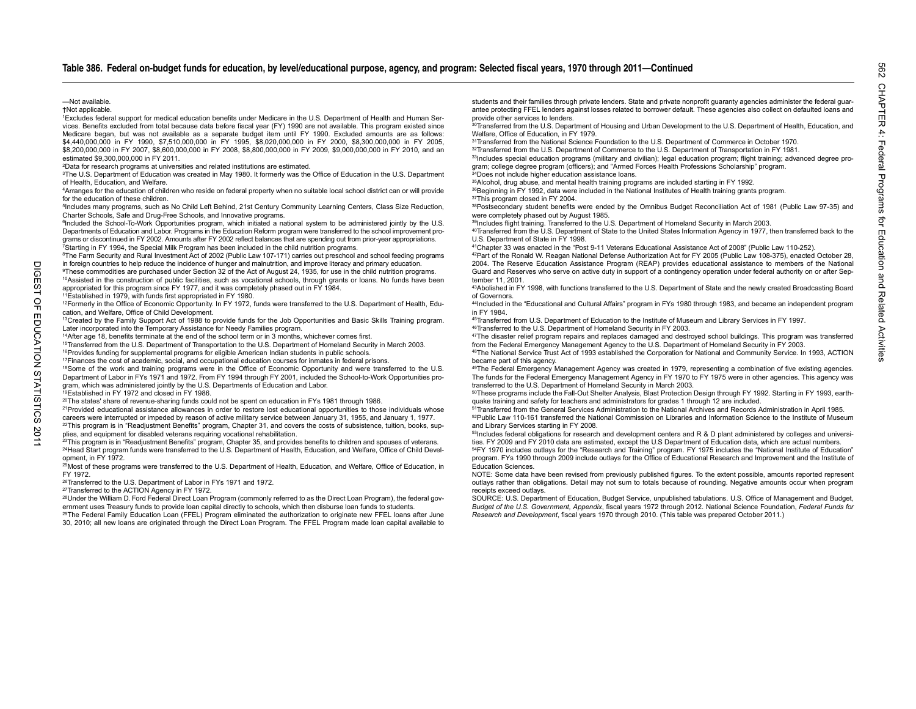## Table 386. Federal on-budget funds for education, by level/educational purpose, agency, and program: Selected fiscal years, 1970 through 2011—Continued

—Not available.

†Not applicable.

[1]Excludes federal support for medical education benefits under Medicare in the U.S. Department of Health and Human Services. Benefits excluded from total because data before fiscal year (FY) 1990 are not available. This program existed since Medicare began, but was not available as a separate budget item until FY 1990. Excluded amounts are as follows: $4,440,000,000 in FY 1990, $7,510,000,000 in FY 1995, $8,020,000,000 in FY 2000, $8,300,000,000 in FY 2005, $8,200,000,000 in FY 2007, $8,600,000,000 in FY 2008, $8,800,000,000 in FY 2009, $9,000,000,000 in FY 2010, and an estimated $9,300,000,000 in FY 2011.

[2]Data for research programs at universities and related institutions are estimated.

[3]The U.S. Department of Education was created in May 1980. It formerly was the Office of Education in the U.S. Department of Health, Education, and Welfare.

[4]Arranges for the education of children who reside on federal property when no suitable local school district can or will provide for the education of these children.

[5]Includes many programs, such as No Child Left Behind, 21st Century Community Learning Centers, Class Size Reduction, Charter Schools, Safe and Drug-Free Schools, and Innovative programs.

[6]Included the School-To-Work Opportunities program, which initiated a national system to be administered jointly by the U.S. Departments of Education and Labor. Programs in the Education Reform program were transferred to the school improvement programs or discontinued in FY 2002. Amounts after FY 2002 reflect balances that are spending out from prior-year appropriations.

[7]Starting in FY 1994, the Special Milk Program has been included in the child nutrition programs.

[8]The Farm Security and Rural Investment Act of 2002 (Public Law 107-171) carries out preschool and school feeding programs in foreign countries to help reduce the incidence of hunger and malnutrition, and improve literacy and primary education.

[9]These commodities are purchased under Section 32 of the Act of August 24, 1935, for use in the child nutrition programs.

[10]Assisted in the construction of public facilities, such as vocational schools, through grants or loans. No funds have been appropriated for this program since FY 1977, and it was completely phased out in FY 1984.

[11]Established in 1979, with funds first appropriated in FY 1980.

[12]Formerly in the Office of Economic Opportunity. In FY 1972, funds were transferred to the U.S. Department of Health, Education, and Welfare, Office of Child Development.

[13]Created by the Family Support Act of 1988 to provide funds for the Job Opportunities and Basic Skills Training program. Later incorporated into the Temporary Assistance for Needy Families program.

[14]After age 18, benefits terminate at the end of the school term or in 3 months, whichever comes first.

[15]Transferred from the U.S. Department of Transportation to the U.S. Department of Homeland Security in March 2003.

[16]Provides funding for supplemental programs for eligible American Indian students in public schools.

[17]Finances the cost of academic, social, and occupational education courses for inmates in federal prisons.

[18]Some of the work and training programs were in the Office of Economic Opportunity and were transferred to the U.S. Department of Labor in FYs 1971 and 1972. From FY 1994 through FY 2001, included the School-to-Work Opportunities program, which was administered jointly by the U.S. Departments of Education and Labor.

[19]Established in FY 1972 and closed in FY 1986.

[20]The states' share of revenue-sharing funds could not be spent on education in FYs 1981 through 1986.

[21]Provided educational assistance allowances in order to restore lost educational opportunities to those individuals whose careers were interrupted or impeded by reason of active military service between January 31, 1955, and January 1, 1977.

[22]This program is in "Readjustment Benefits" program, Chapter 31, and covers the costs of subsistence, tuition, books, supplies, and equipment for disabled veterans requiring vocational rehabilitation.

[23]This program is in "Readjustment Benefits" program, Chapter 35, and provides benefits to children and spouses of veterans.

[24]Head Start program funds were transferred to the U.S. Department of Health, Education, and Welfare, Office of Child Development, in FY 1972.

[25]Most of these programs were transferred to the U.S. Department of Health, Education, and Welfare, Office of Education, in FY 1972.

[26]Transferred to the U.S. Department of Labor in FYs 1971 and 1972.

[27]Transferred to the ACTION Agency in FY 1972.

[28]Under the William D. Ford Federal Direct Loan Program (commonly referred to as the Direct Loan Program), the federal government uses Treasury funds to provide loan capital directly to schools, which then disburse loan funds to students.

[29]The Federal Family Education Loan (FFEL) Program eliminated the authorization to originate new FFEL loans after June 30, 2010; all new loans are originated through the Direct Loan Program. The FFEL Program made loan capital available to students and their families through private lenders. State and private nonprofit guaranty agencies administer the federal guarantee protecting FFEL lenders against losses related to borrower default. These agencies also collect on defaulted loans and provide other services to lenders.

[30]Transferred from the U.S. Department of Housing and Urban Development to the U.S. Department of Health, Education, and Welfare, Office of Education, in FY 1979.

[31]Transferred from the National Science Foundation to the U.S. Department of Commerce in October 1970.

[32]Transferred from the U.S. Department of Commerce to the U.S. Department of Transportation in FY 1981.

[33]Includes special education programs (military and civilian); legal education program; flight training; advanced degree program; college degree program (officers); and "Armed Forces Health Professions Scholarship" program.

[34]Does not include higher education assistance loans.

[35]Alcohol, drug abuse, and mental health training programs are included starting in FY 1992.

[36]Beginning in FY 1992, data were included in the National Institutes of Health training grants program.

[37]This program closed in FY 2004.

[38]Postsecondary student benefits were ended by the Omnibus Budget Reconciliation Act of 1981 (Public Law 97-35) and were completely phased out by August 1985.

[39]Includes flight training. Transferred to the U.S. Department of Homeland Security in March 2003.

[40]Transferred from the U.S. Department of State to the United States Information Agency in 1977, then transferred back to the U.S. Department of State in FY 1998.

[41]Chapter 33 was enacted in the "Post 9-11 Veterans Educational Assistance Act of 2008" (Public Law 110-252).

[42]Part of the Ronald W. Reagan National Defense Authorization Act for FY 2005 (Public Law 108-375), enacted October 28, 2004. The Reserve Education Assistance Program (REAP) provides educational assistance to members of the National Guard and Reserves who serve on active duty in support of a contingency operation under federal authority on or after September 11, 2001.

[43]Abolished in FY 1998, with functions transferred to the U.S. Department of State and the newly created Broadcasting Board of Governors.

[44]Included in the "Educational and Cultural Affairs" program in FYs 1980 through 1983, and became an independent program in FY 1984.

[45]Transferred from U.S. Department of Education to the Institute of Museum and Library Services in FY 1997.

[46]Transferred to the U.S. Department of Homeland Security in FY 2003.

[47]The disaster relief program repairs and replaces damaged and destroyed school buildings. This program was transferred from the Federal Emergency Management Agency to the U.S. Department of Homeland Security in FY 2003.

[48]The National Service Trust Act of 1993 established the Corporation for National and Community Service. In 1993, ACTION became part of this agency.

[49]The Federal Emergency Management Agency was created in 1979, representing a combination of five existing agencies. The funds for the Federal Emergency Management Agency in FY 1970 to FY 1975 were in other agencies. This agency was transferred to the U.S. Department of Homeland Security in March 2003.

[50]These programs include the Fall-Out Shelter Analysis, Blast Protection Design through FY 1992. Starting in FY 1993, earthquake training and safety for teachers and administrators for grades 1 through 12 are included.

[51]Transferred from the General Services Administration to the National Archives and Records Administration in April 1985.

[52]Public Law 110-161 transferred the National Commission on Libraries and Information Science to the Institute of Museum and Library Services starting in FY 2008.

[53]Includes federal obligations for research and development centers and R & D plant administered by colleges and universities. FY 2009 and FY 2010 data are estimated, except the U.S Department of Education data, which are actual numbers.

[54]FY 1970 includes outlays for the "Research and Training" program. FY 1975 includes the "National Institute of Education" program. FYs 1990 through 2009 include outlays for the Office of Educational Research and Improvement and the Institute of Education Sciences.

NOTE: Some data have been revised from previously published figures. To the extent possible, amounts reported represent outlays rather than obligations. Detail may not sum to totals because of rounding. Negative amounts occur when program receipts exceed outlays.

SOURCE: U.S. Department of Education, Budget Service, unpublished tabulations. U.S. Office of Management and Budget, *Budget of the U.S. Government, Appendix*, fiscal years 1972 through 2012. National Science Foundation, *Federal Funds for Research and Development*, fiscal years 1970 through 2010. (This table was prepared October 2011.)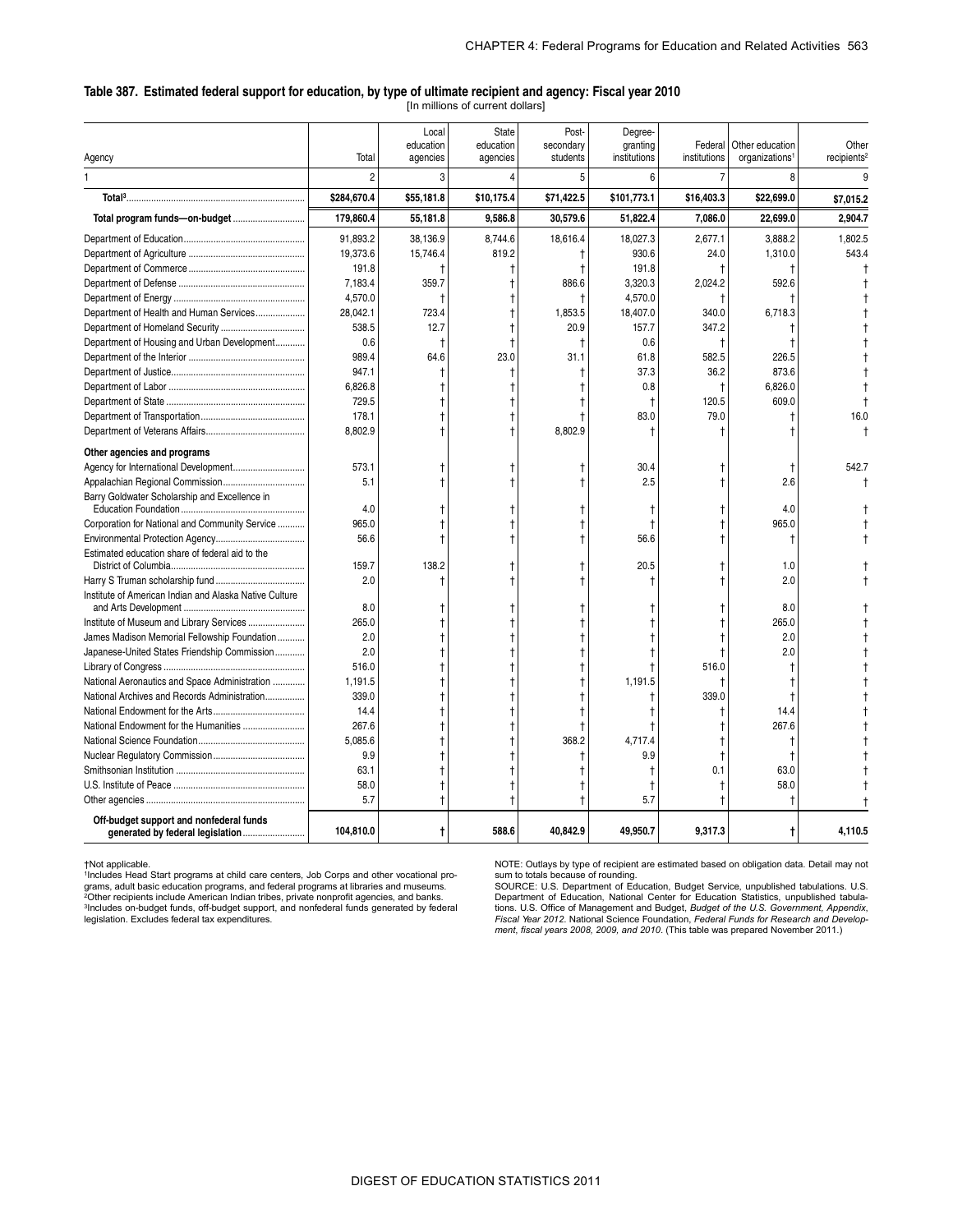### Table 387. Estimated federal support for education, by type of ultimate recipient and agency: Fiscal year 2010

[In millions of current dollars]

| Agency | Total | Local education agencies | State education agencies | Post-secondary students | Degree-granting institutions | Federal institutions | Other education organizations[1] | Other recipients[2] |
|---|---|---|---|---|---|---|---|---|
| 1 | 2 | 3 | 4 | 5 | 6 | 7 | 8 | 9 |
| **Total[3]** | **$284,670.4** | **$55,181.8** | **$10,175.4** | **$71,422.5** | **$101,773.1** | **$16,403.3** | **$22,699.0** | **$7,015.2** |
| **Total program funds—on-budget** | **179,860.4** | **55,181.8** | **9,586.8** | **30,579.6** | **51,822.4** | **7,086.0** | **22,699.0** | **2,904.7** |
| Department of Education | 91,893.2 | 38,136.9 | 8,744.6 | 18,616.4 | 18,027.3 | 2,677.1 | 3,888.2 | 1,802.5 |
| Department of Agriculture | 19,373.6 | 15,746.4 | 819.2 | † | 930.6 | 24.0 | 1,310.0 | 543.4 |
| Department of Commerce | 191.8 | † | † | † | 191.8 | † | † | † |
| Department of Defense | 7,183.4 | 359.7 | † | 886.6 | 3,320.3 | 2,024.2 | 592.6 | † |
| Department of Energy | 4,570.0 | † | † | † | 4,570.0 | † | † | † |
| Department of Health and Human Services | 28,042.1 | 723.4 | † | 1,853.5 | 18,407.0 | 340.0 | 6,718.3 | † |
| Department of Homeland Security | 538.5 | 12.7 | † | 20.9 | 157.7 | 347.2 | † | † |
| Department of Housing and Urban Development | 0.6 | † | † | † | 0.6 | † | † | † |
| Department of the Interior | 989.4 | 64.6 | 23.0 | 31.1 | 61.8 | 582.5 | 226.5 | † |
| Department of Justice | 947.1 | † | † | † | 37.3 | 36.2 | 873.6 | † |
| Department of Labor | 6,826.8 | † | † | † | 0.8 | † | 6,826.0 | † |
| Department of State | 729.5 | † | † | † | † | 120.5 | 609.0 | † |
| Department of Transportation | 178.1 | † | † | † | 83.0 | 79.0 | † | 16.0 |
| Department of Veterans Affairs | 8,802.9 | † | † | 8,802.9 | † | † | † | † |
| **Other agencies and programs** | | | | | | | | |
| Agency for International Development | 573.1 | † | † | † | 30.4 | † | † | 542.7 |
| Appalachian Regional Commission | 5.1 | † | † | † | 2.5 | † | 2.6 | † |
| Barry Goldwater Scholarship and Excellence in Education Foundation | 4.0 | † | † | † | † | † | 4.0 | † |
| Corporation for National and Community Service | 965.0 | † | † | † | † | † | 965.0 | † |
| Environmental Protection Agency | 56.6 | † | † | † | 56.6 | † | † | † |
| Estimated education share of federal aid to the District of Columbia | 159.7 | 138.2 | † | † | 20.5 | † | 1.0 | † |
| Harry S Truman scholarship fund | 2.0 | † | † | † | † | † | 2.0 | † |
| Institute of American Indian and Alaska Native Culture and Arts Development | 8.0 | † | † | † | † | † | 8.0 | † |
| Institute of Museum and Library Services | 265.0 | † | † | † | † | † | 265.0 | † |
| James Madison Memorial Fellowship Foundation | 2.0 | † | † | † | † | † | 2.0 | † |
| Japanese-United States Friendship Commission | 2.0 | † | † | † | † | † | 2.0 | † |
| Library of Congress | 516.0 | † | † | † | † | 516.0 | † | † |
| National Aeronautics and Space Administration | 1,191.5 | † | † | † | 1,191.5 | † | † | † |
| National Archives and Records Administration | 339.0 | † | † | † | † | 339.0 | † | † |
| National Endowment for the Arts | 14.4 | † | † | † | † | † | 14.4 | † |
| National Endowment for the Humanities | 267.6 | † | † | † | † | † | 267.6 | † |
| National Science Foundation | 5,085.6 | † | † | 368.2 | 4,717.4 | † | † | † |
| Nuclear Regulatory Commission | 9.9 | † | † | † | 9.9 | † | † | † |
| Smithsonian Institution | 63.1 | † | † | † | † | 0.1 | 63.0 | † |
| U.S. Institute of Peace | 58.0 | † | † | † | † | † | 58.0 | † |
| Other agencies | 5.7 | † | † | † | 5.7 | † | † | † |
| **Off-budget support and nonfederal funds generated by federal legislation** | **104,810.0** | **†** | **588.6** | **40,842.9** | **49,950.7** | **9,317.3** | **†** | **4,110.5** |

†Not applicable.
[1]Includes Head Start programs at child care centers, Job Corps and other vocational programs, adult basic education programs, and federal programs at libraries and museums.
[2]Other recipients include American Indian tribes, private nonprofit agencies, and banks.
[3]Includes on-budget funds, off-budget support, and nonfederal funds generated by federal legislation. Excludes federal tax expenditures.

NOTE: Outlays by type of recipient are estimated based on obligation data. Detail may not sum to totals because of rounding.
SOURCE: U.S. Department of Education, Budget Service, unpublished tabulations. U.S. Department of Education, National Center for Education Statistics, unpublished tabulations. U.S. Office of Management and Budget, *Budget of the U.S. Government, Appendix, Fiscal Year 2012*. National Science Foundation, *Federal Funds for Research and Development, fiscal years 2008, 2009, and 2010*. (This table was prepared November 2011.)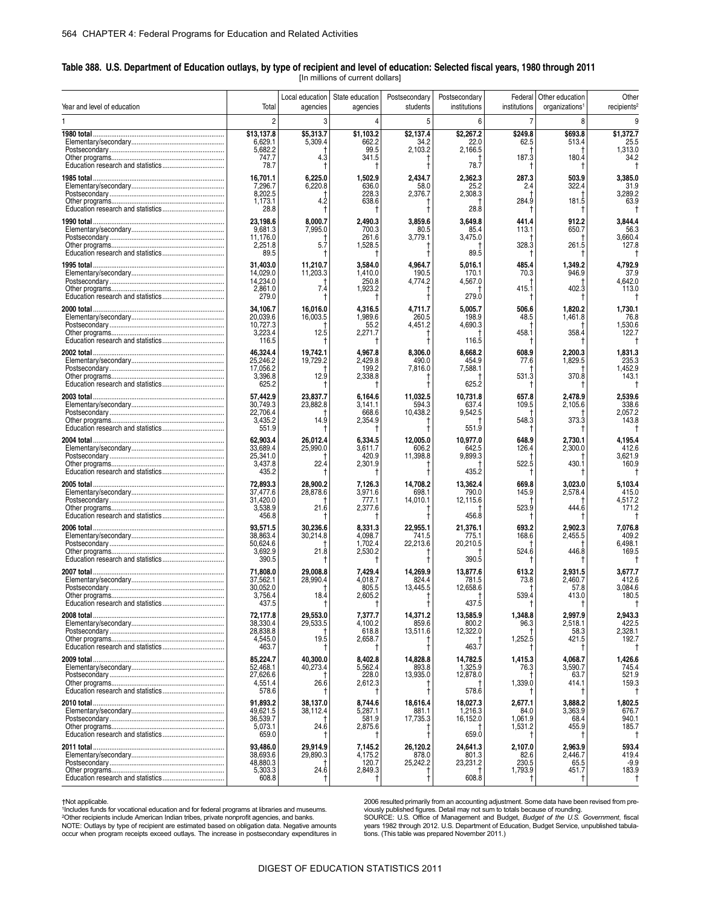## Table 388. U.S. Department of Education outlays, by type of recipient and level of education: Selected fiscal years, 1980 through 2011

[In millions of current dollars]

| Year and level of education | Total | Local education agencies | State education agencies | Postsecondary students | Postsecondary institutions | Federal institutions | Other education organizations[1] | Other recipients[2] |
|---|---|---|---|---|---|---|---|---|
| 1 | 2 | 3 | 4 | 5 | 6 | 7 | 8 | 9 |
| **1980 total** | **$13,137.8** | **$5,313.7** | **$1,103.2** | **$2,137.4** | **$2,267.2** | **$249.8** | **$693.8** | **$1,372.7** |
| Elementary/secondary | 6,629.1 | 5,309.4 | 662.2 | 34.2 | 22.0 | 62.5 | 513.4 | 25.5 |
| Postsecondary | 5,682.2 | † | 99.5 | 2,103.2 | 2,166.5 | † | † | 1,313.0 |
| Other programs | 747.7 | 4.3 | 341.5 | † | † | 187.3 | 180.4 | 34.2 |
| Education research and statistics | 78.7 | † | † | † | 78.7 | † | † | † |
| **1985 total** | **16,701.1** | **6,225.0** | **1,502.9** | **2,434.7** | **2,362.3** | **287.3** | **503.9** | **3,385.0** |
| Elementary/secondary | 7,296.7 | 6,220.8 | 636.0 | 58.0 | 25.2 | 2.4 | 322.4 | 31.9 |
| Postsecondary | 8,202.5 | † | 228.3 | 2,376.7 | 2,308.3 | † | † | 3,289.2 |
| Other programs | 1,173.1 | 4.2 | 638.6 | † | † | 284.9 | 181.5 | 63.9 |
| Education research and statistics | 28.8 | † | † | † | 28.8 | † | † | † |
| **1990 total** | **23,198.6** | **8,000.7** | **2,490.3** | **3,859.6** | **3,649.8** | **441.4** | **912.2** | **3,844.4** |
| Elementary/secondary | 9,681.3 | 7,995.0 | 700.3 | 80.5 | 85.4 | 113.1 | 650.7 | 56.3 |
| Postsecondary | 11,176.0 | † | 261.6 | 3,779.1 | 3,475.0 | † | † | 3,660.4 |
| Other programs | 2,251.8 | 5.7 | 1,528.5 | † | † | 328.3 | 261.5 | 127.8 |
| Education research and statistics | 89.5 | † | † | † | 89.5 | † | † | † |
| **1995 total** | **31,403.0** | **11,210.7** | **3,584.0** | **4,964.7** | **5,016.1** | **485.4** | **1,349.2** | **4,792.9** |
| Elementary/secondary | 14,029.0 | 11,203.3 | 1,410.0 | 190.5 | 170.1 | 70.3 | 946.9 | 37.9 |
| Postsecondary | 14,234.0 | † | 250.8 | 4,774.2 | 4,567.0 | † | † | 4,642.0 |
| Other programs | 2,861.0 | 7.4 | 1,923.2 | † | † | 415.1 | 402.3 | 113.0 |
| Education research and statistics | 279.0 | † | † | † | 279.0 | † | † | † |
| **2000 total** | **34,106.7** | **16,016.0** | **4,316.5** | **4,711.7** | **5,005.7** | **506.6** | **1,820.2** | **1,730.1** |
| Elementary/secondary | 20,039.6 | 16,003.5 | 1,989.6 | 260.5 | 198.9 | 48.5 | 1,461.8 | 76.8 |
| Postsecondary | 10,727.3 | † | 55.2 | 4,451.2 | 4,690.3 | † | † | 1,530.6 |
| Other programs | 3,223.4 | 12.5 | 2,271.7 | † | † | 458.1 | 358.4 | 122.7 |
| Education research and statistics | 116.5 | † | † | † | 116.5 | † | † | † |
| **2002 total** | **46,324.4** | **19,742.1** | **4,967.8** | **8,306.0** | **8,668.2** | **608.9** | **2,200.3** | **1,831.3** |
| Elementary/secondary | 25,246.2 | 19,729.2 | 2,429.8 | 490.0 | 454.9 | 77.6 | 1,829.5 | 235.3 |
| Postsecondary | 17,056.2 | † | 199.2 | 7,816.0 | 7,588.1 | † | † | 1,452.9 |
| Other programs | 3,396.8 | 12.9 | 2,338.8 | † | † | 531.3 | 370.8 | 143.1 |
| Education research and statistics | 625.2 | † | † | † | 625.2 | † | † | † |
| **2003 total** | **57,442.9** | **23,837.7** | **6,164.6** | **11,032.5** | **10,731.8** | **657.8** | **2,478.9** | **2,539.6** |
| Elementary/secondary | 30,749.3 | 23,882.8 | 3,141.1 | 594.3 | 637.4 | 109.5 | 2,105.6 | 338.6 |
| Postsecondary | 22,706.4 | † | 668.6 | 10,438.2 | 9,542.5 | † | † | 2,057.2 |
| Other programs | 3,435.2 | 14.9 | 2,354.9 | † | † | 548.3 | 373.3 | 143.8 |
| Education research and statistics | 551.9 | † | † | † | 551.9 | † | † | † |
| **2004 total** | **62,903.4** | **26,012.4** | **6,334.5** | **12,005.0** | **10,977.0** | **648.9** | **2,730.1** | **4,195.4** |
| Elementary/secondary | 33,689.4 | 25,990.0 | 3,611.7 | 606.2 | 642.5 | 126.4 | 2,300.0 | 412.6 |
| Postsecondary | 25,341.0 | † | 420.9 | 11,398.8 | 9,899.3 | † | † | 3,621.9 |
| Other programs | 3,437.8 | 22.4 | 2,301.9 | † | † | 522.5 | 430.1 | 160.9 |
| Education research and statistics | 435.2 | † | † | † | 435.2 | † | † | † |
| **2005 total** | **72,893.3** | **28,900.2** | **7,126.3** | **14,708.2** | **13,362.4** | **669.8** | **3,023.0** | **5,103.4** |
| Elementary/secondary | 37,477.6 | 28,878.6 | 3,971.6 | 698.1 | 790.0 | 145.9 | 2,578.4 | 415.0 |
| Postsecondary | 31,420.0 | † | 777.1 | 14,010.1 | 12,115.6 | † | † | 4,517.2 |
| Other programs | 3,538.9 | 21.6 | 2,377.6 | † | † | 523.9 | 444.6 | 171.2 |
| Education research and statistics | 456.8 | † | † | † | 456.8 | † | † | † |
| **2006 total** | **93,571.5** | **30,236.6** | **8,331.3** | **22,955.1** | **21,376.1** | **693.2** | **2,902.3** | **7,076.8** |
| Elementary/secondary | 38,863.4 | 30,214.8 | 4,098.7 | 741.5 | 775.1 | 168.6 | 2,455.5 | 409.2 |
| Postsecondary | 50,624.6 | † | 1,702.4 | 22,213.6 | 20,210.5 | † | † | 6,498.1 |
| Other programs | 3,692.9 | 21.8 | 2,530.2 | † | † | 524.6 | 446.8 | 169.5 |
| Education research and statistics | 390.5 | † | † | † | 390.5 | † | † | † |
| **2007 total** | **71,808.0** | **29,008.8** | **7,429.4** | **14,269.9** | **13,877.6** | **613.2** | **2,931.5** | **3,677.7** |
| Elementary/secondary | 37,562.1 | 28,990.4 | 4,018.7 | 824.4 | 781.5 | 73.8 | 2,460.7 | 412.6 |
| Postsecondary | 30,052.0 | † | 805.5 | 13,445.5 | 12,658.6 | † | 57.8 | 3,084.6 |
| Other programs | 3,756.4 | 18.4 | 2,605.2 | † | † | 539.4 | 413.0 | 180.5 |
| Education research and statistics | 437.5 | † | † | † | 437.5 | † | † | † |
| **2008 total** | **72,177.8** | **29,553.0** | **7,377.7** | **14,371.2** | **13,585.9** | **1,348.8** | **2,997.9** | **2,943.3** |
| Elementary/secondary | 38,330.4 | 29,533.5 | 4,100.2 | 859.6 | 800.2 | 96.3 | 2,518.1 | 422.5 |
| Postsecondary | 28,838.8 | † | 618.8 | 13,511.6 | 12,322.0 | † | 58.3 | 2,328.1 |
| Other programs | 4,545.0 | 19.5 | 2,658.7 | † | † | 1,252.5 | 421.5 | 192.7 |
| Education research and statistics | 463.7 | † | † | † | 463.7 | † | † | † |
| **2009 total** | **85,224.7** | **40,300.0** | **8,402.8** | **14,828.8** | **14,782.5** | **1,415.3** | **4,068.7** | **1,426.6** |
| Elementary/secondary | 52,468.1 | 40,273.4 | 5,562.4 | 893.8 | 1,325.9 | 76.3 | 3,590.7 | 745.4 |
| Postsecondary | 27,626.6 | † | 228.0 | 13,935.0 | 12,878.0 | † | 63.7 | 521.9 |
| Other programs | 4,551.4 | 26.6 | 2,612.3 | † | † | 1,339.0 | 414.1 | 159.3 |
| Education research and statistics | 578.6 | † | † | † | 578.6 | † | † | † |
| **2010 total** | **91,893.2** | **38,137.0** | **8,744.6** | **18,616.4** | **18,027.3** | **2,677.1** | **3,888.2** | **1,802.5** |
| Elementary/secondary | 49,621.5 | 38,112.4 | 5,287.1 | 881.1 | 1,216.3 | 84.0 | 3,363.9 | 676.7 |
| Postsecondary | 36,539.7 | † | 581.9 | 17,735.3 | 16,152.0 | 1,061.9 | 68.4 | 940.1 |
| Other programs | 5,073.1 | 24.6 | 2,875.6 | † | † | 1,531.2 | 455.9 | 185.7 |
| Education research and statistics | 659.0 | † | † | † | 659.0 | † | † | † |
| **2011 total** | **93,486.0** | **29,914.9** | **7,145.2** | **26,120.2** | **24,641.3** | **2,107.0** | **2,963.9** | **593.4** |
| Elementary/secondary | 38,693.6 | 29,890.3 | 4,175.2 | 878.0 | 801.3 | 82.6 | 2,446.7 | 419.4 |
| Postsecondary | 48,880.3 | † | 120.7 | 25,242.2 | 23,231.2 | 230.5 | 65.5 | -9.9 |
| Other programs | 5,303.3 | 24.6 | 2,849.3 | † | † | 1,793.9 | 451.7 | 183.9 |
| Education research and statistics | 608.8 | † | † | † | 608.8 | † | † | † |

†Not applicable.

[1]Includes funds for vocational education and for federal programs at libraries and museums.

[2]Other recipients include American Indian tribes, private nonprofit agencies, and banks.

NOTE: Outlays by type of recipient are estimated based on obligation data. Negative amounts occur when program receipts exceed outlays. The increase in postsecondary expenditures in 2006 resulted primarily from an accounting adjustment. Some data have been revised from previously published figures. Detail may not sum to totals because of rounding.

SOURCE: U.S. Office of Management and Budget, *Budget of the U.S. Government*, fiscal years 1982 through 2012. U.S. Department of Education, Budget Service, unpublished tabulations. (This table was prepared November 2011.)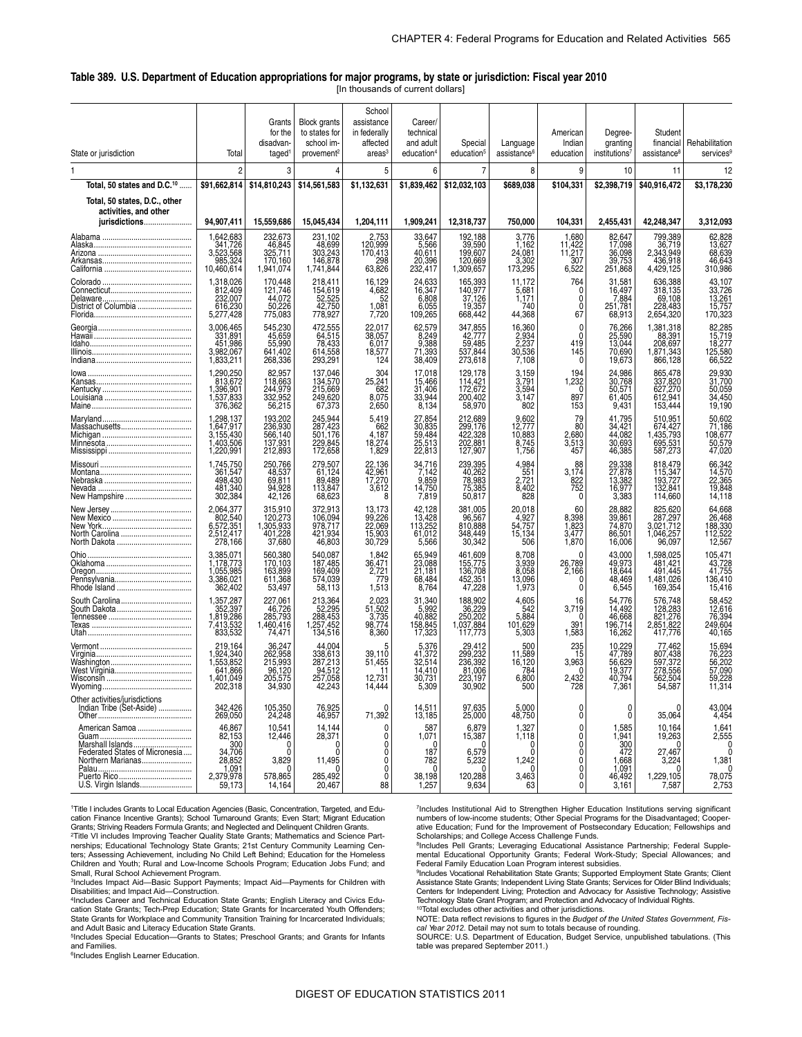## Table 389. U.S. Department of Education appropriations for major programs, by state or jurisdiction: Fiscal year 2010

[In thousands of current dollars]

| State or jurisdiction | Total | Grants for the disadvantaged[1] | Block grants to states for school improvement[2] | School assistance in federally affected areas[3] | Career/technical and adult education[4] | Special education[5] | Language assistance[6] | American Indian education | Degree-granting institutions[7] | Student financial assistance[8] | Rehabilitation services[9] |
|---|---|---|---|---|---|---|---|---|---|---|---|
| 1 | 2 | 3 | 4 | 5 | 6 | 7 | 8 | 9 | 10 | 11 | 12 |
| **Total, 50 states and D.C.[10]** | **$91,662,814** | **$14,810,243** | **$14,561,583** | **$1,132,631** | **$1,839,462** | **$12,032,103** | **$689,038** | **$104,331** | **$2,398,719** | **$40,916,472** | **$3,178,230** |
| **Total, 50 states, D.C., other activities, and other jurisdictions** | **94,907,411** | **15,559,686** | **15,045,434** | **1,204,111** | **1,909,241** | **12,318,737** | **750,000** | **104,331** | **2,455,431** | **42,248,347** | **3,312,093** |
| Alabama | 1,642,683 | 232,673 | 231,102 | 2,753 | 33,647 | 192,188 | 3,776 | 1,680 | 82,647 | 799,389 | 62,828 |
| Alaska | 341,726 | 46,845 | 48,699 | 120,999 | 5,566 | 39,590 | 1,162 | 11,422 | 17,098 | 36,719 | 13,627 |
| Arizona | 3,523,568 | 325,711 | 303,243 | 170,413 | 40,611 | 199,607 | 24,081 | 11,217 | 36,098 | 2,343,949 | 68,639 |
| Arkansas | 985,324 | 170,160 | 146,878 | 298 | 20,396 | 120,669 | 3,302 | 307 | 39,753 | 436,918 | 46,643 |
| California | 10,460,614 | 1,941,074 | 1,741,844 | 63,826 | 232,417 | 1,309,657 | 173,295 | 6,522 | 251,868 | 4,429,125 | 310,986 |
| Colorado | 1,318,026 | 170,448 | 218,411 | 16,129 | 24,633 | 165,393 | 11,172 | 764 | 31,581 | 636,388 | 43,107 |
| Connecticut | 812,409 | 121,746 | 154,619 | 4,682 | 16,347 | 140,977 | 5,681 | 0 | 16,497 | 318,135 | 33,726 |
| Delaware | 232,007 | 44,072 | 52,525 | 52 | 6,808 | 37,126 | 1,171 | 0 | 7,884 | 69,108 | 13,261 |
| District of Columbia | 616,230 | 50,226 | 42,750 | 1,081 | 6,055 | 19,357 | 740 | 0 | 251,781 | 228,483 | 15,757 |
| Florida | 5,277,428 | 775,083 | 778,927 | 7,720 | 109,265 | 668,442 | 44,368 | 67 | 68,913 | 2,654,320 | 170,323 |
| Georgia | 3,006,465 | 545,230 | 472,555 | 22,017 | 62,579 | 347,855 | 16,360 | 0 | 76,266 | 1,381,318 | 82,285 |
| Hawaii | 331,891 | 45,659 | 64,515 | 38,057 | 8,249 | 42,777 | 2,934 | 0 | 25,590 | 88,391 | 15,719 |
| Idaho | 451,986 | 55,990 | 78,433 | 6,017 | 9,388 | 59,485 | 2,237 | 419 | 13,044 | 208,697 | 18,277 |
| Illinois | 3,982,067 | 641,402 | 614,558 | 18,577 | 71,393 | 537,844 | 30,536 | 145 | 70,690 | 1,871,343 | 125,580 |
| Indiana | 1,833,211 | 268,336 | 293,291 | 124 | 38,409 | 273,618 | 7,108 | 0 | 19,673 | 866,128 | 66,522 |
| Iowa | 1,290,250 | 82,957 | 137,046 | 304 | 17,018 | 129,178 | 3,159 | 194 | 24,986 | 865,478 | 29,930 |
| Kansas | 813,672 | 118,663 | 134,570 | 25,241 | 15,466 | 114,421 | 3,791 | 1,232 | 30,768 | 337,820 | 31,700 |
| Kentucky | 1,396,901 | 244,979 | 215,669 | 682 | 31,406 | 172,672 | 3,594 | 0 | 50,571 | 627,270 | 50,059 |
| Louisiana | 1,537,833 | 332,952 | 249,620 | 8,075 | 33,944 | 200,402 | 3,147 | 897 | 61,405 | 612,941 | 34,450 |
| Maine | 376,362 | 56,215 | 67,373 | 2,650 | 8,134 | 58,970 | 802 | 153 | 9,431 | 153,444 | 19,190 |
| Maryland | 1,298,137 | 193,202 | 245,944 | 5,419 | 27,854 | 212,689 | 9,602 | 79 | 41,795 | 510,951 | 50,602 |
| Massachusetts | 1,647,917 | 236,930 | 287,423 | 662 | 30,835 | 299,176 | 12,777 | 80 | 34,421 | 674,427 | 71,186 |
| Michigan | 3,155,430 | 566,140 | 501,176 | 4,187 | 59,484 | 422,328 | 10,883 | 2,680 | 44,082 | 1,435,793 | 108,677 |
| Minnesota | 1,403,506 | 137,931 | 229,845 | 18,274 | 25,513 | 202,881 | 8,745 | 3,513 | 30,693 | 695,531 | 50,579 |
| Mississippi | 1,220,991 | 212,893 | 172,658 | 1,829 | 22,813 | 127,907 | 1,756 | 457 | 46,385 | 587,273 | 47,020 |
| Missouri | 1,745,750 | 250,766 | 279,507 | 22,136 | 34,716 | 239,395 | 4,984 | 88 | 29,338 | 818,479 | 66,342 |
| Montana | 361,547 | 48,537 | 61,124 | 42,961 | 7,142 | 40,262 | 551 | 3,174 | 27,878 | 115,347 | 14,570 |
| Nebraska | 498,430 | 69,811 | 89,489 | 17,270 | 9,859 | 78,983 | 2,721 | 822 | 13,382 | 193,727 | 22,365 |
| Nevada | 481,340 | 94,928 | 113,847 | 3,612 | 14,750 | 75,385 | 8,402 | 752 | 16,977 | 132,841 | 19,848 |
| New Hampshire | 302,384 | 42,126 | 68,623 | 8 | 7,819 | 50,817 | 828 | 0 | 3,383 | 114,660 | 14,118 |
| New Jersey | 2,064,377 | 315,910 | 372,913 | 13,173 | 42,128 | 381,005 | 20,018 | 60 | 28,882 | 825,620 | 64,668 |
| New Mexico | 802,540 | 120,273 | 106,094 | 99,226 | 13,428 | 96,567 | 4,927 | 8,398 | 39,861 | 287,297 | 26,468 |
| New York | 6,572,351 | 1,305,933 | 978,717 | 22,069 | 113,252 | 810,888 | 54,757 | 1,823 | 74,870 | 3,021,712 | 188,330 |
| North Carolina | 2,512,417 | 401,228 | 421,934 | 15,903 | 61,012 | 348,449 | 15,134 | 3,477 | 86,501 | 1,046,257 | 112,522 |
| North Dakota | 278,166 | 37,680 | 46,803 | 30,729 | 5,566 | 30,342 | 506 | 1,870 | 16,006 | 96,097 | 12,567 |
| Ohio | 3,385,071 | 560,380 | 540,087 | 1,842 | 65,949 | 461,609 | 8,708 | 0 | 43,000 | 1,598,025 | 105,471 |
| Oklahoma | 1,178,773 | 170,103 | 187,485 | 36,471 | 23,088 | 155,775 | 3,939 | 26,789 | 49,973 | 481,421 | 43,728 |
| Oregon | 1,055,985 | 163,899 | 169,409 | 2,721 | 21,181 | 136,708 | 8,058 | 2,166 | 18,644 | 491,445 | 41,755 |
| Pennsylvania | 3,386,021 | 611,368 | 574,039 | 779 | 68,484 | 452,351 | 13,096 | 0 | 48,469 | 1,481,026 | 136,410 |
| Rhode Island | 362,402 | 53,497 | 58,113 | 1,513 | 8,764 | 47,228 | 1,973 | 0 | 6,545 | 169,354 | 15,416 |
| South Carolina | 1,357,287 | 227,061 | 213,364 | 2,023 | 31,340 | 188,902 | 4,605 | 16 | 54,776 | 576,748 | 58,452 |
| South Dakota | 352,397 | 46,726 | 52,295 | 51,502 | 5,992 | 36,229 | 542 | 3,719 | 14,492 | 128,283 | 12,616 |
| Tennessee | 1,819,286 | 285,793 | 288,453 | 3,735 | 40,882 | 250,202 | 5,884 | 0 | 46,668 | 821,276 | 76,394 |
| Texas | 7,413,532 | 1,460,416 | 1,257,452 | 98,774 | 158,845 | 1,037,884 | 101,629 | 391 | 196,714 | 2,851,822 | 249,604 |
| Utah | 833,532 | 74,471 | 134,516 | 8,360 | 17,323 | 117,773 | 5,303 | 1,583 | 16,262 | 417,776 | 40,165 |
| Vermont | 219,164 | 36,247 | 44,004 | 5 | 5,376 | 29,412 | 500 | 235 | 10,229 | 77,462 | 15,694 |
| Virginia | 1,924,340 | 262,958 | 338,613 | 39,110 | 41,372 | 299,232 | 11,589 | 15 | 47,789 | 807,438 | 76,223 |
| Washington | 1,553,852 | 215,993 | 287,213 | 51,455 | 32,514 | 236,392 | 16,120 | 3,963 | 56,629 | 597,372 | 56,202 |
| West Virginia | 641,866 | 96,120 | 94,512 | 11 | 14,410 | 81,006 | 784 | 0 | 19,377 | 278,556 | 57,090 |
| Wisconsin | 1,401,049 | 205,575 | 257,058 | 12,731 | 30,731 | 223,197 | 6,800 | 2,432 | 40,794 | 562,504 | 59,228 |
| Wyoming | 202,318 | 34,930 | 42,243 | 14,444 | 5,309 | 30,902 | 500 | 728 | 7,361 | 54,587 | 11,314 |
| Other activities/jurisdictions | | | | | | | | | | | |
| Indian Tribe (Set-Aside) | 342,426 | 105,350 | 76,925 | 0 | 14,511 | 97,635 | 5,000 | 0 | 0 | 0 | 43,004 |
| Other | 269,050 | 24,248 | 46,957 | 71,392 | 13,185 | 25,000 | 48,750 | 0 | 0 | 35,064 | 4,454 |
| American Samoa | 46,867 | 10,541 | 14,144 | 0 | 587 | 6,879 | 1,327 | 0 | 1,585 | 10,164 | 1,641 |
| Guam | 82,153 | 12,446 | 28,371 | 0 | 1,071 | 15,387 | 1,118 | 0 | 1,941 | 19,263 | 2,555 |
| Marshall Islands | 300 | 0 | 0 | 0 | 0 | 0 | 0 | 0 | 300 | 0 | 0 |
| Federated States of Micronesia | 34,706 | 0 | 0 | 0 | 187 | 6,579 | 0 | 0 | 472 | 27,467 | 0 |
| Northern Marianas | 28,852 | 3,829 | 11,495 | 0 | 782 | 5,232 | 1,242 | 0 | 1,668 | 3,224 | 1,381 |
| Palau | 1,091 | 0 | 0 | 0 | 0 | 0 | 0 | 0 | 1,091 | 0 | 0 |
| Puerto Rico | 2,379,978 | 578,865 | 285,492 | 0 | 38,198 | 120,288 | 3,463 | 0 | 46,492 | 1,229,105 | 78,075 |
| U.S. Virgin Islands | 59,173 | 14,164 | 20,467 | 88 | 1,257 | 9,634 | 63 | 0 | 3,161 | 7,587 | 2,753 |

[1]Title I includes Grants to Local Education Agencies (Basic, Concentration, Targeted, and Education Finance Incentive Grants); School Turnaround Grants; Even Start; Migrant Education Grants; Striving Readers Formula Grants; and Neglected and Delinquent Children Grants.
[2]Title VI includes Improving Teacher Quality State Grants; Mathematics and Science Partnerships; Educational Technology State Grants; 21st Century Community Learning Centers; Assessing Achievement, including No Child Left Behind; Education for the Homeless Children and Youth; Rural and Low-Income Schools Program; Education Jobs Fund; and Small, Rural School Achievement Program.
[3]Includes Impact Aid—Basic Support Payments; Impact Aid—Payments for Children with Disabilities; and Impact Aid—Construction.
[4]Includes Career and Technical Education State Grants; English Literacy and Civics Education State Grants; Tech-Prep Education; State Grants for Incarcerated Youth Offenders; State Grants for Workplace and Community Transition Training for Incarcerated Individuals; and Adult Basic and Literacy Education State Grants.
[5]Includes Special Education—Grants to States; Preschool Grants; and Grants for Infants and Families.
[6]Includes English Learner Education.
[7]Includes Institutional Aid to Strengthen Higher Education Institutions serving significant numbers of low-income students; Other Special Programs for the Disadvantaged; Cooperative Education; Fund for the Improvement of Postsecondary Education; Fellowships and Scholarships; and College Access Challenge Funds.
[8]Includes Pell Grants; Leveraging Educational Assistance Partnership; Federal Supplemental Educational Opportunity Grants; Federal Work-Study; Special Allowances; and Federal Family Education Loan Program interest subsidies.
[9]Includes Vocational Rehabilitation State Grants; Supported Employment State Grants; Client Assistance State Grants; Independent Living State Grants; Services for Older Blind Individuals; Centers for Independent Living; Protection and Advocacy for Assistive Technology; Assistive Technology State Grant Program; and Protection and Advocacy of Individual Rights.
[10]Total excludes other activities and other jurisdictions.

NOTE: Data reflect revisions to figures in the *Budget of the United States Government, Fiscal Year 2012*. Detail may not sum to totals because of rounding.

SOURCE: U.S. Department of Education, Budget Service, unpublished tabulations. (This table was prepared September 2011.)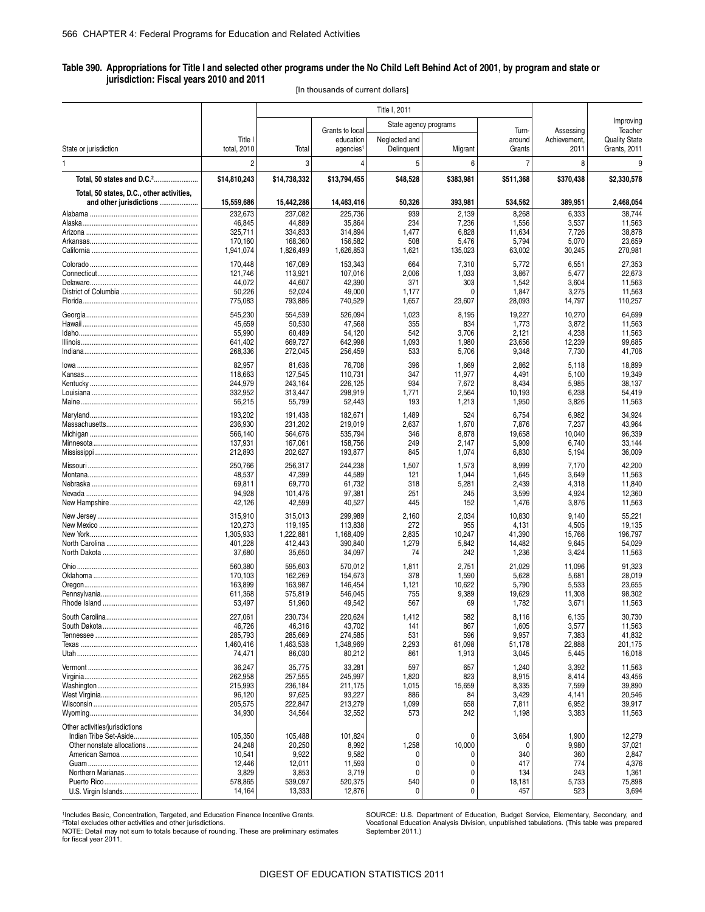## Table 390. Appropriations for Title I and selected other programs under the No Child Left Behind Act of 2001, by program and state or jurisdiction: Fiscal years 2010 and 2011

[In thousands of current dollars]

| State or jurisdiction | Title I total, 2010 | Title I, 2011 | | | | | Assessing Achievement, 2011 | Improving Teacher Quality State Grants, 2011 |
|---|---|---|---|---|---|---|---|---|
| | | Total | Grants to local education agencies[1] | State agency programs | | Turn-around Grants | | |
| | | | | Neglected and Delinquent | Migrant | | | |
| 1 | 2 | 3 | 4 | 5 | 6 | 7 | 8 | 9 |
| **Total, 50 states and D.C.[2]** | **$14,810,243** | **$14,738,332** | **$13,794,455** | **$48,528** | **$383,981** | **$511,368** | **$370,438** | **$2,330,578** |
| **Total, 50 states, D.C., other activities, and other jurisdictions** | **15,559,686** | **15,442,286** | **14,463,416** | **50,326** | **393,981** | **534,562** | **389,951** | **2,468,054** |
| Alabama | 232,673 | 237,082 | 225,736 | 939 | 2,139 | 8,268 | 6,333 | 38,744 |
| Alaska | 46,845 | 44,889 | 35,864 | 234 | 7,236 | 1,556 | 3,537 | 11,563 |
| Arizona | 325,711 | 334,833 | 314,894 | 1,477 | 6,828 | 11,634 | 7,726 | 38,878 |
| Arkansas | 170,160 | 168,360 | 156,582 | 508 | 5,476 | 5,794 | 5,070 | 23,659 |
| California | 1,941,074 | 1,826,499 | 1,626,853 | 1,621 | 135,023 | 63,002 | 30,245 | 270,981 |
| Colorado | 170,448 | 167,089 | 153,343 | 664 | 7,310 | 5,772 | 6,551 | 27,353 |
| Connecticut | 121,746 | 113,921 | 107,016 | 2,006 | 1,033 | 3,867 | 5,477 | 22,673 |
| Delaware | 44,072 | 44,607 | 42,390 | 371 | 303 | 1,542 | 3,604 | 11,563 |
| District of Columbia | 50,226 | 52,024 | 49,000 | 1,177 | 0 | 1,847 | 3,275 | 11,563 |
| Florida | 775,083 | 793,886 | 740,529 | 1,657 | 23,607 | 28,093 | 14,797 | 110,257 |
| Georgia | 545,230 | 554,539 | 526,094 | 1,023 | 8,195 | 19,227 | 10,270 | 64,699 |
| Hawaii | 45,659 | 50,530 | 47,568 | 355 | 834 | 1,773 | 3,872 | 11,563 |
| Idaho | 55,990 | 60,489 | 54,120 | 542 | 3,706 | 2,121 | 4,238 | 11,563 |
| Illinois | 641,402 | 669,727 | 642,998 | 1,093 | 1,980 | 23,656 | 12,239 | 99,685 |
| Indiana | 268,336 | 272,045 | 256,459 | 533 | 5,706 | 9,348 | 7,730 | 41,706 |
| Iowa | 82,957 | 81,636 | 76,708 | 396 | 1,669 | 2,862 | 5,118 | 18,899 |
| Kansas | 118,663 | 127,545 | 110,731 | 347 | 11,977 | 4,491 | 5,100 | 19,349 |
| Kentucky | 244,979 | 243,164 | 226,125 | 934 | 7,672 | 8,434 | 5,985 | 38,137 |
| Louisiana | 332,952 | 313,447 | 298,919 | 1,771 | 2,564 | 10,193 | 6,238 | 54,419 |
| Maine | 56,215 | 55,799 | 52,443 | 193 | 1,213 | 1,950 | 3,826 | 11,563 |
| Maryland | 193,202 | 191,438 | 182,671 | 1,489 | 524 | 6,754 | 6,982 | 34,924 |
| Massachusetts | 236,930 | 231,202 | 219,019 | 2,637 | 1,670 | 7,876 | 7,237 | 43,964 |
| Michigan | 566,140 | 564,676 | 535,794 | 346 | 8,878 | 19,658 | 10,040 | 96,339 |
| Minnesota | 137,931 | 167,061 | 158,756 | 249 | 2,147 | 5,909 | 6,740 | 33,144 |
| Mississippi | 212,893 | 202,627 | 193,877 | 845 | 1,074 | 6,830 | 5,194 | 36,009 |
| Missouri | 250,766 | 256,317 | 244,238 | 1,507 | 1,573 | 8,999 | 7,170 | 42,200 |
| Montana | 48,537 | 47,399 | 44,589 | 121 | 1,044 | 1,645 | 3,649 | 11,563 |
| Nebraska | 69,811 | 69,770 | 61,732 | 318 | 5,281 | 2,439 | 4,318 | 11,840 |
| Nevada | 94,928 | 101,476 | 97,381 | 251 | 245 | 3,599 | 4,924 | 12,360 |
| New Hampshire | 42,126 | 42,599 | 40,527 | 445 | 152 | 1,476 | 3,876 | 11,563 |
| New Jersey | 315,910 | 315,013 | 299,989 | 2,160 | 2,034 | 10,830 | 9,140 | 55,221 |
| New Mexico | 120,273 | 119,195 | 113,838 | 272 | 955 | 4,131 | 4,505 | 19,135 |
| New York | 1,305,933 | 1,222,881 | 1,168,409 | 2,835 | 10,247 | 41,390 | 15,766 | 196,797 |
| North Carolina | 401,228 | 412,443 | 390,840 | 1,279 | 5,842 | 14,482 | 9,645 | 54,029 |
| North Dakota | 37,680 | 35,650 | 34,097 | 74 | 242 | 1,236 | 3,424 | 11,563 |
| Ohio | 560,380 | 595,603 | 570,012 | 1,811 | 2,751 | 21,029 | 11,096 | 91,323 |
| Oklahoma | 170,103 | 162,269 | 154,673 | 378 | 1,590 | 5,628 | 5,681 | 28,019 |
| Oregon | 163,899 | 163,987 | 146,454 | 1,121 | 10,622 | 5,790 | 5,533 | 23,655 |
| Pennsylvania | 611,368 | 575,819 | 546,045 | 755 | 9,389 | 19,629 | 11,308 | 98,302 |
| Rhode Island | 53,497 | 51,960 | 49,542 | 567 | 69 | 1,782 | 3,671 | 11,563 |
| South Carolina | 227,061 | 230,734 | 220,624 | 1,412 | 582 | 8,116 | 6,135 | 30,730 |
| South Dakota | 46,726 | 46,316 | 43,702 | 141 | 867 | 1,605 | 3,577 | 11,563 |
| Tennessee | 285,793 | 285,669 | 274,585 | 531 | 596 | 9,957 | 7,383 | 41,832 |
| Texas | 1,460,416 | 1,463,538 | 1,348,969 | 2,293 | 61,098 | 51,178 | 22,888 | 201,175 |
| Utah | 74,471 | 86,030 | 80,212 | 861 | 1,913 | 3,045 | 5,445 | 16,018 |
| Vermont | 36,247 | 35,775 | 33,281 | 597 | 657 | 1,240 | 3,392 | 11,563 |
| Virginia | 262,958 | 257,555 | 245,997 | 1,820 | 823 | 8,915 | 8,414 | 43,456 |
| Washington | 215,993 | 236,184 | 211,175 | 1,015 | 15,659 | 8,335 | 7,599 | 39,890 |
| West Virginia | 96,120 | 97,625 | 93,227 | 886 | 84 | 3,429 | 4,141 | 20,546 |
| Wisconsin | 205,575 | 222,847 | 213,279 | 1,099 | 658 | 7,811 | 6,952 | 39,917 |
| Wyoming | 34,930 | 34,564 | 32,552 | 573 | 242 | 1,198 | 3,383 | 11,563 |
| Other activities/jurisdictions | | | | | | | | |
| Indian Tribe Set-Aside | 105,350 | 105,488 | 101,824 | 0 | 0 | 3,664 | 1,900 | 12,279 |
| Other nonstate allocations | 24,248 | 20,250 | 8,992 | 1,258 | 10,000 | 0 | 9,980 | 37,021 |
| American Samoa | 10,541 | 9,922 | 9,582 | 0 | 0 | 340 | 360 | 2,847 |
| Guam | 12,446 | 12,011 | 11,593 | 0 | 0 | 417 | 774 | 4,376 |
| Northern Marianas | 3,829 | 3,853 | 3,719 | 0 | 0 | 134 | 243 | 1,361 |
| Puerto Rico | 578,865 | 539,097 | 520,375 | 540 | 0 | 18,181 | 5,733 | 75,898 |
| U.S. Virgin Islands | 14,164 | 13,333 | 12,876 | 0 | 0 | 457 | 523 | 3,694 |

[1]Includes Basic, Concentration, Targeted, and Education Finance Incentive Grants.
[2]Total excludes other activities and other jurisdictions.
NOTE: Detail may not sum to totals because of rounding. These are preliminary estimates for fiscal year 2011.

SOURCE: U.S. Department of Education, Budget Service, Elementary, Secondary, and Vocational Education Analysis Division, unpublished tabulations. (This table was prepared September 2011.)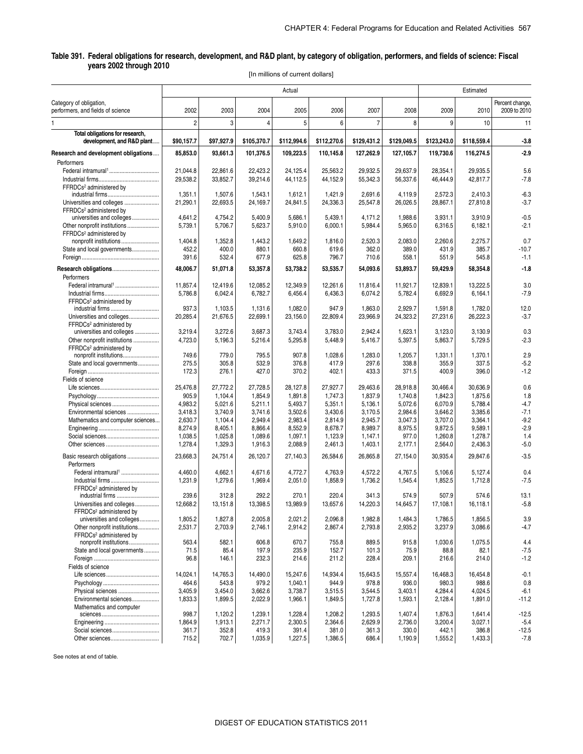**Table 391. Federal obligations for research, development, and R&D plant, by category of obligation, performers, and fields of science: Fiscal years 2002 through 2010**

[In millions of current dollars]

| Category of obligation, performers, and fields of science | Actual | | | | | | | Estimated | | |
|---|---|---|---|---|---|---|---|---|---|---|
| | 2002 | 2003 | 2004 | 2005 | 2006 | 2007 | 2008 | 2009 | 2010 | Percent change, 2009 to 2010 |
| 1 | 2 | 3 | 4 | 5 | 6 | 7 | 8 | 9 | 10 | 11 |
| **Total obligations for research, development, and R&D plant** | **$90,157.7** | **$97,927.9** | **$105,370.7** | **$112,994.6** | **$112,270.6** | **$129,431.2** | **$129,049.5** | **$123,243.0** | **$118,559.4** | **-3.8** |
| **Research and development obligations** | **85,853.0** | **93,661.3** | **101,376.5** | **109,223.5** | **110,145.8** | **127,262.9** | **127,105.7** | **119,730.6** | **116,274.5** | **-2.9** |
| Performers | | | | | | | | | | |
| Federal intramural[1] | 21,044.8 | 22,861.6 | 22,423.2 | 24,125.4 | 25,563.2 | 29,932.5 | 29,637.9 | 28,354.1 | 29,935.5 | 5.6 |
| Industrial firms | 29,538.2 | 33,852.7 | 39,214.6 | 44,112.5 | 44,152.9 | 55,342.3 | 56,337.6 | 46,444.9 | 42,817.7 | -7.8 |
| FFRDCs[2] administered by industrial firms | 1,351.1 | 1,507.6 | 1,543.1 | 1,612.1 | 1,421.9 | 2,691.6 | 4,119.9 | 2,572.3 | 2,410.3 | -6.3 |
| Universities and colleges | 21,290.1 | 22,693.5 | 24,169.7 | 24,841.5 | 24,336.3 | 25,547.8 | 26,026.5 | 28,867.1 | 27,810.8 | -3.7 |
| FFRDCs[2] administered by universities and colleges | 4,641.2 | 4,754.2 | 5,400.9 | 5,686.1 | 5,439.1 | 4,171.2 | 1,988.6 | 3,931.1 | 3,910.9 | -0.5 |
| Other nonprofit institutions | 5,739.1 | 5,706.7 | 5,623.7 | 5,910.0 | 6,000.1 | 5,984.4 | 5,965.0 | 6,316.5 | 6,182.1 | -2.1 |
| FFRDCs[2] administered by nonprofit institutions | 1,404.8 | 1,352.8 | 1,443.2 | 1,649.2 | 1,816.0 | 2,520.3 | 2,083.0 | 2,260.6 | 2,275.7 | 0.7 |
| State and local governments | 452.2 | 400.0 | 880.1 | 660.8 | 619.6 | 362.0 | 389.0 | 431.9 | 385.7 | -10.7 |
| Foreign | 391.6 | 532.4 | 677.9 | 625.8 | 796.7 | 710.6 | 558.1 | 551.9 | 545.8 | -1.1 |
| **Research obligations** | **48,006.7** | **51,071.8** | **53,357.8** | **53,738.2** | **53,535.7** | **54,093.6** | **53,893.7** | **59,429.9** | **58,354.8** | **-1.8** |
| Performers | | | | | | | | | | |
| Federal intramural[1] | 11,857.4 | 12,419.6 | 12,085.2 | 12,349.9 | 12,261.6 | 11,816.4 | 11,921.7 | 12,839.1 | 13,222.5 | 3.0 |
| Industrial firms | 5,786.8 | 6,042.4 | 6,782.7 | 6,456.4 | 6,436.3 | 6,074.2 | 5,782.4 | 6,692.9 | 6,164.1 | -7.9 |
| FFRDCs[2] administered by industrial firms | 937.3 | 1,103.5 | 1,131.6 | 1,082.0 | 947.9 | 1,863.0 | 2,929.7 | 1,591.8 | 1,782.0 | 12.0 |
| Universities and colleges | 20,285.4 | 21,676.5 | 22,699.1 | 23,156.0 | 22,809.4 | 23,966.9 | 24,323.2 | 27,231.6 | 26,222.3 | -3.7 |
| FFRDCs[2] administered by universities and colleges | 3,219.4 | 3,272.6 | 3,687.3 | 3,743.4 | 3,783.0 | 2,942.4 | 1,623.1 | 3,123.0 | 3,130.9 | 0.3 |
| Other nonprofit institutions | 4,723.0 | 5,196.3 | 5,216.4 | 5,295.8 | 5,448.9 | 5,416.7 | 5,397.5 | 5,863.7 | 5,729.5 | -2.3 |
| FFRDCs[2] administered by nonprofit institutions | 749.6 | 779.0 | 795.5 | 907.8 | 1,028.6 | 1,283.0 | 1,205.7 | 1,331.1 | 1,370.1 | 2.9 |
| State and local governments | 275.5 | 305.8 | 532.9 | 376.8 | 417.9 | 297.6 | 338.8 | 355.9 | 337.5 | -5.2 |
| Foreign | 172.3 | 276.1 | 427.0 | 370.2 | 402.1 | 433.3 | 371.5 | 400.9 | 396.0 | -1.2 |
| Fields of science | | | | | | | | | | |
| Life sciences | 25,476.8 | 27,772.2 | 27,728.5 | 28,127.8 | 27,927.7 | 29,463.6 | 28,918.8 | 30,466.4 | 30,636.9 | 0.6 |
| Psychology | 905.9 | 1,104.4 | 1,854.9 | 1,891.8 | 1,747.3 | 1,837.9 | 1,740.8 | 1,842.3 | 1,875.6 | 1.8 |
| Physical sciences | 4,983.2 | 5,021.6 | 5,211.1 | 5,493.7 | 5,351.1 | 5,136.1 | 5,072.6 | 6,070.9 | 5,788.4 | -4.7 |
| Environmental sciences | 3,418.3 | 3,740.9 | 3,741.6 | 3,502.6 | 3,430.6 | 3,170.5 | 2,984.6 | 3,646.2 | 3,385.6 | -7.1 |
| Mathematics and computer sciences | 2,630.7 | 1,104.4 | 2,949.4 | 2,983.4 | 2,814.9 | 2,945.7 | 3,047.3 | 3,707.0 | 3,364.1 | -9.2 |
| Engineering | 8,274.9 | 8,405.1 | 8,866.4 | 8,552.9 | 8,678.7 | 8,989.7 | 8,975.5 | 9,872.5 | 9,589.1 | -2.9 |
| Social sciences | 1,038.5 | 1,025.8 | 1,089.6 | 1,097.1 | 1,123.9 | 1,147.1 | 977.0 | 1,260.8 | 1,278.7 | 1.4 |
| Other sciences | 1,278.4 | 1,329.3 | 1,916.3 | 2,088.9 | 2,461.3 | 1,403.1 | 2,177.1 | 2,564.0 | 2,436.3 | -5.0 |
| Basic research obligations | 23,668.3 | 24,751.4 | 26,120.7 | 27,140.3 | 26,584.6 | 26,865.8 | 27,154.0 | 30,935.4 | 29,847.6 | -3.5 |
| Performers | | | | | | | | | | |
| Federal intramural[1] | 4,460.0 | 4,662.1 | 4,671.6 | 4,772.7 | 4,763.9 | 4,572.2 | 4,767.5 | 5,106.6 | 5,127.4 | 0.4 |
| Industrial firms | 1,231.9 | 1,279.6 | 1,969.4 | 2,051.0 | 1,858.9 | 1,736.2 | 1,545.4 | 1,852.5 | 1,712.8 | -7.5 |
| FFRDCs[2] administered by industrial firms | 239.6 | 312.8 | 292.2 | 270.1 | 220.4 | 341.3 | 574.9 | 507.9 | 574.6 | 13.1 |
| Universities and colleges | 12,668.2 | 13,151.8 | 13,398.5 | 13,989.9 | 13,657.6 | 14,220.3 | 14,645.7 | 17,108.1 | 16,118.1 | -5.8 |
| FFRDCs[2] administered by universities and colleges | 1,805.2 | 1,827.8 | 2,005.8 | 2,021.2 | 2,096.8 | 1,982.8 | 1,484.3 | 1,786.5 | 1,856.5 | 3.9 |
| Other nonprofit institutions | 2,531.7 | 2,703.9 | 2,746.1 | 2,914.2 | 2,867.4 | 2,793.8 | 2,935.2 | 3,237.9 | 3,086.6 | -4.7 |
| FFRDCs[2] administered by nonprofit institutions | 563.4 | 582.1 | 606.8 | 670.7 | 755.8 | 889.5 | 915.8 | 1,030.6 | 1,075.5 | 4.4 |
| State and local governments | 71.5 | 85.4 | 197.9 | 235.9 | 152.7 | 101.3 | 75.9 | 88.8 | 82.1 | -7.5 |
| Foreign | 96.8 | 146.1 | 232.3 | 214.6 | 211.2 | 228.4 | 209.1 | 216.6 | 214.0 | -1.2 |
| Fields of science | | | | | | | | | | |
| Life sciences | 14,024.1 | 14,765.3 | 14,490.0 | 15,247.6 | 14,934.4 | 15,643.5 | 15,557.4 | 16,468.3 | 16,454.8 | -0.1 |
| Psychology | 464.6 | 543.8 | 979.2 | 1,040.1 | 944.9 | 978.8 | 936.0 | 980.3 | 988.6 | 0.8 |
| Physical sciences | 3,405.9 | 3,454.0 | 3,662.6 | 3,738.7 | 3,515.5 | 3,544.5 | 3,403.1 | 4,284.4 | 4,024.5 | -6.1 |
| Environmental sciences | 1,833.3 | 1,899.5 | 2,022.9 | 1,966.1 | 1,849.5 | 1,727.8 | 1,593.1 | 2,128.4 | 1,891.0 | -11.2 |
| Mathematics and computer sciences | 998.7 | 1,120.2 | 1,239.1 | 1,228.4 | 1,208.2 | 1,293.5 | 1,407.4 | 1,876.3 | 1,641.4 | -12.5 |
| Engineering | 1,864.9 | 1,913.1 | 2,271.7 | 2,300.5 | 2,364.6 | 2,629.9 | 2,736.0 | 3,200.4 | 3,027.1 | -5.4 |
| Social sciences | 361.7 | 352.8 | 419.3 | 391.4 | 381.0 | 361.3 | 330.0 | 442.1 | 386.8 | -12.5 |
| Other sciences | 715.2 | 702.7 | 1,035.9 | 1,227.5 | 1,386.5 | 686.4 | 1,190.9 | 1,555.2 | 1,433.3 | -7.8 |

See notes at end of table.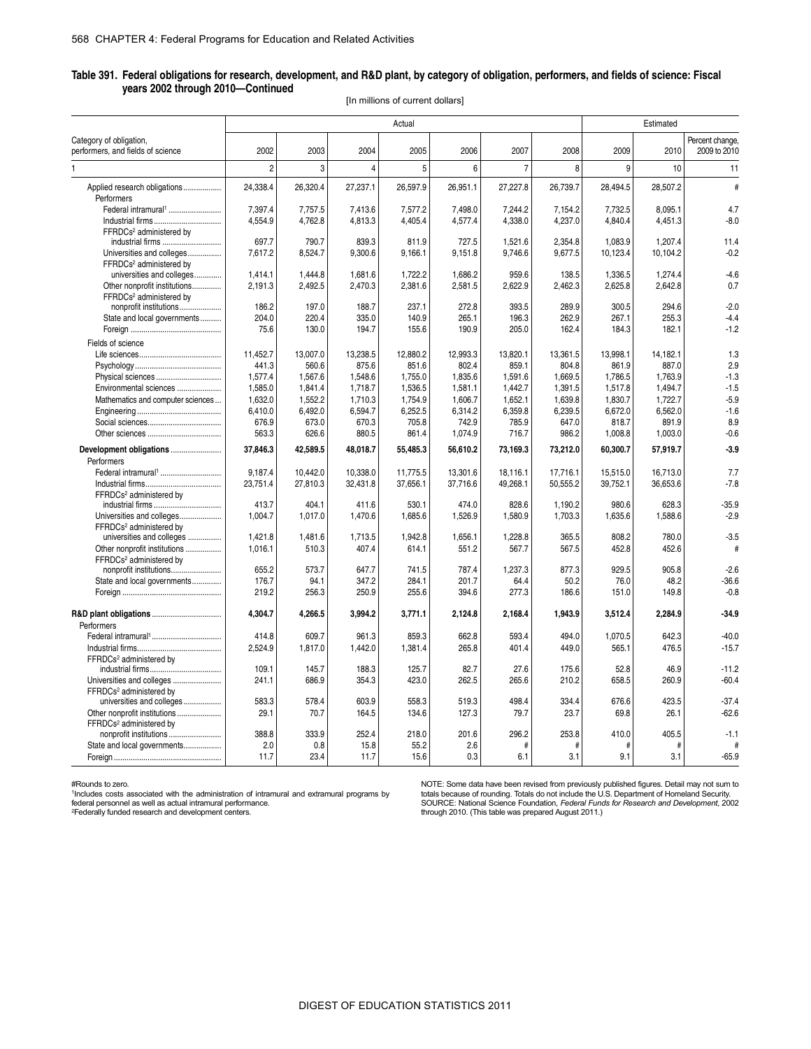**Table 391. Federal obligations for research, development, and R&D plant, by category of obligation, performers, and fields of science: Fiscal years 2002 through 2010—Continued**

[In millions of current dollars]

| Category of obligation, performers, and fields of science | Actual | | | | | | | Estimated | | |
|---|---|---|---|---|---|---|---|---|---|---|
| | 2002 | 2003 | 2004 | 2005 | 2006 | 2007 | 2008 | 2009 | 2010 | Percent change, 2009 to 2010 |
| 1 | 2 | 3 | 4 | 5 | 6 | 7 | 8 | 9 | 10 | 11 |
| Applied research obligations | 24,338.4 | 26,320.4 | 27,237.1 | 26,597.9 | 26,951.1 | 27,227.8 | 26,739.7 | 28,494.5 | 28,507.2 | # |
| Performers | | | | | | | | | | |
| Federal intramural[1] | 7,397.4 | 7,757.5 | 7,413.6 | 7,577.2 | 7,498.0 | 7,244.2 | 7,154.2 | 7,732.5 | 8,095.1 | 4.7 |
| Industrial firms | 4,554.9 | 4,762.8 | 4,813.3 | 4,405.4 | 4,577.4 | 4,338.0 | 4,237.0 | 4,840.4 | 4,451.3 | -8.0 |
| FFRDCs[2] administered by industrial firms | 697.7 | 790.7 | 839.3 | 811.9 | 727.5 | 1,521.6 | 2,354.8 | 1,083.9 | 1,207.4 | 11.4 |
| Universities and colleges | 7,617.2 | 8,524.7 | 9,300.6 | 9,166.1 | 9,151.8 | 9,746.6 | 9,677.5 | 10,123.4 | 10,104.2 | -0.2 |
| FFRDCs[2] administered by universities and colleges | 1,414.1 | 1,444.8 | 1,681.6 | 1,722.2 | 1,686.2 | 959.6 | 138.5 | 1,336.5 | 1,274.4 | -4.6 |
| Other nonprofit institutions | 2,191.3 | 2,492.5 | 2,470.3 | 2,381.6 | 2,581.5 | 2,622.9 | 2,462.3 | 2,625.8 | 2,642.8 | 0.7 |
| FFRDCs[2] administered by nonprofit institutions | 186.2 | 197.0 | 188.7 | 237.1 | 272.8 | 393.5 | 289.9 | 300.5 | 294.6 | -2.0 |
| State and local governments | 204.0 | 220.4 | 335.0 | 140.9 | 265.1 | 196.3 | 262.9 | 267.1 | 255.3 | -4.4 |
| Foreign | 75.6 | 130.0 | 194.7 | 155.6 | 190.9 | 205.0 | 162.4 | 184.3 | 182.1 | -1.2 |
| Fields of science | | | | | | | | | | |
| Life sciences | 11,452.7 | 13,007.0 | 13,238.5 | 12,880.2 | 12,993.3 | 13,820.1 | 13,361.5 | 13,998.1 | 14,182.1 | 1.3 |
| Psychology | 441.3 | 560.6 | 875.6 | 851.6 | 802.4 | 859.1 | 804.8 | 861.9 | 887.0 | 2.9 |
| Physical sciences | 1,577.4 | 1,567.6 | 1,548.6 | 1,755.0 | 1,835.6 | 1,591.6 | 1,669.5 | 1,786.5 | 1,763.9 | -1.3 |
| Environmental sciences | 1,585.0 | 1,841.4 | 1,718.7 | 1,536.5 | 1,581.1 | 1,442.7 | 1,391.5 | 1,517.8 | 1,494.7 | -1.5 |
| Mathematics and computer sciences | 1,632.0 | 1,552.2 | 1,710.3 | 1,754.9 | 1,606.7 | 1,652.1 | 1,639.8 | 1,830.7 | 1,722.7 | -5.9 |
| Engineering | 6,410.0 | 6,492.0 | 6,594.7 | 6,252.5 | 6,314.2 | 6,359.8 | 6,239.5 | 6,672.0 | 6,562.0 | -1.6 |
| Social sciences | 676.9 | 673.0 | 670.3 | 705.8 | 742.9 | 785.9 | 647.0 | 818.7 | 891.9 | 8.9 |
| Other sciences | 563.3 | 626.6 | 880.5 | 861.4 | 1,074.9 | 716.7 | 986.2 | 1,008.8 | 1,003.0 | -0.6 |
| **Development obligations** | **37,846.3** | **42,589.5** | **48,018.7** | **55,485.3** | **56,610.2** | **73,169.3** | **73,212.0** | **60,300.7** | **57,919.7** | **-3.9** |
| Performers | | | | | | | | | | |
| Federal intramural[1] | 9,187.4 | 10,442.0 | 10,338.0 | 11,775.5 | 13,301.6 | 18,116.1 | 17,716.1 | 15,515.0 | 16,713.0 | 7.7 |
| Industrial firms | 23,751.4 | 27,810.3 | 32,431.8 | 37,656.1 | 37,716.6 | 49,268.1 | 50,555.2 | 39,752.1 | 36,653.6 | -7.8 |
| FFRDCs[2] administered by industrial firms | 413.7 | 404.1 | 411.6 | 530.1 | 474.0 | 828.6 | 1,190.2 | 980.6 | 628.3 | -35.9 |
| Universities and colleges | 1,004.7 | 1,017.0 | 1,470.6 | 1,685.6 | 1,526.9 | 1,580.9 | 1,703.3 | 1,635.6 | 1,588.6 | -2.9 |
| FFRDCs[2] administered by universities and colleges | 1,421.8 | 1,481.6 | 1,713.5 | 1,942.8 | 1,656.1 | 1,228.8 | 365.5 | 808.2 | 780.0 | -3.5 |
| Other nonprofit institutions | 1,016.1 | 510.3 | 407.4 | 614.1 | 551.2 | 567.7 | 567.5 | 452.8 | 452.6 | # |
| FFRDCs[2] administered by nonprofit institutions | 655.2 | 573.7 | 647.7 | 741.5 | 787.4 | 1,237.3 | 877.3 | 929.5 | 905.8 | -2.6 |
| State and local governments | 176.7 | 94.1 | 347.2 | 284.1 | 201.7 | 64.4 | 50.2 | 76.0 | 48.2 | -36.6 |
| Foreign | 219.2 | 256.3 | 250.9 | 255.6 | 394.6 | 277.3 | 186.6 | 151.0 | 149.8 | -0.8 |
| **R&D plant obligations** | **4,304.7** | **4,266.5** | **3,994.2** | **3,771.1** | **2,124.8** | **2,168.4** | **1,943.9** | **3,512.4** | **2,284.9** | **-34.9** |
| Performers | | | | | | | | | | |
| Federal intramural[1] | 414.8 | 609.7 | 961.3 | 859.3 | 662.8 | 593.4 | 494.0 | 1,070.5 | 642.3 | -40.0 |
| Industrial firms | 2,524.9 | 1,817.0 | 1,442.0 | 1,381.4 | 265.8 | 401.4 | 449.0 | 565.1 | 476.5 | -15.7 |
| FFRDCs[2] administered by industrial firms | 109.1 | 145.7 | 188.3 | 125.7 | 82.7 | 27.6 | 175.6 | 52.8 | 46.9 | -11.2 |
| Universities and colleges | 241.1 | 686.9 | 354.3 | 423.0 | 262.5 | 265.6 | 210.2 | 658.5 | 260.9 | -60.4 |
| FFRDCs[2] administered by universities and colleges | 583.3 | 578.4 | 603.9 | 558.3 | 519.3 | 498.4 | 334.4 | 676.6 | 423.5 | -37.4 |
| Other nonprofit institutions | 29.1 | 70.7 | 164.5 | 134.6 | 127.3 | 79.7 | 23.7 | 69.8 | 26.1 | -62.6 |
| FFRDCs[2] administered by nonprofit institutions | 388.8 | 333.9 | 252.4 | 218.0 | 201.6 | 296.2 | 253.8 | 410.0 | 405.5 | -1.1 |
| State and local governments | 2.0 | 0.8 | 15.8 | 55.2 | 2.6 | # | # | # | # | # |
| Foreign | 11.7 | 23.4 | 11.7 | 15.6 | 0.3 | 6.1 | 3.1 | 9.1 | 3.1 | -65.9 |

#Rounds to zero.
[1]Includes costs associated with the administration of intramural and extramural programs by federal personnel as well as actual intramural performance.
[2]Federally funded research and development centers.

NOTE: Some data have been revised from previously published figures. Detail may not sum to totals because of rounding. Totals do not include the U.S. Department of Homeland Security.
SOURCE: National Science Foundation, *Federal Funds for Research and Development*, 2002 through 2010. (This table was prepared August 2011.)